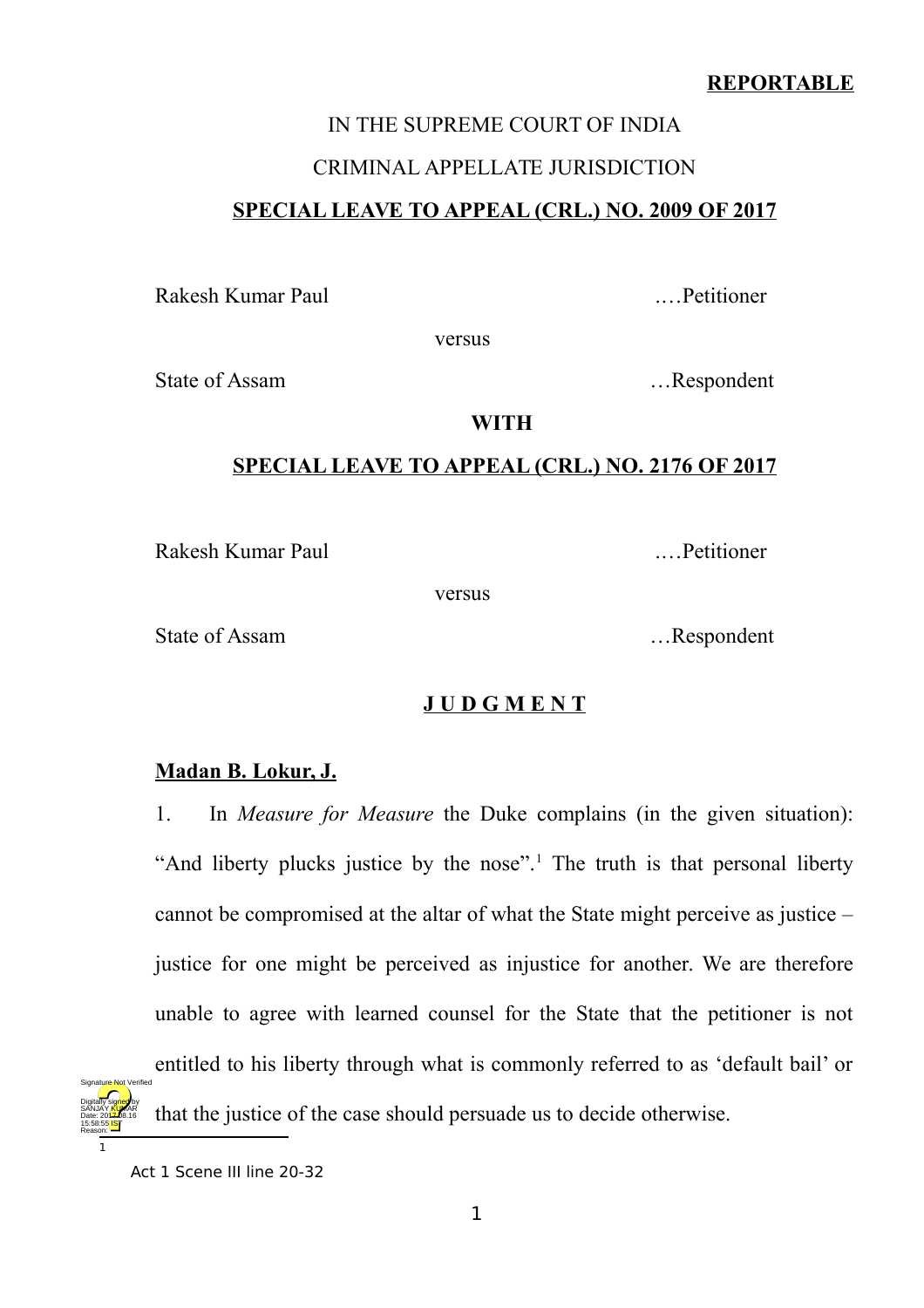**REPORTABLE**

IN THE SUPREME COURT OF INDIA

CRIMINAL APPELLATE JURISDICTION

**SPECIAL LEAVE TO APPEAL (CRL.) NO. 2009 OF 2017**

Rakesh Kumar Paul .…Petitioner

versus

State of Assam …Respondent

**WITH**

**SPECIAL LEAVE TO APPEAL (CRL.) NO. 2176 OF 2017**

Rakesh Kumar Paul .…Petitioner

versus

State of Assam …Respondent

**J U D G M E N T**

**Madan B. Lokur, J.**

1. In *Measure for Measure* the Duke complains (in the given situation): "And liberty plucks justice by the nose".[1] The truth is that personal liberty cannot be compromised at the altar of what the State might perceive as justice – justice for one might be perceived as injustice for another. We are therefore unable to agree with learned counsel for the State that the petitioner is not entitled to his liberty through what is commonly referred to as 'default bail' or that the justice of the case should persuade us to decide otherwise.

---

[1] Act 1 Scene III line 20-32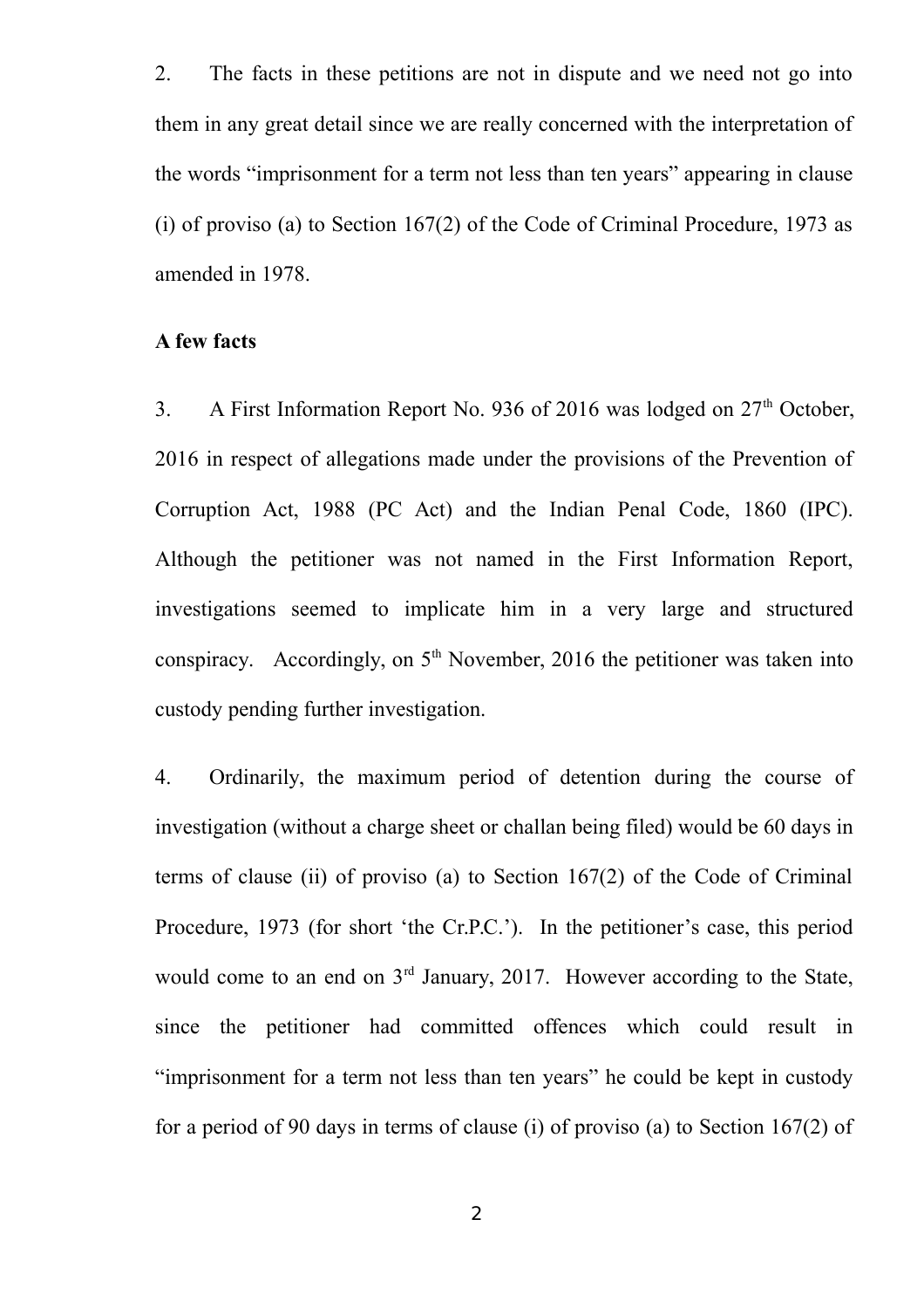2. The facts in these petitions are not in dispute and we need not go into them in any great detail since we are really concerned with the interpretation of the words "imprisonment for a term not less than ten years" appearing in clause (i) of proviso (a) to Section 167(2) of the Code of Criminal Procedure, 1973 as amended in 1978.

**A few facts**

3. A First Information Report No. 936 of 2016 was lodged on 27th October, 2016 in respect of allegations made under the provisions of the Prevention of Corruption Act, 1988 (PC Act) and the Indian Penal Code, 1860 (IPC). Although the petitioner was not named in the First Information Report, investigations seemed to implicate him in a very large and structured conspiracy. Accordingly, on 5th November, 2016 the petitioner was taken into custody pending further investigation.

4. Ordinarily, the maximum period of detention during the course of investigation (without a charge sheet or challan being filed) would be 60 days in terms of clause (ii) of proviso (a) to Section 167(2) of the Code of Criminal Procedure, 1973 (for short 'the Cr.P.C.'). In the petitioner's case, this period would come to an end on 3rd January, 2017. However according to the State, since the petitioner had committed offences which could result in "imprisonment for a term not less than ten years" he could be kept in custody for a period of 90 days in terms of clause (i) of proviso (a) to Section 167(2) of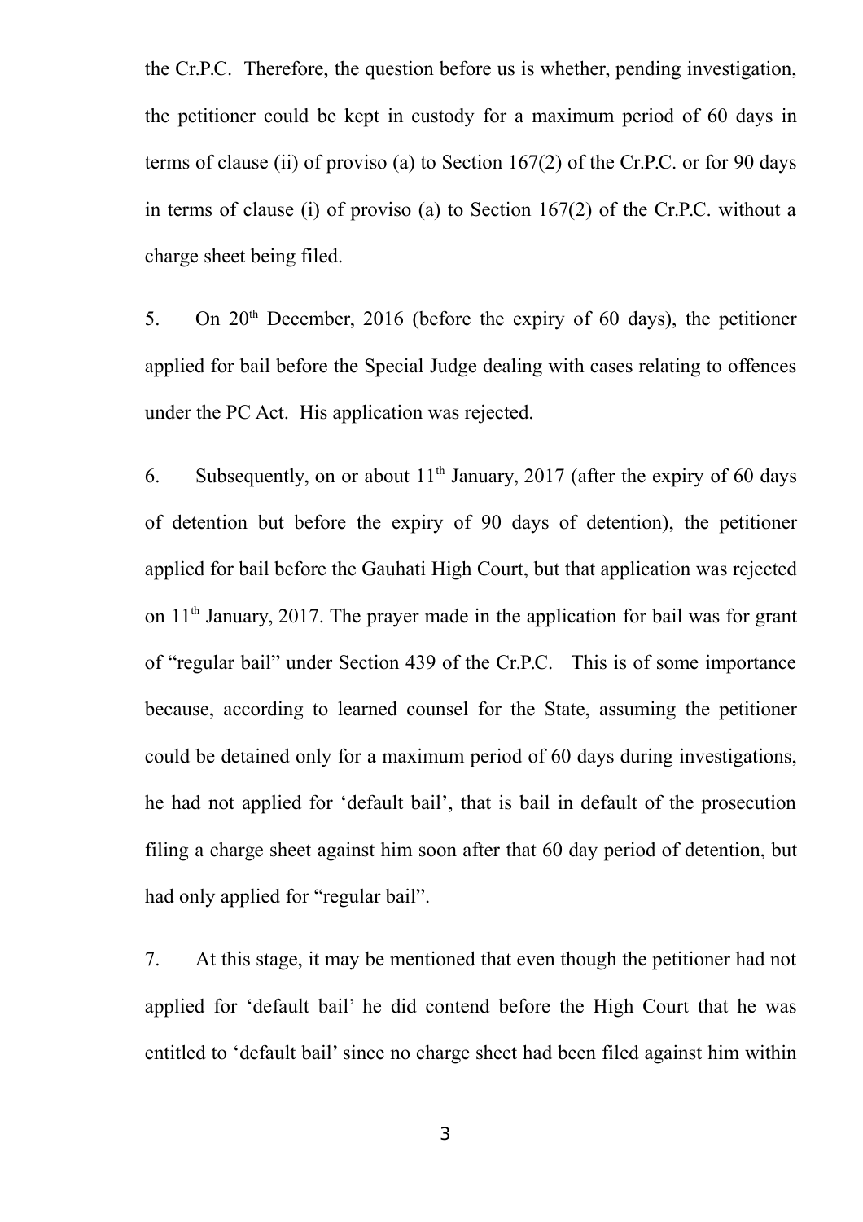the Cr.P.C. Therefore, the question before us is whether, pending investigation, the petitioner could be kept in custody for a maximum period of 60 days in terms of clause (ii) of proviso (a) to Section 167(2) of the Cr.P.C. or for 90 days in terms of clause (i) of proviso (a) to Section 167(2) of the Cr.P.C. without a charge sheet being filed.

5. On 20th December, 2016 (before the expiry of 60 days), the petitioner applied for bail before the Special Judge dealing with cases relating to offences under the PC Act. His application was rejected.

6. Subsequently, on or about 11th January, 2017 (after the expiry of 60 days of detention but before the expiry of 90 days of detention), the petitioner applied for bail before the Gauhati High Court, but that application was rejected on 11th January, 2017. The prayer made in the application for bail was for grant of "regular bail" under Section 439 of the Cr.P.C. This is of some importance because, according to learned counsel for the State, assuming the petitioner could be detained only for a maximum period of 60 days during investigations, he had not applied for 'default bail', that is bail in default of the prosecution filing a charge sheet against him soon after that 60 day period of detention, but had only applied for "regular bail".

7. At this stage, it may be mentioned that even though the petitioner had not applied for 'default bail' he did contend before the High Court that he was entitled to 'default bail' since no charge sheet had been filed against him within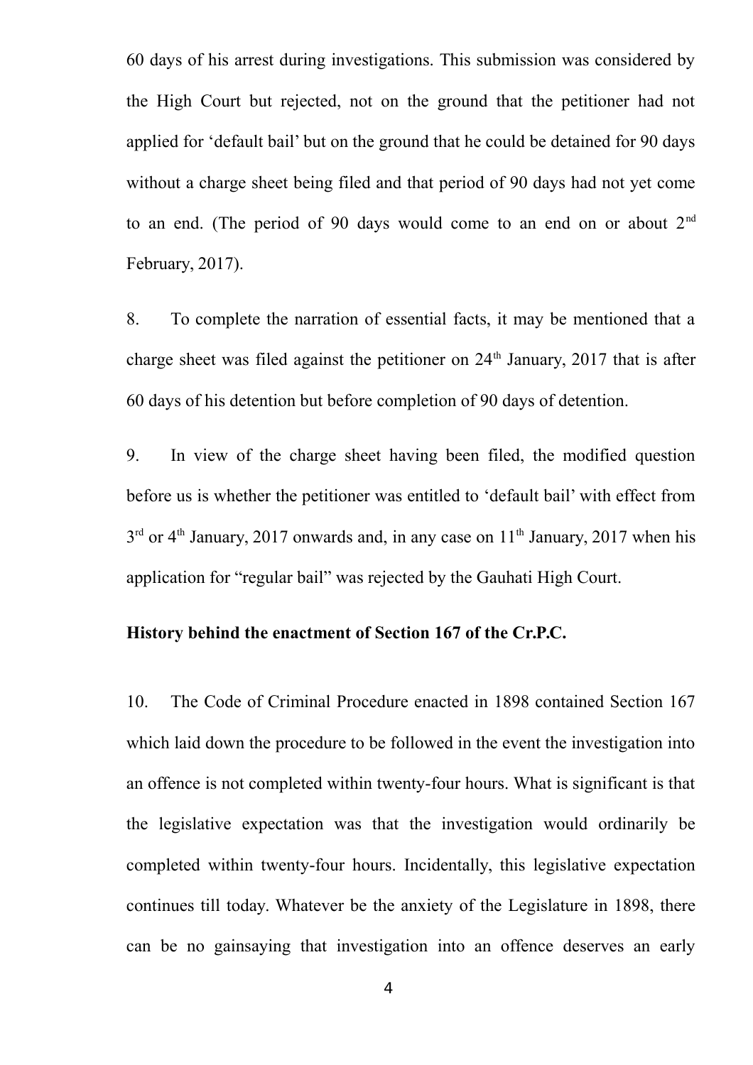60 days of his arrest during investigations. This submission was considered by the High Court but rejected, not on the ground that the petitioner had not applied for 'default bail' but on the ground that he could be detained for 90 days without a charge sheet being filed and that period of 90 days had not yet come to an end. (The period of 90 days would come to an end on or about 2nd February, 2017).

8. To complete the narration of essential facts, it may be mentioned that a charge sheet was filed against the petitioner on 24th January, 2017 that is after 60 days of his detention but before completion of 90 days of detention.

9. In view of the charge sheet having been filed, the modified question before us is whether the petitioner was entitled to 'default bail' with effect from 3rd or 4th January, 2017 onwards and, in any case on 11th January, 2017 when his application for "regular bail" was rejected by the Gauhati High Court.

**History behind the enactment of Section 167 of the Cr.P.C.**

10. The Code of Criminal Procedure enacted in 1898 contained Section 167 which laid down the procedure to be followed in the event the investigation into an offence is not completed within twenty-four hours. What is significant is that the legislative expectation was that the investigation would ordinarily be completed within twenty-four hours. Incidentally, this legislative expectation continues till today. Whatever be the anxiety of the Legislature in 1898, there can be no gainsaying that investigation into an offence deserves an early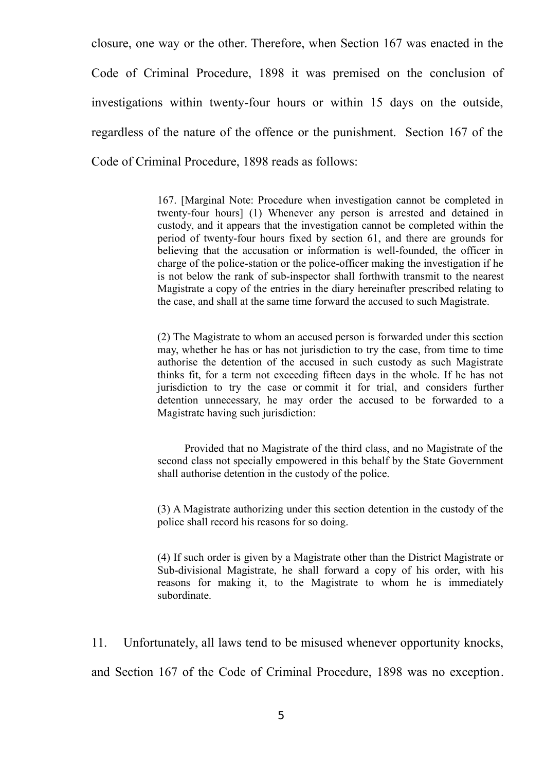closure, one way or the other. Therefore, when Section 167 was enacted in the Code of Criminal Procedure, 1898 it was premised on the conclusion of investigations within twenty-four hours or within 15 days on the outside, regardless of the nature of the offence or the punishment. Section 167 of the Code of Criminal Procedure, 1898 reads as follows:

> 167. [Marginal Note: Procedure when investigation cannot be completed in twenty-four hours] (1) Whenever any person is arrested and detained in custody, and it appears that the investigation cannot be completed within the period of twenty-four hours fixed by section 61, and there are grounds for believing that the accusation or information is well-founded, the officer in charge of the police-station or the police-officer making the investigation if he is not below the rank of sub-inspector shall forthwith transmit to the nearest Magistrate a copy of the entries in the diary hereinafter prescribed relating to the case, and shall at the same time forward the accused to such Magistrate.
>
> (2) The Magistrate to whom an accused person is forwarded under this section may, whether he has or has not jurisdiction to try the case, from time to time authorise the detention of the accused in such custody as such Magistrate thinks fit, for a term not exceeding fifteen days in the whole. If he has not jurisdiction to try the case or commit it for trial, and considers further detention unnecessary, he may order the accused to be forwarded to a Magistrate having such jurisdiction:
>
> Provided that no Magistrate of the third class, and no Magistrate of the second class not specially empowered in this behalf by the State Government shall authorise detention in the custody of the police.
>
> (3) A Magistrate authorizing under this section detention in the custody of the police shall record his reasons for so doing.
>
> (4) If such order is given by a Magistrate other than the District Magistrate or Sub-divisional Magistrate, he shall forward a copy of his order, with his reasons for making it, to the Magistrate to whom he is immediately subordinate.

11. Unfortunately, all laws tend to be misused whenever opportunity knocks, and Section 167 of the Code of Criminal Procedure, 1898 was no exception.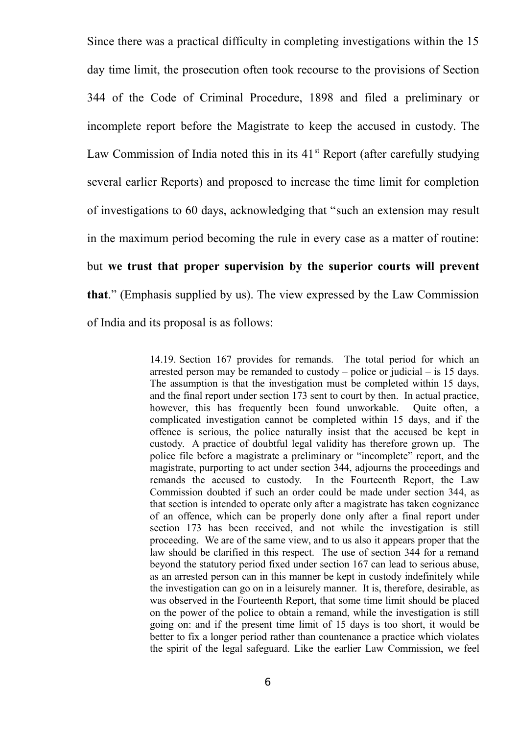Since there was a practical difficulty in completing investigations within the 15 day time limit, the prosecution often took recourse to the provisions of Section 344 of the Code of Criminal Procedure, 1898 and filed a preliminary or incomplete report before the Magistrate to keep the accused in custody. The Law Commission of India noted this in its 41st Report (after carefully studying several earlier Reports) and proposed to increase the time limit for completion of investigations to 60 days, acknowledging that "such an extension may result in the maximum period becoming the rule in every case as a matter of routine: but **we trust that proper supervision by the superior courts will prevent that**." (Emphasis supplied by us). The view expressed by the Law Commission of India and its proposal is as follows:

> 14.19. Section 167 provides for remands. The total period for which an arrested person may be remanded to custody – police or judicial – is 15 days. The assumption is that the investigation must be completed within 15 days, and the final report under section 173 sent to court by then. In actual practice, however, this has frequently been found unworkable. Quite often, a complicated investigation cannot be completed within 15 days, and if the offence is serious, the police naturally insist that the accused be kept in custody. A practice of doubtful legal validity has therefore grown up. The police file before a magistrate a preliminary or "incomplete" report, and the magistrate, purporting to act under section 344, adjourns the proceedings and remands the accused to custody. In the Fourteenth Report, the Law Commission doubted if such an order could be made under section 344, as that section is intended to operate only after a magistrate has taken cognizance of an offence, which can be properly done only after a final report under section 173 has been received, and not while the investigation is still proceeding. We are of the same view, and to us also it appears proper that the law should be clarified in this respect. The use of section 344 for a remand beyond the statutory period fixed under section 167 can lead to serious abuse, as an arrested person can in this manner be kept in custody indefinitely while the investigation can go on in a leisurely manner. It is, therefore, desirable, as was observed in the Fourteenth Report, that some time limit should be placed on the power of the police to obtain a remand, while the investigation is still going on: and if the present time limit of 15 days is too short, it would be better to fix a longer period rather than countenance a practice which violates the spirit of the legal safeguard. Like the earlier Law Commission, we feel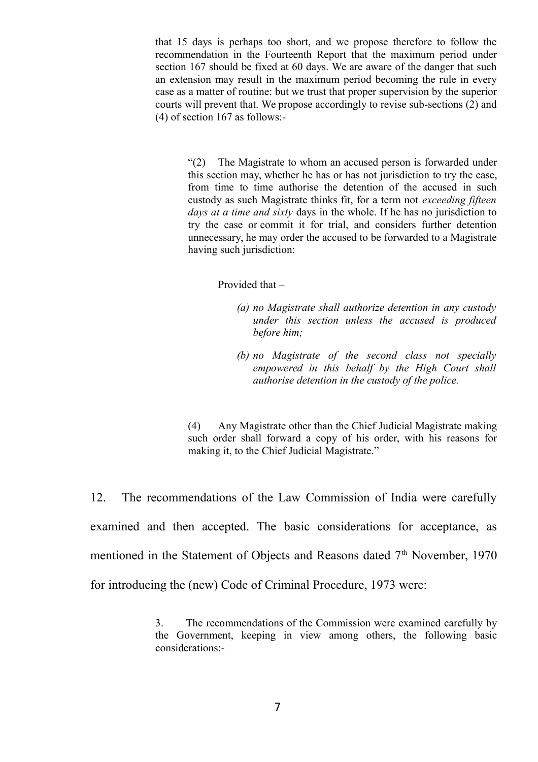> that 15 days is perhaps too short, and we propose therefore to follow the recommendation in the Fourteenth Report that the maximum period under section 167 should be fixed at 60 days. We are aware of the danger that such an extension may result in the maximum period becoming the rule in every case as a matter of routine: but we trust that proper supervision by the superior courts will prevent that. We propose accordingly to revise sub-sections (2) and (4) of section 167 as follows:-
>
> > "(2) The Magistrate to whom an accused person is forwarded under this section may, whether he has or has not jurisdiction to try the case, from time to time authorise the detention of the accused in such custody as such Magistrate thinks fit, for a term not *exceeding fifteen days at a time and sixty* days in the whole. If he has no jurisdiction to try the case or commit it for trial, and considers further detention unnecessary, he may order the accused to be forwarded to a Magistrate having such jurisdiction:
> >
> > Provided that –
> >
> > *(a) no Magistrate shall authorize detention in any custody under this section unless the accused is produced before him;*
> >
> > *(b) no Magistrate of the second class not specially empowered in this behalf by the High Court shall authorise detention in the custody of the police.*
> >
> > (4) Any Magistrate other than the Chief Judicial Magistrate making such order shall forward a copy of his order, with his reasons for making it, to the Chief Judicial Magistrate."

12. The recommendations of the Law Commission of India were carefully examined and then accepted. The basic considerations for acceptance, as mentioned in the Statement of Objects and Reasons dated 7th November, 1970 for introducing the (new) Code of Criminal Procedure, 1973 were:

> 3. The recommendations of the Commission were examined carefully by the Government, keeping in view among others, the following basic considerations:-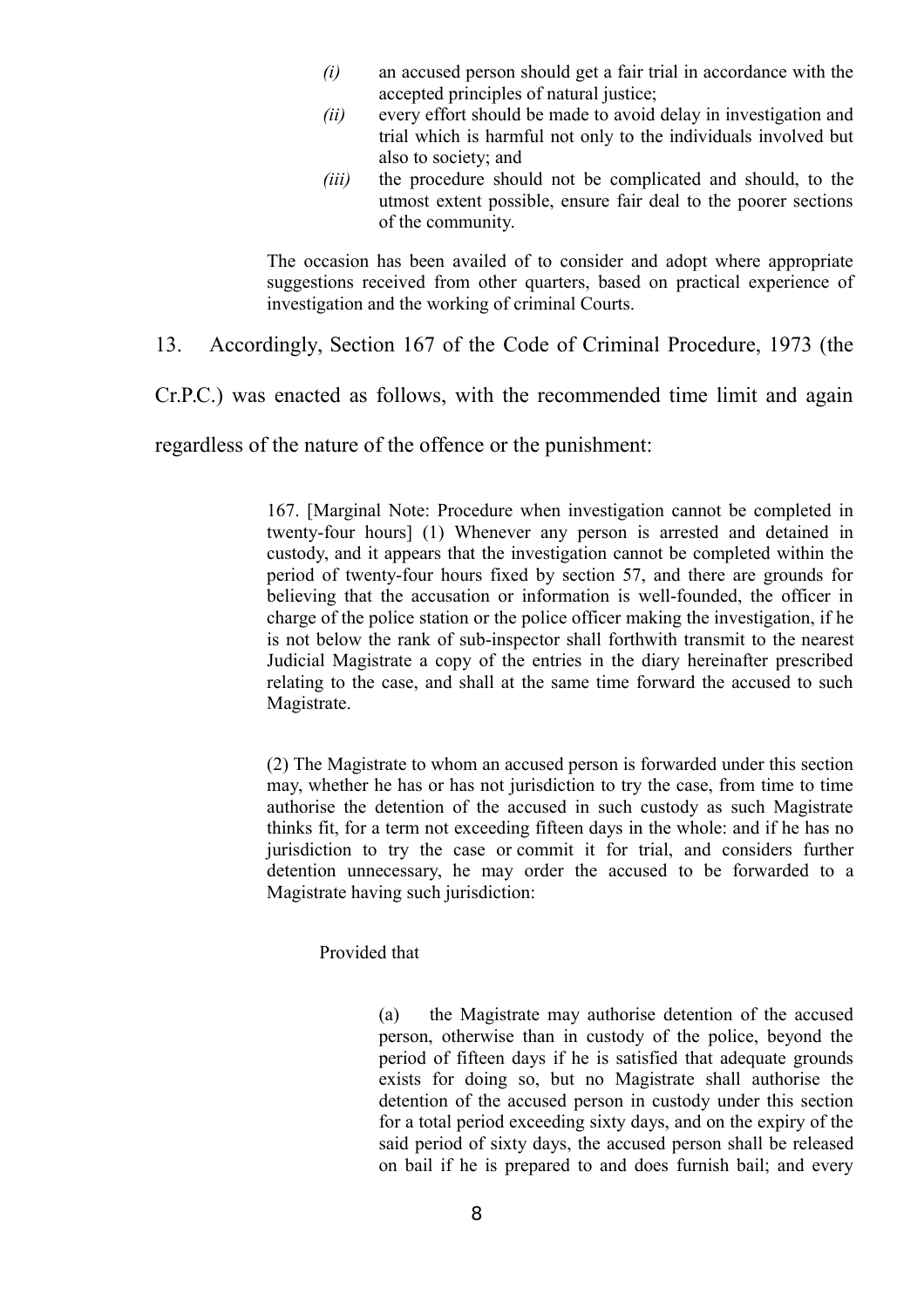> *(i)* an accused person should get a fair trial in accordance with the accepted principles of natural justice;
>
> *(ii)* every effort should be made to avoid delay in investigation and trial which is harmful not only to the individuals involved but also to society; and
>
> *(iii)* the procedure should not be complicated and should, to the utmost extent possible, ensure fair deal to the poorer sections of the community.
>
> The occasion has been availed of to consider and adopt where appropriate suggestions received from other quarters, based on practical experience of investigation and the working of criminal Courts.

13. Accordingly, Section 167 of the Code of Criminal Procedure, 1973 (the Cr.P.C.) was enacted as follows, with the recommended time limit and again regardless of the nature of the offence or the punishment:

> 167. [Marginal Note: Procedure when investigation cannot be completed in twenty-four hours] (1) Whenever any person is arrested and detained in custody, and it appears that the investigation cannot be completed within the period of twenty-four hours fixed by section 57, and there are grounds for believing that the accusation or information is well-founded, the officer in charge of the police station or the police officer making the investigation, if he is not below the rank of sub-inspector shall forthwith transmit to the nearest Judicial Magistrate a copy of the entries in the diary hereinafter prescribed relating to the case, and shall at the same time forward the accused to such Magistrate.
>
> (2) The Magistrate to whom an accused person is forwarded under this section may, whether he has or has not jurisdiction to try the case, from time to time authorise the detention of the accused in such custody as such Magistrate thinks fit, for a term not exceeding fifteen days in the whole: and if he has no jurisdiction to try the case or commit it for trial, and considers further detention unnecessary, he may order the accused to be forwarded to a Magistrate having such jurisdiction:
>
> Provided that
>
> > (a) the Magistrate may authorise detention of the accused person, otherwise than in custody of the police, beyond the period of fifteen days if he is satisfied that adequate grounds exists for doing so, but no Magistrate shall authorise the detention of the accused person in custody under this section for a total period exceeding sixty days, and on the expiry of the said period of sixty days, the accused person shall be released on bail if he is prepared to and does furnish bail; and every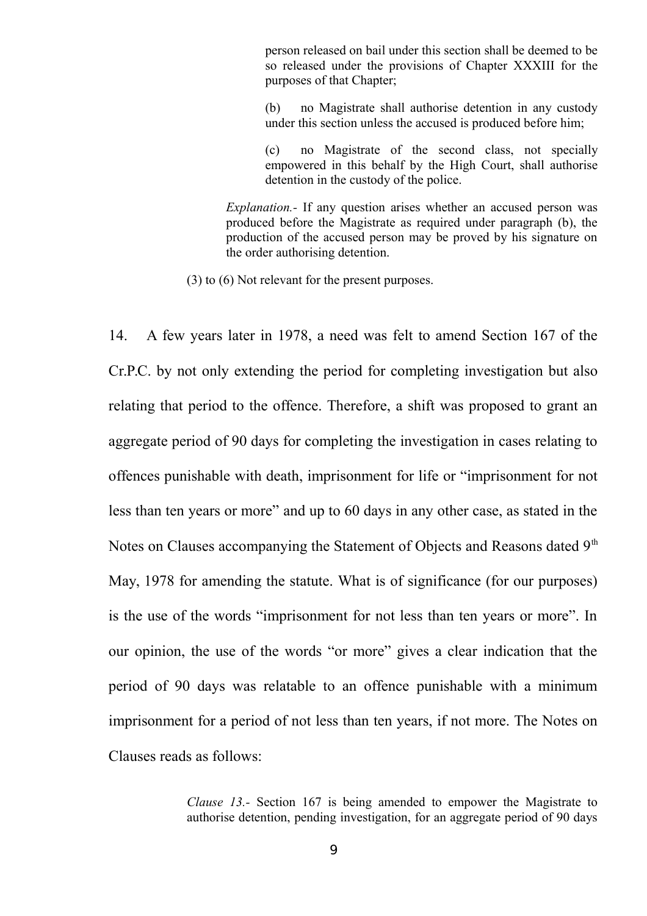> person released on bail under this section shall be deemed to be so released under the provisions of Chapter XXXIII for the purposes of that Chapter;
>
> (b) no Magistrate shall authorise detention in any custody under this section unless the accused is produced before him;
>
> (c) no Magistrate of the second class, not specially empowered in this behalf by the High Court, shall authorise detention in the custody of the police.
>
> *Explanation.*- If any question arises whether an accused person was produced before the Magistrate as required under paragraph (b), the production of the accused person may be proved by his signature on the order authorising detention.
>
> (3) to (6) Not relevant for the present purposes.

14. A few years later in 1978, a need was felt to amend Section 167 of the Cr.P.C. by not only extending the period for completing investigation but also relating that period to the offence. Therefore, a shift was proposed to grant an aggregate period of 90 days for completing the investigation in cases relating to offences punishable with death, imprisonment for life or "imprisonment for not less than ten years or more" and up to 60 days in any other case, as stated in the Notes on Clauses accompanying the Statement of Objects and Reasons dated 9th May, 1978 for amending the statute. What is of significance (for our purposes) is the use of the words "imprisonment for not less than ten years or more". In our opinion, the use of the words "or more" gives a clear indication that the period of 90 days was relatable to an offence punishable with a minimum imprisonment for a period of not less than ten years, if not more. The Notes on Clauses reads as follows:

> *Clause 13.*- Section 167 is being amended to empower the Magistrate to authorise detention, pending investigation, for an aggregate period of 90 days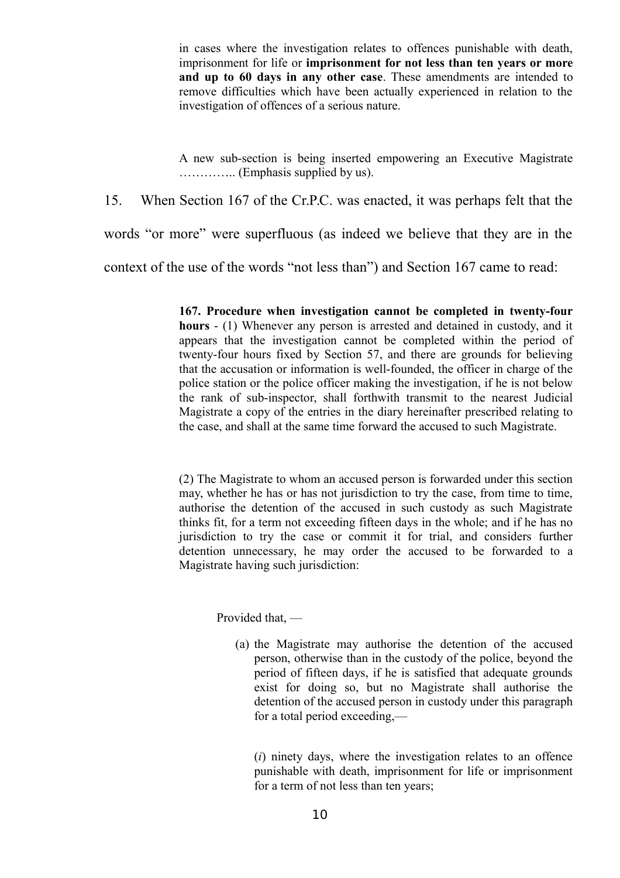> in cases where the investigation relates to offences punishable with death, imprisonment for life or **imprisonment for not less than ten years or more and up to 60 days in any other case**. These amendments are intended to remove difficulties which have been actually experienced in relation to the investigation of offences of a serious nature.
>
> A new sub-section is being inserted empowering an Executive Magistrate ………….. (Emphasis supplied by us).

15. When Section 167 of the Cr.P.C. was enacted, it was perhaps felt that the words "or more" were superfluous (as indeed we believe that they are in the context of the use of the words "not less than") and Section 167 came to read:

> **167. Procedure when investigation cannot be completed in twenty-four hours** - (1) Whenever any person is arrested and detained in custody, and it appears that the investigation cannot be completed within the period of twenty-four hours fixed by Section 57, and there are grounds for believing that the accusation or information is well-founded, the officer in charge of the police station or the police officer making the investigation, if he is not below the rank of sub-inspector, shall forthwith transmit to the nearest Judicial Magistrate a copy of the entries in the diary hereinafter prescribed relating to the case, and shall at the same time forward the accused to such Magistrate.
>
> (2) The Magistrate to whom an accused person is forwarded under this section may, whether he has or has not jurisdiction to try the case, from time to time, authorise the detention of the accused in such custody as such Magistrate thinks fit, for a term not exceeding fifteen days in the whole; and if he has no jurisdiction to try the case or commit it for trial, and considers further detention unnecessary, he may order the accused to be forwarded to a Magistrate having such jurisdiction:
>
> Provided that, —
>
> (a) the Magistrate may authorise the detention of the accused person, otherwise than in the custody of the police, beyond the period of fifteen days, if he is satisfied that adequate grounds exist for doing so, but no Magistrate shall authorise the detention of the accused person in custody under this paragraph for a total period exceeding,—
>
> (*i*) ninety days, where the investigation relates to an offence punishable with death, imprisonment for life or imprisonment for a term of not less than ten years;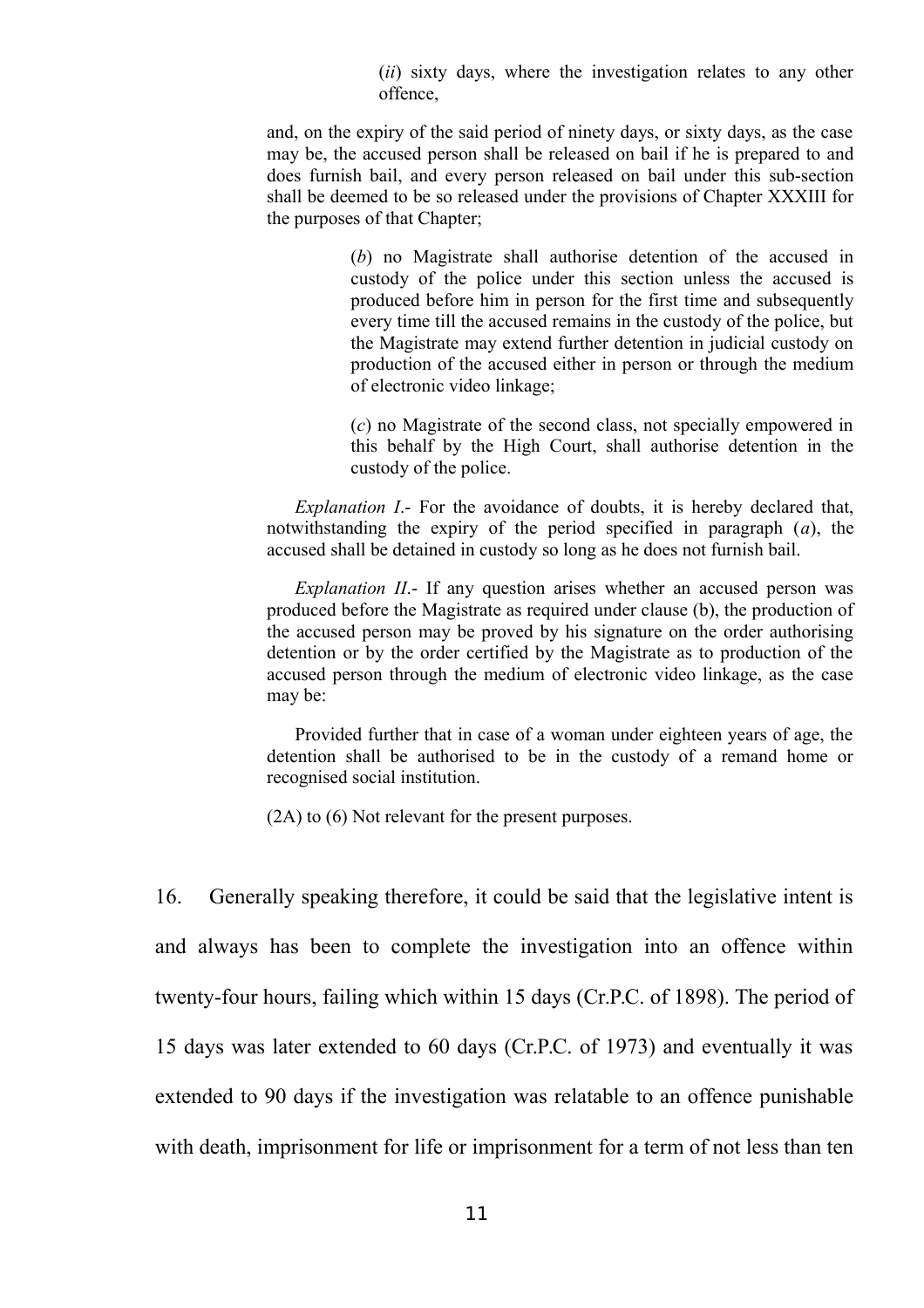(*ii*) sixty days, where the investigation relates to any other offence,

and, on the expiry of the said period of ninety days, or sixty days, as the case may be, the accused person shall be released on bail if he is prepared to and does furnish bail, and every person released on bail under this sub-section shall be deemed to be so released under the provisions of Chapter XXXIII for the purposes of that Chapter;

(*b*) no Magistrate shall authorise detention of the accused in custody of the police under this section unless the accused is produced before him in person for the first time and subsequently every time till the accused remains in the custody of the police, but the Magistrate may extend further detention in judicial custody on production of the accused either in person or through the medium of electronic video linkage;

(*c*) no Magistrate of the second class, not specially empowered in this behalf by the High Court, shall authorise detention in the custody of the police.

*Explanation I*.- For the avoidance of doubts, it is hereby declared that, notwithstanding the expiry of the period specified in paragraph (*a*), the accused shall be detained in custody so long as he does not furnish bail.

*Explanation II*.- If any question arises whether an accused person was produced before the Magistrate as required under clause (b), the production of the accused person may be proved by his signature on the order authorising detention or by the order certified by the Magistrate as to production of the accused person through the medium of electronic video linkage, as the case may be:

Provided further that in case of a woman under eighteen years of age, the detention shall be authorised to be in the custody of a remand home or recognised social institution.

(2A) to (6) Not relevant for the present purposes.

16. Generally speaking therefore, it could be said that the legislative intent is and always has been to complete the investigation into an offence within twenty-four hours, failing which within 15 days (Cr.P.C. of 1898). The period of 15 days was later extended to 60 days (Cr.P.C. of 1973) and eventually it was extended to 90 days if the investigation was relatable to an offence punishable with death, imprisonment for life or imprisonment for a term of not less than ten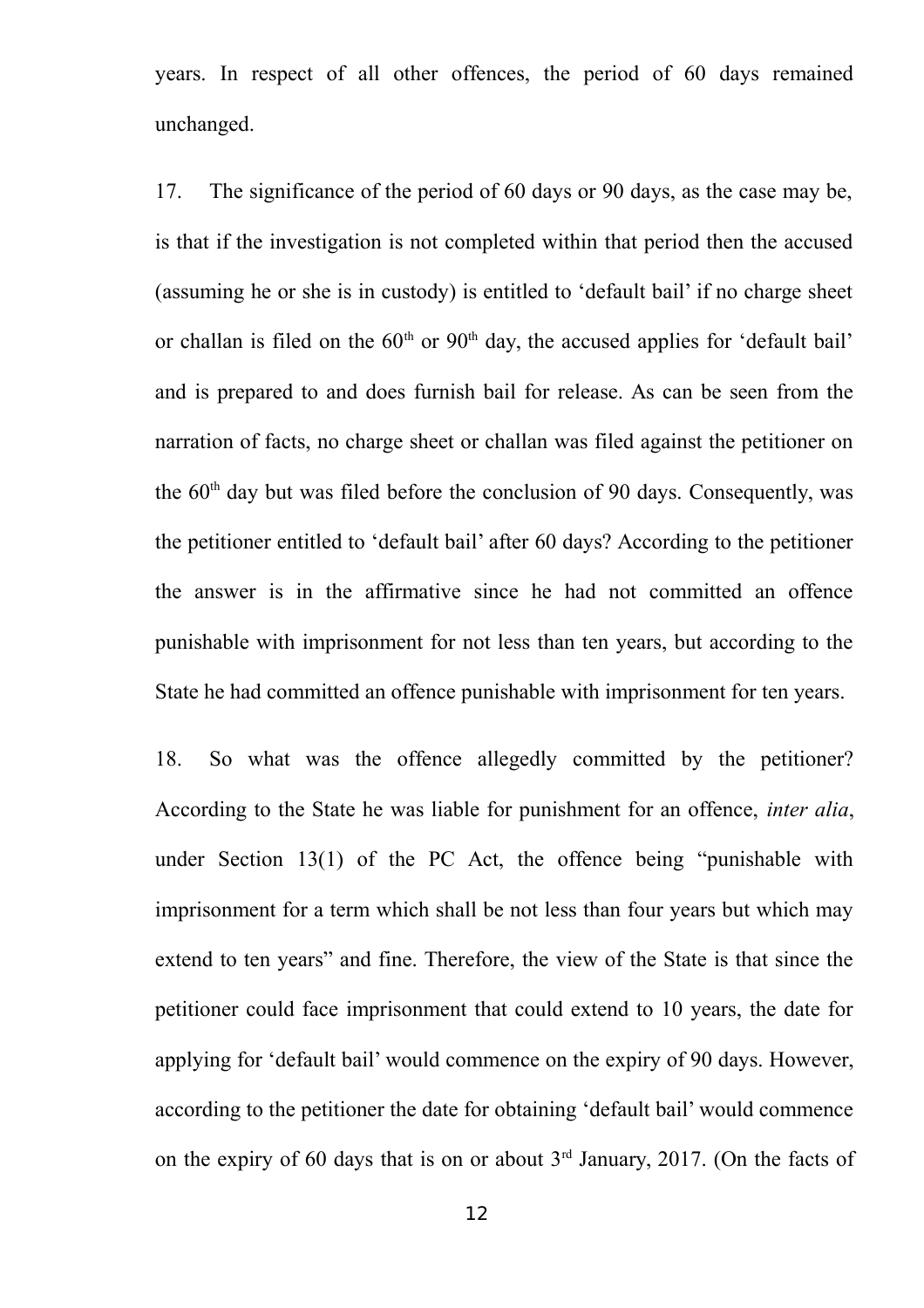years. In respect of all other offences, the period of 60 days remained unchanged.

17. The significance of the period of 60 days or 90 days, as the case may be, is that if the investigation is not completed within that period then the accused (assuming he or she is in custody) is entitled to 'default bail' if no charge sheet or challan is filed on the 60th or 90th day, the accused applies for 'default bail' and is prepared to and does furnish bail for release. As can be seen from the narration of facts, no charge sheet or challan was filed against the petitioner on the 60th day but was filed before the conclusion of 90 days. Consequently, was the petitioner entitled to 'default bail' after 60 days? According to the petitioner the answer is in the affirmative since he had not committed an offence punishable with imprisonment for not less than ten years, but according to the State he had committed an offence punishable with imprisonment for ten years.

18. So what was the offence allegedly committed by the petitioner? According to the State he was liable for punishment for an offence, *inter alia*, under Section 13(1) of the PC Act, the offence being "punishable with imprisonment for a term which shall be not less than four years but which may extend to ten years" and fine. Therefore, the view of the State is that since the petitioner could face imprisonment that could extend to 10 years, the date for applying for 'default bail' would commence on the expiry of 90 days. However, according to the petitioner the date for obtaining 'default bail' would commence on the expiry of 60 days that is on or about 3rd January, 2017. (On the facts of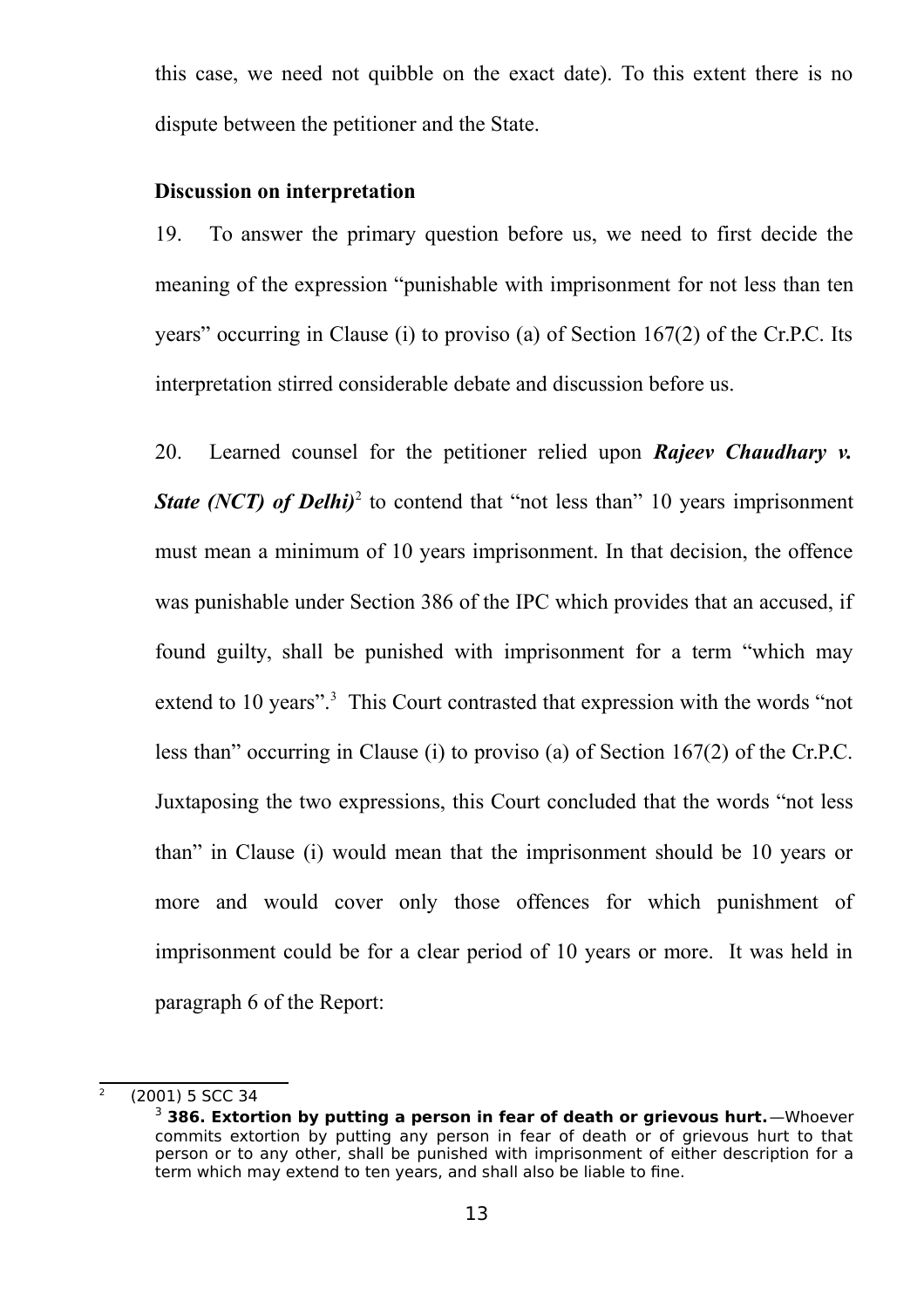this case, we need not quibble on the exact date). To this extent there is no dispute between the petitioner and the State.

**Discussion on interpretation**

19. To answer the primary question before us, we need to first decide the meaning of the expression "punishable with imprisonment for not less than ten years" occurring in Clause (i) to proviso (a) of Section 167(2) of the Cr.P.C. Its interpretation stirred considerable debate and discussion before us.

20. Learned counsel for the petitioner relied upon ***Rajeev Chaudhary v. State (NCT) of Delhi)***[2] to contend that "not less than" 10 years imprisonment must mean a minimum of 10 years imprisonment. In that decision, the offence was punishable under Section 386 of the IPC which provides that an accused, if found guilty, shall be punished with imprisonment for a term "which may extend to 10 years".[3] This Court contrasted that expression with the words "not less than" occurring in Clause (i) to proviso (a) of Section 167(2) of the Cr.P.C. Juxtaposing the two expressions, this Court concluded that the words "not less than" in Clause (i) would mean that the imprisonment should be 10 years or more and would cover only those offences for which punishment of imprisonment could be for a clear period of 10 years or more. It was held in paragraph 6 of the Report:

---

[2] (2001) 5 SCC 34

[3] **386. Extortion by putting a person in fear of death or grievous hurt.**—Whoever commits extortion by putting any person in fear of death or of grievous hurt to that person or to any other, shall be punished with imprisonment of either description for a term which may extend to ten years, and shall also be liable to fine.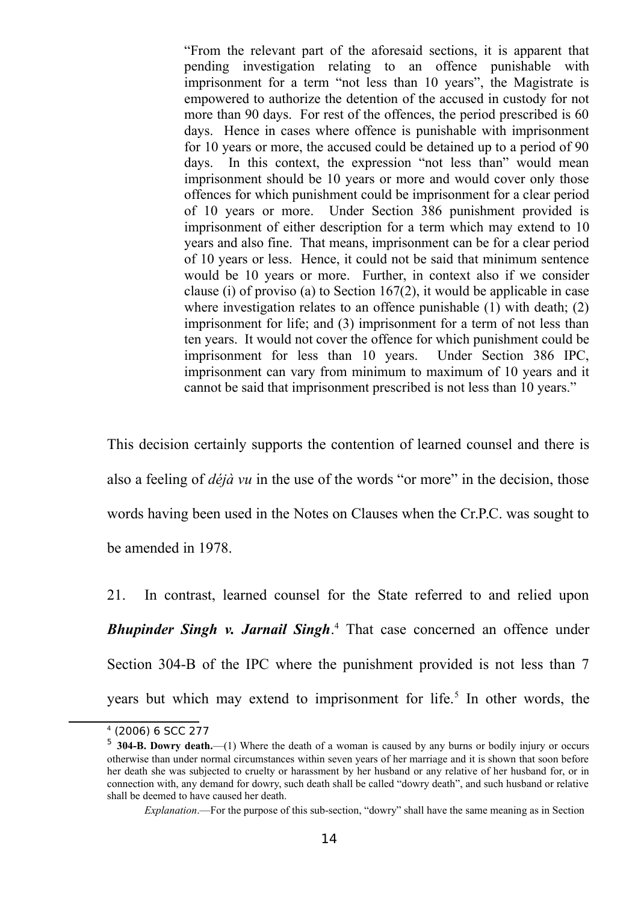> "From the relevant part of the aforesaid sections, it is apparent that pending investigation relating to an offence punishable with imprisonment for a term "not less than 10 years", the Magistrate is empowered to authorize the detention of the accused in custody for not more than 90 days. For rest of the offences, the period prescribed is 60 days. Hence in cases where offence is punishable with imprisonment for 10 years or more, the accused could be detained up to a period of 90 days. In this context, the expression "not less than" would mean imprisonment should be 10 years or more and would cover only those offences for which punishment could be imprisonment for a clear period of 10 years or more. Under Section 386 punishment provided is imprisonment of either description for a term which may extend to 10 years and also fine. That means, imprisonment can be for a clear period of 10 years or less. Hence, it could not be said that minimum sentence would be 10 years or more. Further, in context also if we consider clause (i) of proviso (a) to Section 167(2), it would be applicable in case where investigation relates to an offence punishable (1) with death; (2) imprisonment for life; and (3) imprisonment for a term of not less than ten years. It would not cover the offence for which punishment could be imprisonment for less than 10 years. Under Section 386 IPC, imprisonment can vary from minimum to maximum of 10 years and it cannot be said that imprisonment prescribed is not less than 10 years."

This decision certainly supports the contention of learned counsel and there is also a feeling of *déjà vu* in the use of the words "or more" in the decision, those words having been used in the Notes on Clauses when the Cr.P.C. was sought to be amended in 1978.

21. In contrast, learned counsel for the State referred to and relied upon ***Bhupinder Singh v. Jarnail Singh***.[4] That case concerned an offence under Section 304-B of the IPC where the punishment provided is not less than 7 years but which may extend to imprisonment for life.[5] In other words, the

---

[4] (2006) 6 SCC 277

[5] **304-B. Dowry death.**—(1) Where the death of a woman is caused by any burns or bodily injury or occurs otherwise than under normal circumstances within seven years of her marriage and it is shown that soon before her death she was subjected to cruelty or harassment by her husband or any relative of her husband for, or in connection with, any demand for dowry, such death shall be called "dowry death", and such husband or relative shall be deemed to have caused her death.

*Explanation*.—For the purpose of this sub-section, "dowry" shall have the same meaning as in Section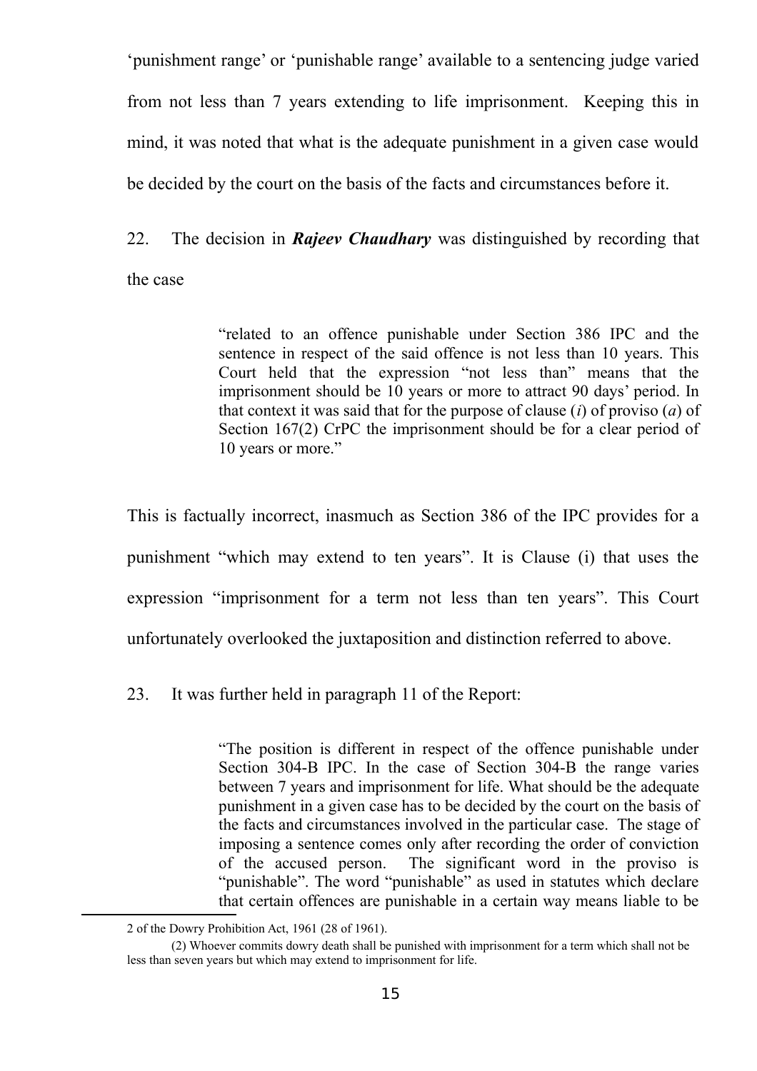'punishment range' or 'punishable range' available to a sentencing judge varied from not less than 7 years extending to life imprisonment. Keeping this in mind, it was noted that what is the adequate punishment in a given case would be decided by the court on the basis of the facts and circumstances before it.

22. The decision in ***Rajeev Chaudhary*** was distinguished by recording that the case

> "related to an offence punishable under Section 386 IPC and the sentence in respect of the said offence is not less than 10 years. This Court held that the expression "not less than" means that the imprisonment should be 10 years or more to attract 90 days' period. In that context it was said that for the purpose of clause (*i*) of proviso (*a*) of Section 167(2) CrPC the imprisonment should be for a clear period of 10 years or more."

This is factually incorrect, inasmuch as Section 386 of the IPC provides for a punishment "which may extend to ten years". It is Clause (i) that uses the expression "imprisonment for a term not less than ten years". This Court unfortunately overlooked the juxtaposition and distinction referred to above.

23. It was further held in paragraph 11 of the Report:

> "The position is different in respect of the offence punishable under Section 304-B IPC. In the case of Section 304-B the range varies between 7 years and imprisonment for life. What should be the adequate punishment in a given case has to be decided by the court on the basis of the facts and circumstances involved in the particular case. The stage of imposing a sentence comes only after recording the order of conviction of the accused person. The significant word in the proviso is "punishable". The word "punishable" as used in statutes which declare that certain offences are punishable in a certain way means liable to be

---

2 of the Dowry Prohibition Act, 1961 (28 of 1961).

(2) Whoever commits dowry death shall be punished with imprisonment for a term which shall not be less than seven years but which may extend to imprisonment for life.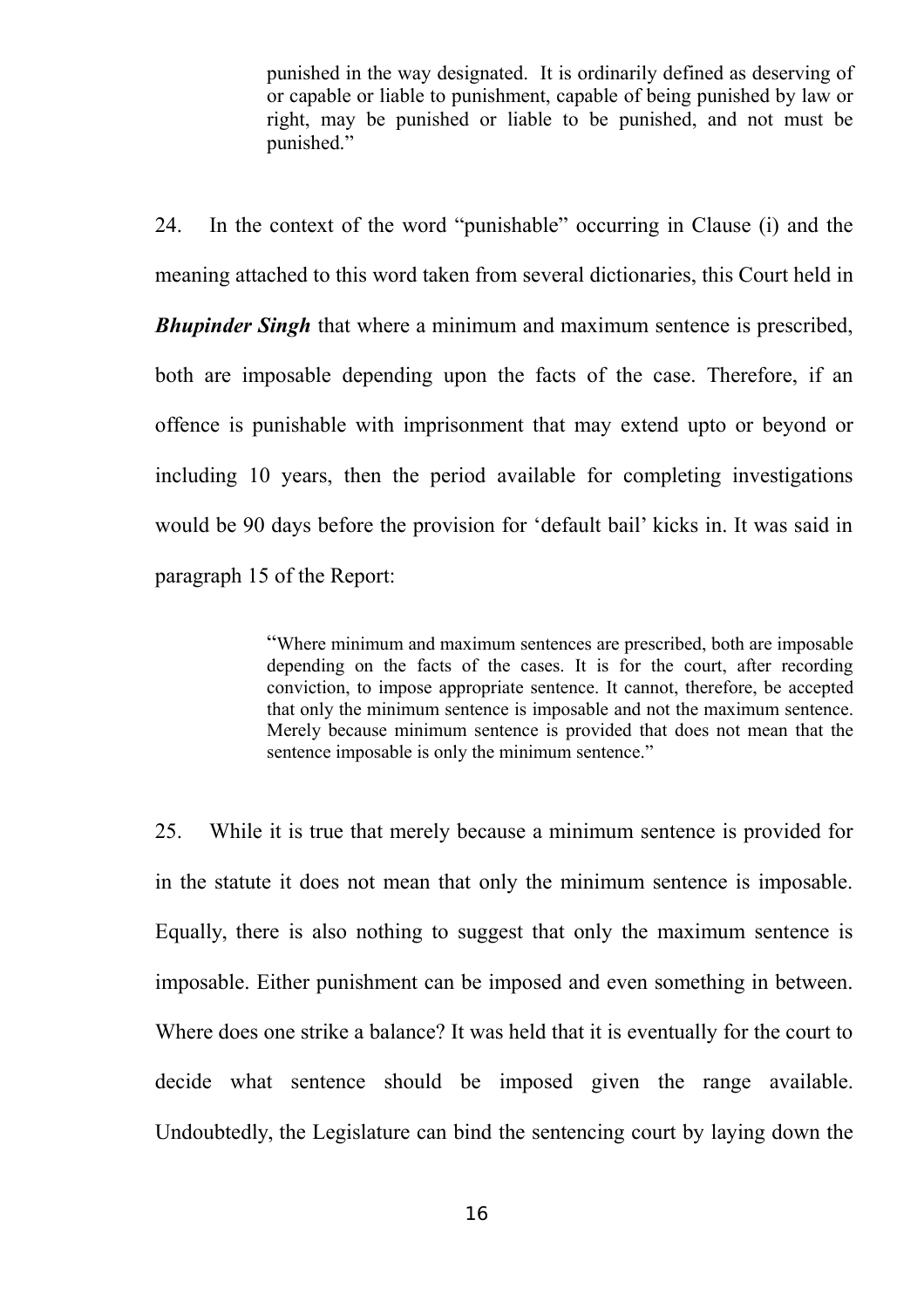> punished in the way designated. It is ordinarily defined as deserving of or capable or liable to punishment, capable of being punished by law or right, may be punished or liable to be punished, and not must be punished."

24. In the context of the word "punishable" occurring in Clause (i) and the meaning attached to this word taken from several dictionaries, this Court held in ***Bhupinder Singh*** that where a minimum and maximum sentence is prescribed, both are imposable depending upon the facts of the case. Therefore, if an offence is punishable with imprisonment that may extend upto or beyond or including 10 years, then the period available for completing investigations would be 90 days before the provision for 'default bail' kicks in. It was said in paragraph 15 of the Report:

> "Where minimum and maximum sentences are prescribed, both are imposable depending on the facts of the cases. It is for the court, after recording conviction, to impose appropriate sentence. It cannot, therefore, be accepted that only the minimum sentence is imposable and not the maximum sentence. Merely because minimum sentence is provided that does not mean that the sentence imposable is only the minimum sentence."

25. While it is true that merely because a minimum sentence is provided for in the statute it does not mean that only the minimum sentence is imposable. Equally, there is also nothing to suggest that only the maximum sentence is imposable. Either punishment can be imposed and even something in between. Where does one strike a balance? It was held that it is eventually for the court to decide what sentence should be imposed given the range available. Undoubtedly, the Legislature can bind the sentencing court by laying down the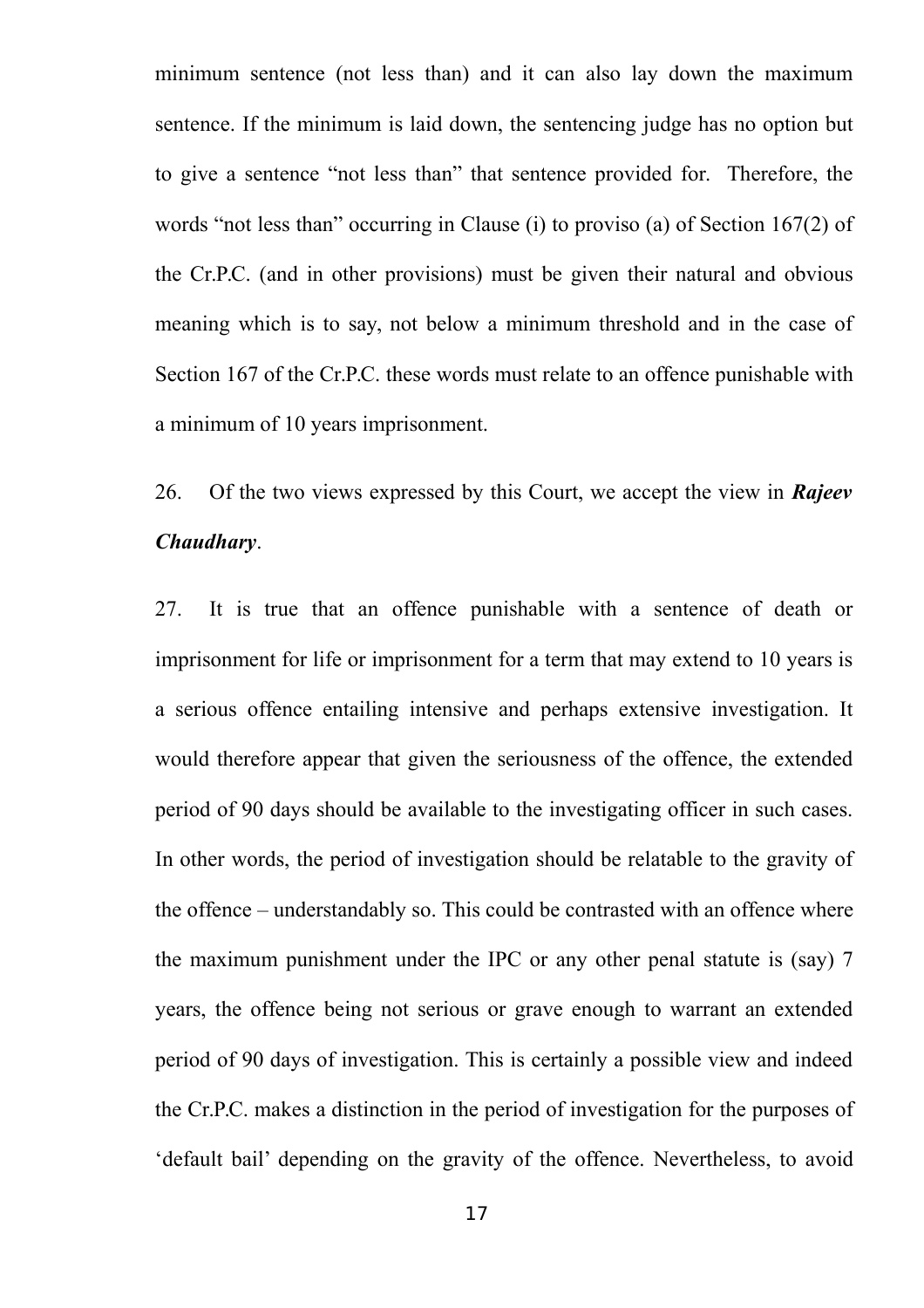minimum sentence (not less than) and it can also lay down the maximum sentence. If the minimum is laid down, the sentencing judge has no option but to give a sentence "not less than" that sentence provided for. Therefore, the words "not less than" occurring in Clause (i) to proviso (a) of Section 167(2) of the Cr.P.C. (and in other provisions) must be given their natural and obvious meaning which is to say, not below a minimum threshold and in the case of Section 167 of the Cr.P.C. these words must relate to an offence punishable with a minimum of 10 years imprisonment.

26. Of the two views expressed by this Court, we accept the view in ***Rajeev Chaudhary***.

27. It is true that an offence punishable with a sentence of death or imprisonment for life or imprisonment for a term that may extend to 10 years is a serious offence entailing intensive and perhaps extensive investigation. It would therefore appear that given the seriousness of the offence, the extended period of 90 days should be available to the investigating officer in such cases. In other words, the period of investigation should be relatable to the gravity of the offence – understandably so. This could be contrasted with an offence where the maximum punishment under the IPC or any other penal statute is (say) 7 years, the offence being not serious or grave enough to warrant an extended period of 90 days of investigation. This is certainly a possible view and indeed the Cr.P.C. makes a distinction in the period of investigation for the purposes of 'default bail' depending on the gravity of the offence. Nevertheless, to avoid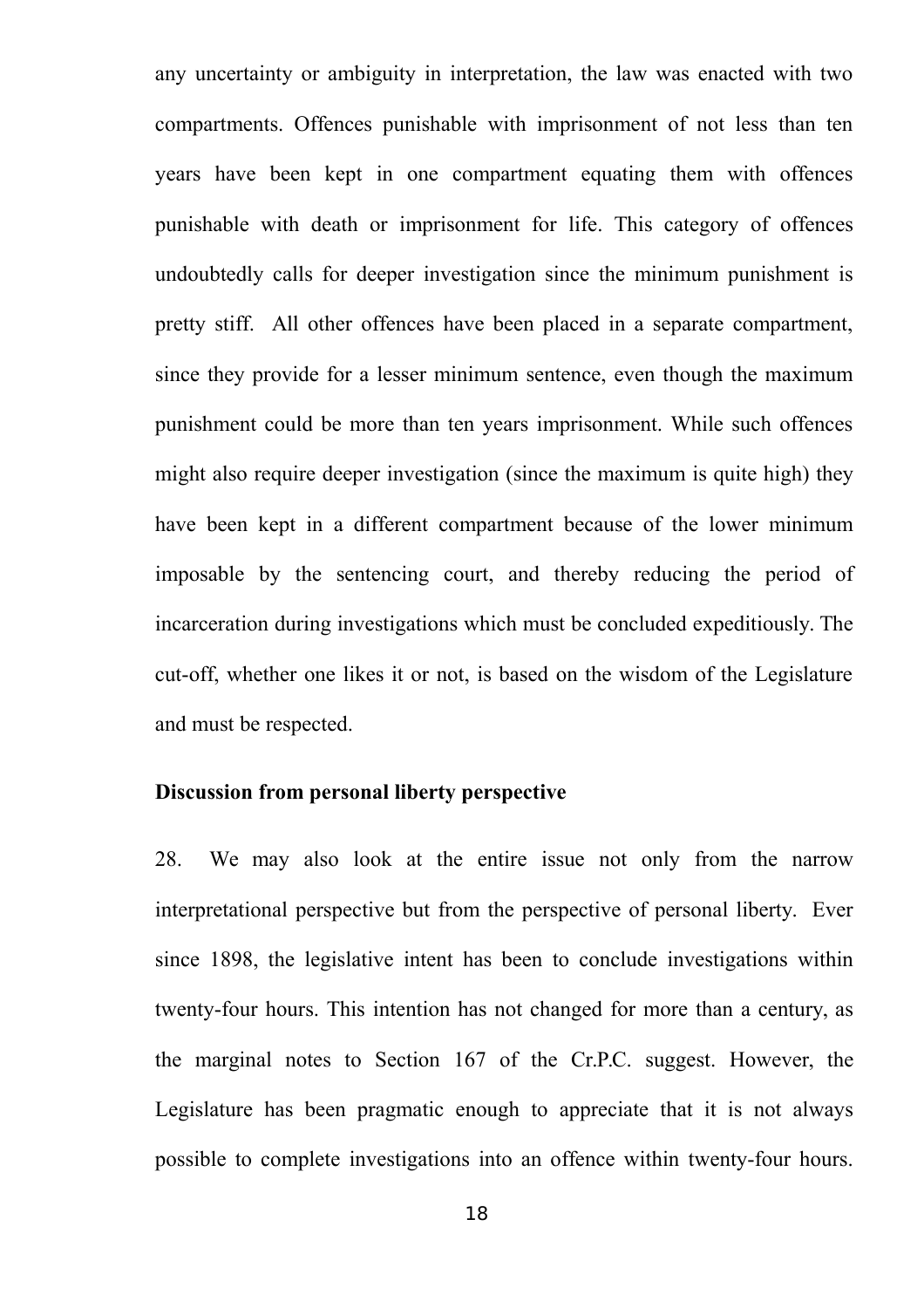any uncertainty or ambiguity in interpretation, the law was enacted with two compartments. Offences punishable with imprisonment of not less than ten years have been kept in one compartment equating them with offences punishable with death or imprisonment for life. This category of offences undoubtedly calls for deeper investigation since the minimum punishment is pretty stiff. All other offences have been placed in a separate compartment, since they provide for a lesser minimum sentence, even though the maximum punishment could be more than ten years imprisonment. While such offences might also require deeper investigation (since the maximum is quite high) they have been kept in a different compartment because of the lower minimum imposable by the sentencing court, and thereby reducing the period of incarceration during investigations which must be concluded expeditiously. The cut-off, whether one likes it or not, is based on the wisdom of the Legislature and must be respected.

**Discussion from personal liberty perspective**

28. We may also look at the entire issue not only from the narrow interpretational perspective but from the perspective of personal liberty. Ever since 1898, the legislative intent has been to conclude investigations within twenty-four hours. This intention has not changed for more than a century, as the marginal notes to Section 167 of the Cr.P.C. suggest. However, the Legislature has been pragmatic enough to appreciate that it is not always possible to complete investigations into an offence within twenty-four hours.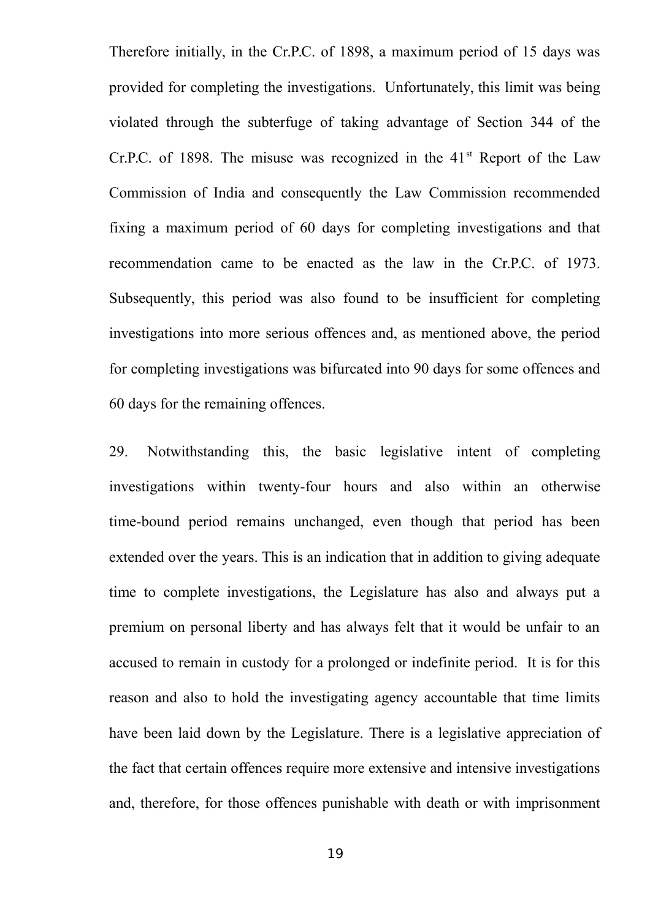Therefore initially, in the Cr.P.C. of 1898, a maximum period of 15 days was provided for completing the investigations. Unfortunately, this limit was being violated through the subterfuge of taking advantage of Section 344 of the Cr.P.C. of 1898. The misuse was recognized in the 41st Report of the Law Commission of India and consequently the Law Commission recommended fixing a maximum period of 60 days for completing investigations and that recommendation came to be enacted as the law in the Cr.P.C. of 1973. Subsequently, this period was also found to be insufficient for completing investigations into more serious offences and, as mentioned above, the period for completing investigations was bifurcated into 90 days for some offences and 60 days for the remaining offences.

29. Notwithstanding this, the basic legislative intent of completing investigations within twenty-four hours and also within an otherwise time-bound period remains unchanged, even though that period has been extended over the years. This is an indication that in addition to giving adequate time to complete investigations, the Legislature has also and always put a premium on personal liberty and has always felt that it would be unfair to an accused to remain in custody for a prolonged or indefinite period. It is for this reason and also to hold the investigating agency accountable that time limits have been laid down by the Legislature. There is a legislative appreciation of the fact that certain offences require more extensive and intensive investigations and, therefore, for those offences punishable with death or with imprisonment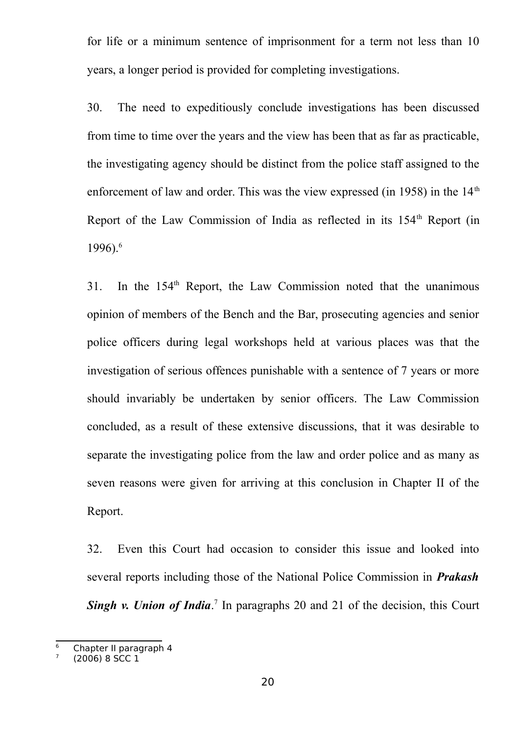for life or a minimum sentence of imprisonment for a term not less than 10 years, a longer period is provided for completing investigations.

30. The need to expeditiously conclude investigations has been discussed from time to time over the years and the view has been that as far as practicable, the investigating agency should be distinct from the police staff assigned to the enforcement of law and order. This was the view expressed (in 1958) in the 14th Report of the Law Commission of India as reflected in its 154th Report (in 1996).[6]

31. In the 154th Report, the Law Commission noted that the unanimous opinion of members of the Bench and the Bar, prosecuting agencies and senior police officers during legal workshops held at various places was that the investigation of serious offences punishable with a sentence of 7 years or more should invariably be undertaken by senior officers. The Law Commission concluded, as a result of these extensive discussions, that it was desirable to separate the investigating police from the law and order police and as many as seven reasons were given for arriving at this conclusion in Chapter II of the Report.

32. Even this Court had occasion to consider this issue and looked into several reports including those of the National Police Commission in ***Prakash Singh v. Union of India***.[7] In paragraphs 20 and 21 of the decision, this Court

---

[6] Chapter II paragraph 4

[7] (2006) 8 SCC 1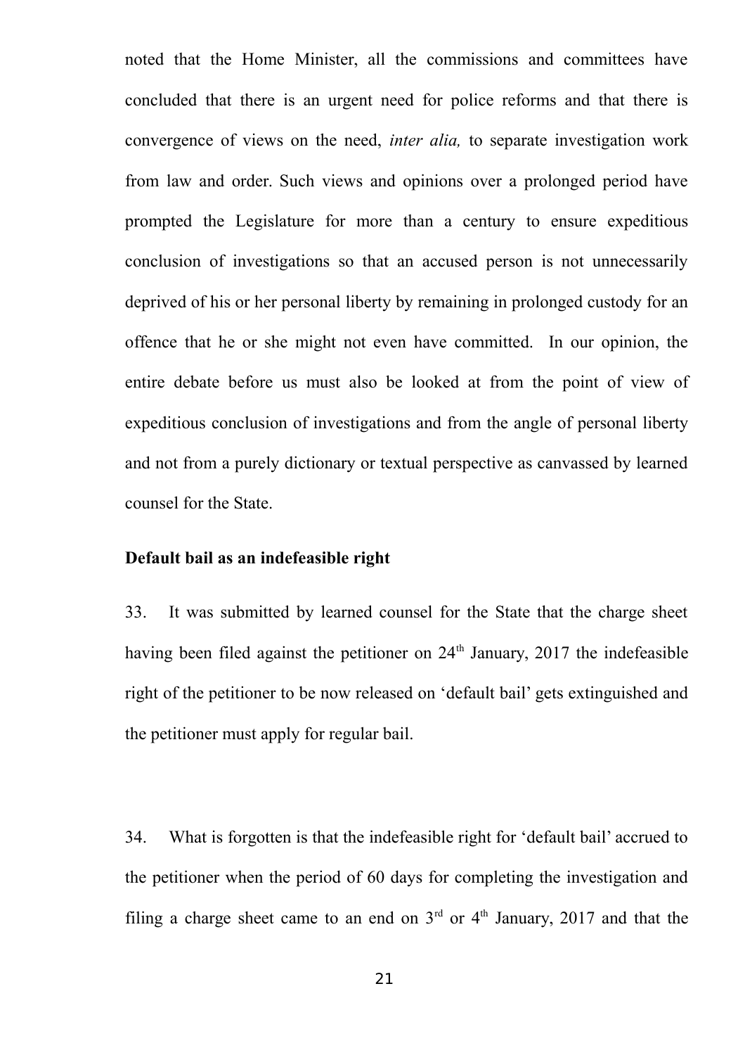noted that the Home Minister, all the commissions and committees have concluded that there is an urgent need for police reforms and that there is convergence of views on the need, *inter alia,* to separate investigation work from law and order. Such views and opinions over a prolonged period have prompted the Legislature for more than a century to ensure expeditious conclusion of investigations so that an accused person is not unnecessarily deprived of his or her personal liberty by remaining in prolonged custody for an offence that he or she might not even have committed. In our opinion, the entire debate before us must also be looked at from the point of view of expeditious conclusion of investigations and from the angle of personal liberty and not from a purely dictionary or textual perspective as canvassed by learned counsel for the State.

**Default bail as an indefeasible right**

33. It was submitted by learned counsel for the State that the charge sheet having been filed against the petitioner on 24th January, 2017 the indefeasible right of the petitioner to be now released on 'default bail' gets extinguished and the petitioner must apply for regular bail.

34. What is forgotten is that the indefeasible right for 'default bail' accrued to the petitioner when the period of 60 days for completing the investigation and filing a charge sheet came to an end on 3rd or 4th January, 2017 and that the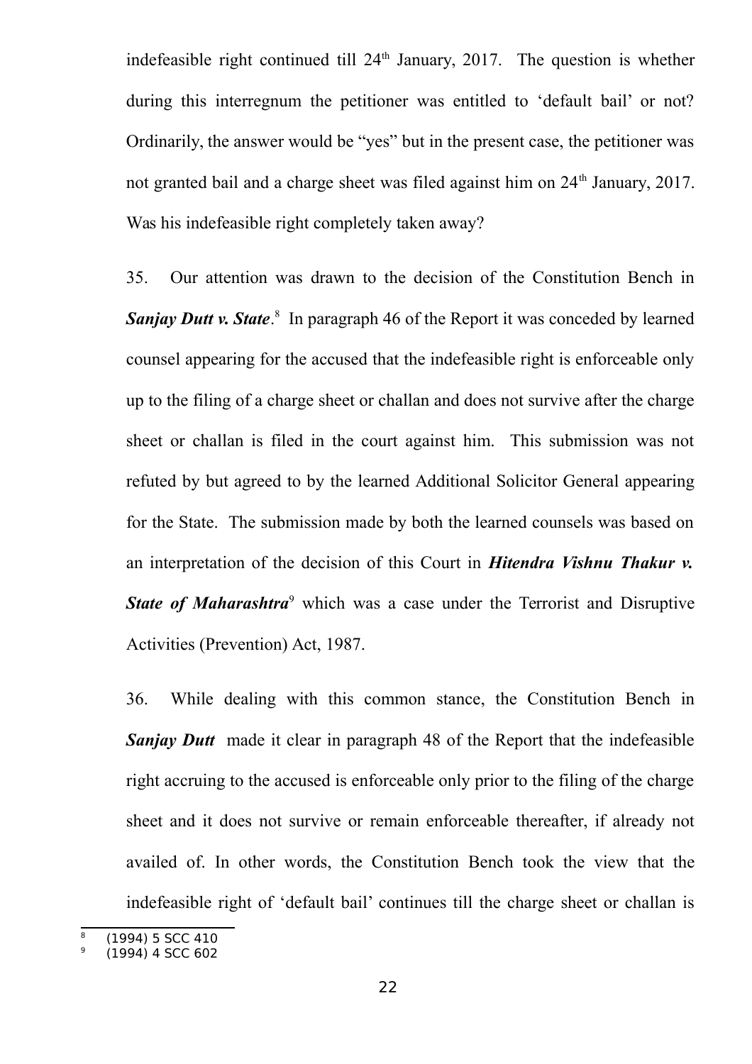indefeasible right continued till 24th January, 2017. The question is whether during this interregnum the petitioner was entitled to 'default bail' or not? Ordinarily, the answer would be "yes" but in the present case, the petitioner was not granted bail and a charge sheet was filed against him on 24th January, 2017. Was his indefeasible right completely taken away?

35. Our attention was drawn to the decision of the Constitution Bench in ***Sanjay Dutt v. State***.[8] In paragraph 46 of the Report it was conceded by learned counsel appearing for the accused that the indefeasible right is enforceable only up to the filing of a charge sheet or challan and does not survive after the charge sheet or challan is filed in the court against him. This submission was not refuted by but agreed to by the learned Additional Solicitor General appearing for the State. The submission made by both the learned counsels was based on an interpretation of the decision of this Court in ***Hitendra Vishnu Thakur v. State of Maharashtra***[9] which was a case under the Terrorist and Disruptive Activities (Prevention) Act, 1987.

36. While dealing with this common stance, the Constitution Bench in ***Sanjay Dutt*** made it clear in paragraph 48 of the Report that the indefeasible right accruing to the accused is enforceable only prior to the filing of the charge sheet and it does not survive or remain enforceable thereafter, if already not availed of. In other words, the Constitution Bench took the view that the indefeasible right of 'default bail' continues till the charge sheet or challan is

[8] (1994) 5 SCC 410
[9] (1994) 4 SCC 602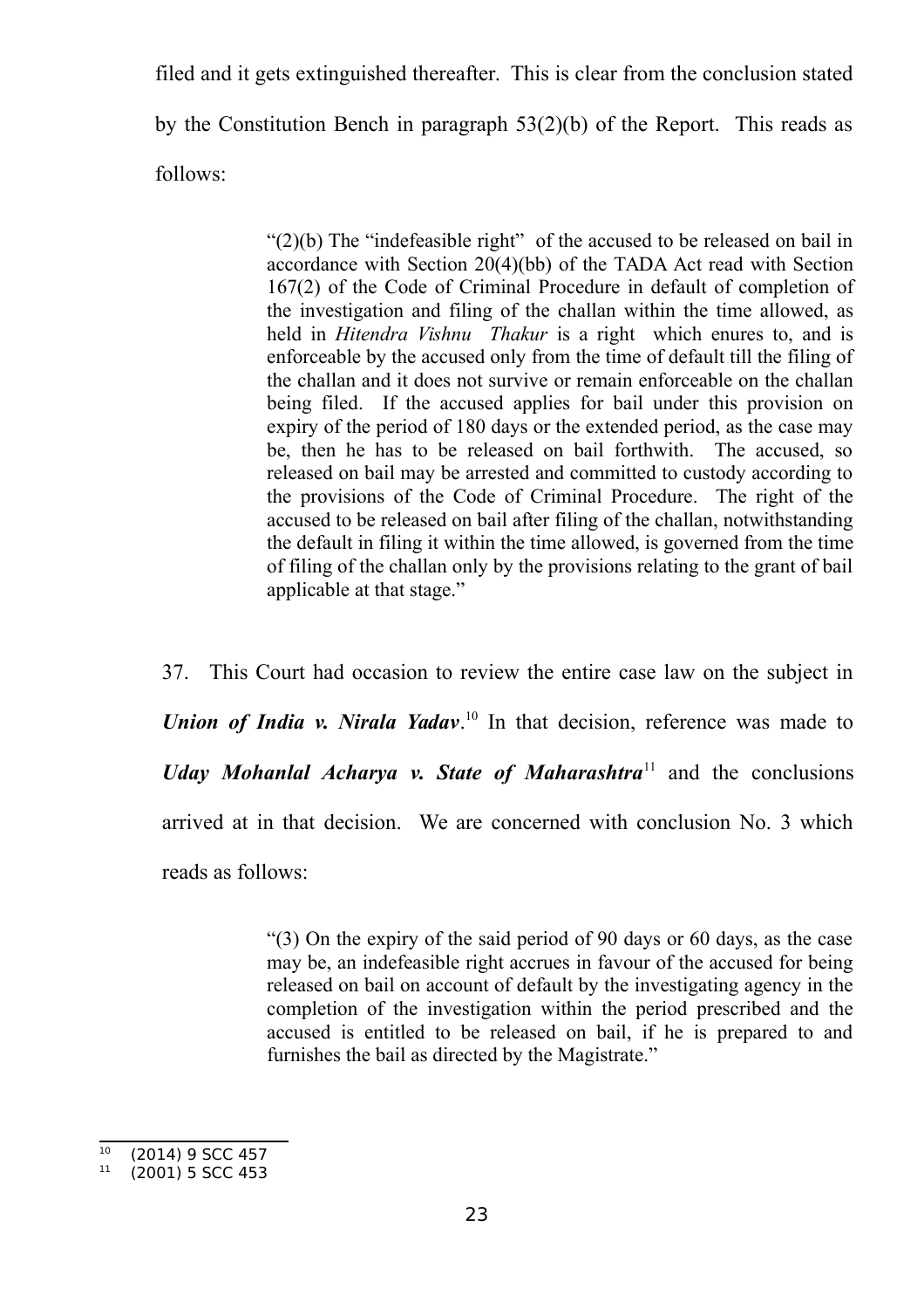filed and it gets extinguished thereafter. This is clear from the conclusion stated by the Constitution Bench in paragraph 53(2)(b) of the Report. This reads as follows:

> "(2)(b) The "indefeasible right" of the accused to be released on bail in accordance with Section 20(4)(bb) of the TADA Act read with Section 167(2) of the Code of Criminal Procedure in default of completion of the investigation and filing of the challan within the time allowed, as held in *Hitendra Vishnu Thakur* is a right which enures to, and is enforceable by the accused only from the time of default till the filing of the challan and it does not survive or remain enforceable on the challan being filed. If the accused applies for bail under this provision on expiry of the period of 180 days or the extended period, as the case may be, then he has to be released on bail forthwith. The accused, so released on bail may be arrested and committed to custody according to the provisions of the Code of Criminal Procedure. The right of the accused to be released on bail after filing of the challan, notwithstanding the default in filing it within the time allowed, is governed from the time of filing of the challan only by the provisions relating to the grant of bail applicable at that stage."

37. This Court had occasion to review the entire case law on the subject in ***Union of India v. Nirala Yadav***.[10] In that decision, reference was made to ***Uday Mohanlal Acharya v. State of Maharashtra***[11] and the conclusions arrived at in that decision. We are concerned with conclusion No. 3 which reads as follows:

> "(3) On the expiry of the said period of 90 days or 60 days, as the case may be, an indefeasible right accrues in favour of the accused for being released on bail on account of default by the investigating agency in the completion of the investigation within the period prescribed and the accused is entitled to be released on bail, if he is prepared to and furnishes the bail as directed by the Magistrate."

---

[10] (2014) 9 SCC 457

[11] (2001) 5 SCC 453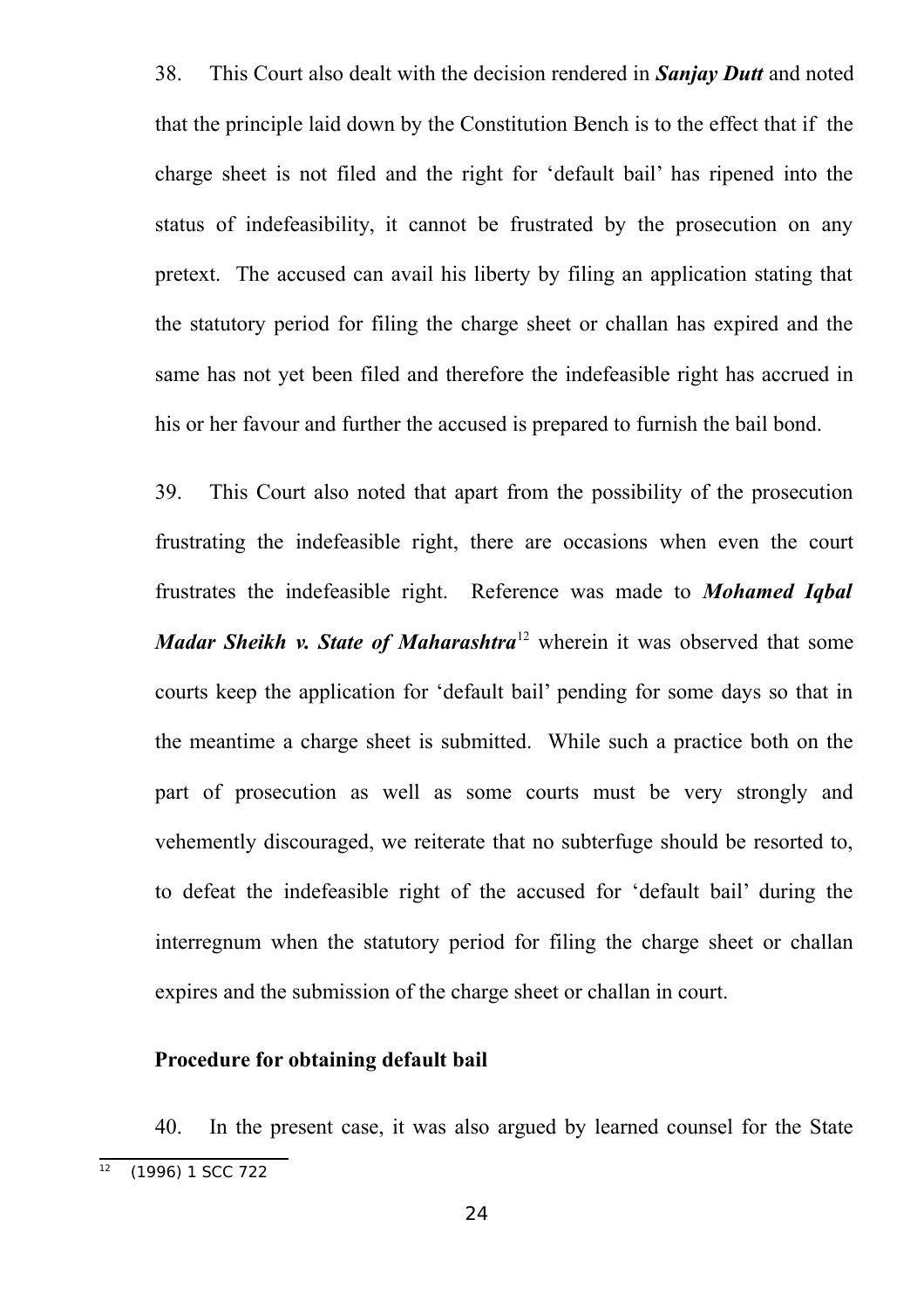38. This Court also dealt with the decision rendered in ***Sanjay Dutt*** and noted that the principle laid down by the Constitution Bench is to the effect that if the charge sheet is not filed and the right for 'default bail' has ripened into the status of indefeasibility, it cannot be frustrated by the prosecution on any pretext. The accused can avail his liberty by filing an application stating that the statutory period for filing the charge sheet or challan has expired and the same has not yet been filed and therefore the indefeasible right has accrued in his or her favour and further the accused is prepared to furnish the bail bond.

39. This Court also noted that apart from the possibility of the prosecution frustrating the indefeasible right, there are occasions when even the court frustrates the indefeasible right. Reference was made to ***Mohamed Iqbal Madar Sheikh v. State of Maharashtra***[12] wherein it was observed that some courts keep the application for 'default bail' pending for some days so that in the meantime a charge sheet is submitted. While such a practice both on the part of prosecution as well as some courts must be very strongly and vehemently discouraged, we reiterate that no subterfuge should be resorted to, to defeat the indefeasible right of the accused for 'default bail' during the interregnum when the statutory period for filing the charge sheet or challan expires and the submission of the charge sheet or challan in court.

**Procedure for obtaining default bail**

40. In the present case, it was also argued by learned counsel for the State

---

[12] (1996) 1 SCC 722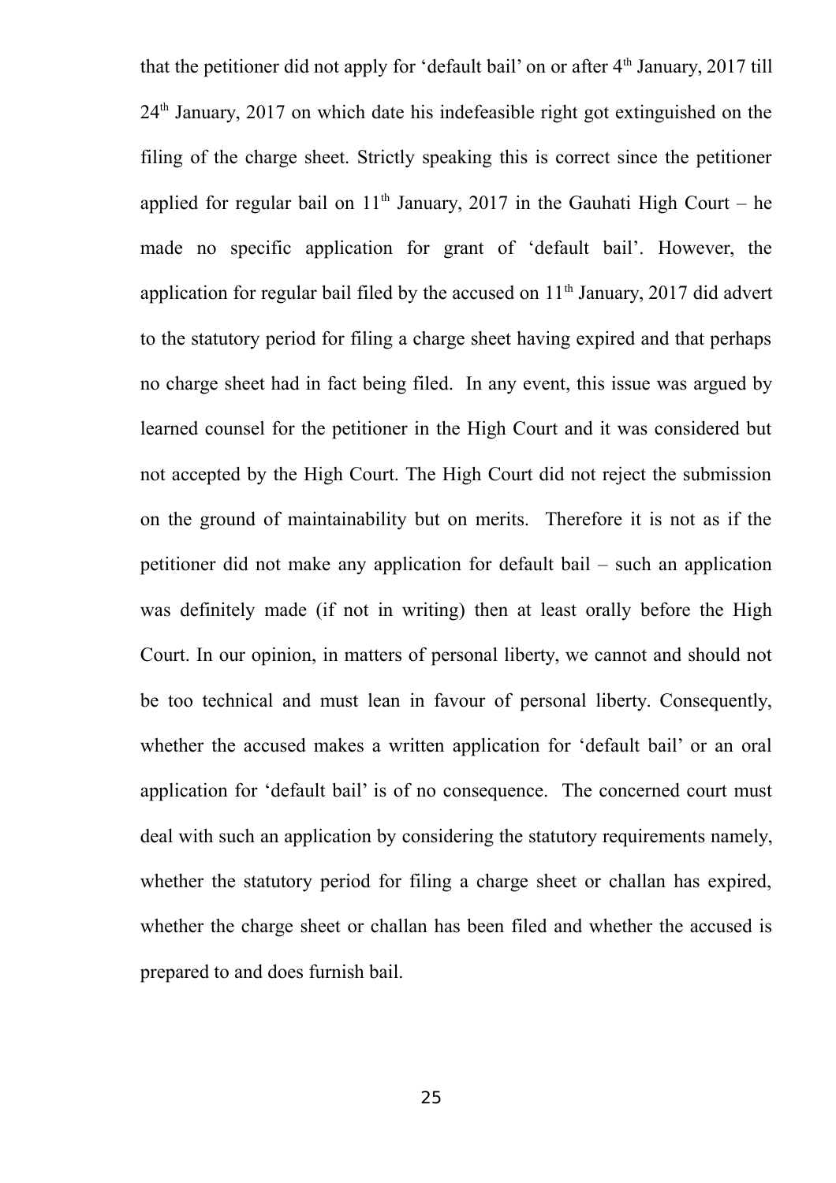that the petitioner did not apply for 'default bail' on or after 4th January, 2017 till 24th January, 2017 on which date his indefeasible right got extinguished on the filing of the charge sheet. Strictly speaking this is correct since the petitioner applied for regular bail on 11th January, 2017 in the Gauhati High Court – he made no specific application for grant of 'default bail'. However, the application for regular bail filed by the accused on 11th January, 2017 did advert to the statutory period for filing a charge sheet having expired and that perhaps no charge sheet had in fact being filed. In any event, this issue was argued by learned counsel for the petitioner in the High Court and it was considered but not accepted by the High Court. The High Court did not reject the submission on the ground of maintainability but on merits. Therefore it is not as if the petitioner did not make any application for default bail – such an application was definitely made (if not in writing) then at least orally before the High Court. In our opinion, in matters of personal liberty, we cannot and should not be too technical and must lean in favour of personal liberty. Consequently, whether the accused makes a written application for 'default bail' or an oral application for 'default bail' is of no consequence. The concerned court must deal with such an application by considering the statutory requirements namely, whether the statutory period for filing a charge sheet or challan has expired, whether the charge sheet or challan has been filed and whether the accused is prepared to and does furnish bail.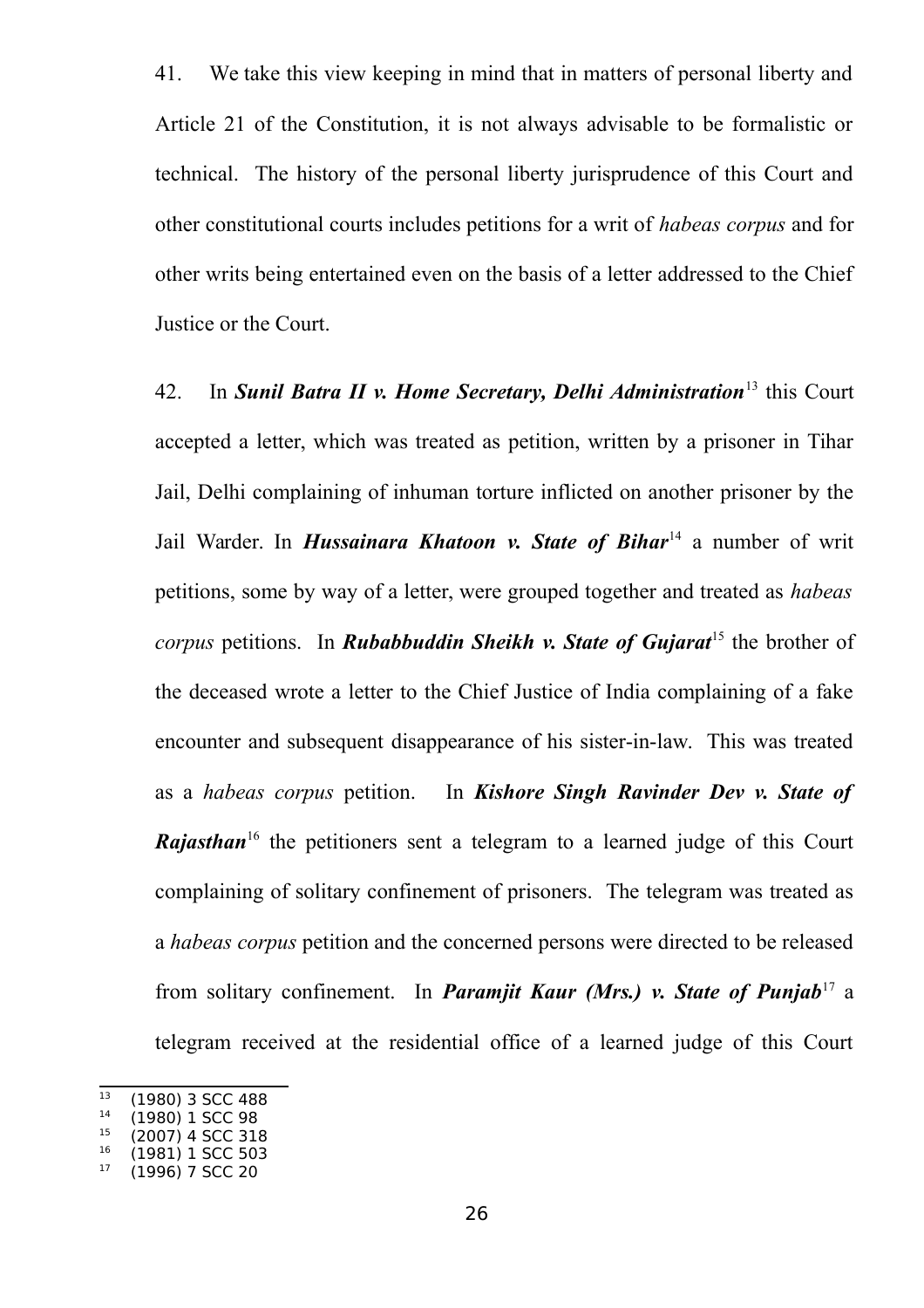41. We take this view keeping in mind that in matters of personal liberty and Article 21 of the Constitution, it is not always advisable to be formalistic or technical. The history of the personal liberty jurisprudence of this Court and other constitutional courts includes petitions for a writ of *habeas corpus* and for other writs being entertained even on the basis of a letter addressed to the Chief Justice or the Court.

42. In ***Sunil Batra II v. Home Secretary, Delhi Administration***[13] this Court accepted a letter, which was treated as petition, written by a prisoner in Tihar Jail, Delhi complaining of inhuman torture inflicted on another prisoner by the Jail Warder. In ***Hussainara Khatoon v. State of Bihar***[14] a number of writ petitions, some by way of a letter, were grouped together and treated as *habeas corpus* petitions. In ***Rubabbuddin Sheikh v. State of Gujarat***[15] the brother of the deceased wrote a letter to the Chief Justice of India complaining of a fake encounter and subsequent disappearance of his sister-in-law. This was treated as a *habeas corpus* petition. In ***Kishore Singh Ravinder Dev v. State of Rajasthan***[16] the petitioners sent a telegram to a learned judge of this Court complaining of solitary confinement of prisoners. The telegram was treated as a *habeas corpus* petition and the concerned persons were directed to be released from solitary confinement. In ***Paramjit Kaur (Mrs.) v. State of Punjab***[17] a telegram received at the residential office of a learned judge of this Court

---

[13] (1980) 3 SCC 488
[14] (1980) 1 SCC 98
[15] (2007) 4 SCC 318
[16] (1981) 1 SCC 503
[17] (1996) 7 SCC 20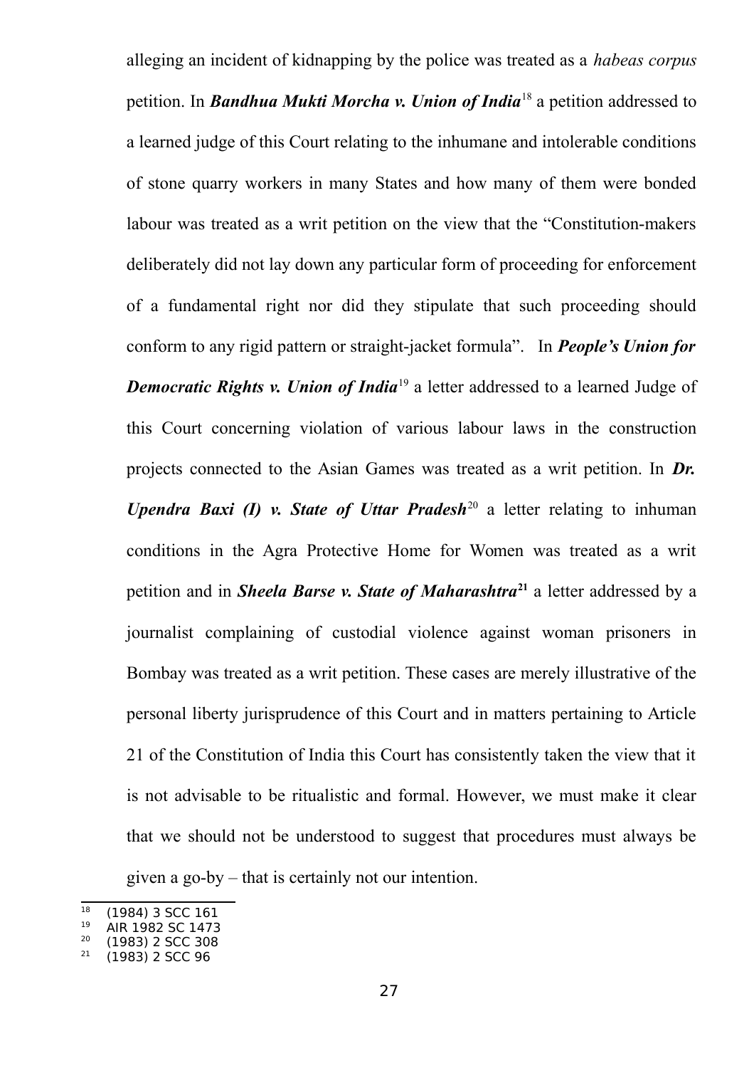alleging an incident of kidnapping by the police was treated as a *habeas corpus* petition. In ***Bandhua Mukti Morcha v. Union of India***[18] a petition addressed to a learned judge of this Court relating to the inhumane and intolerable conditions of stone quarry workers in many States and how many of them were bonded labour was treated as a writ petition on the view that the "Constitution-makers deliberately did not lay down any particular form of proceeding for enforcement of a fundamental right nor did they stipulate that such proceeding should conform to any rigid pattern or straight-jacket formula". In ***People's Union for Democratic Rights v. Union of India***[19] a letter addressed to a learned Judge of this Court concerning violation of various labour laws in the construction projects connected to the Asian Games was treated as a writ petition. In ***Dr. Upendra Baxi (I) v. State of Uttar Pradesh***[20] a letter relating to inhuman conditions in the Agra Protective Home for Women was treated as a writ petition and in ***Sheela Barse v. State of Maharashtra***[21] a letter addressed by a journalist complaining of custodial violence against woman prisoners in Bombay was treated as a writ petition. These cases are merely illustrative of the personal liberty jurisprudence of this Court and in matters pertaining to Article 21 of the Constitution of India this Court has consistently taken the view that it is not advisable to be ritualistic and formal. However, we must make it clear that we should not be understood to suggest that procedures must always be given a go-by – that is certainly not our intention.

---

[18] (1984) 3 SCC 161
[19] AIR 1982 SC 1473
[20] (1983) 2 SCC 308
[21] (1983) 2 SCC 96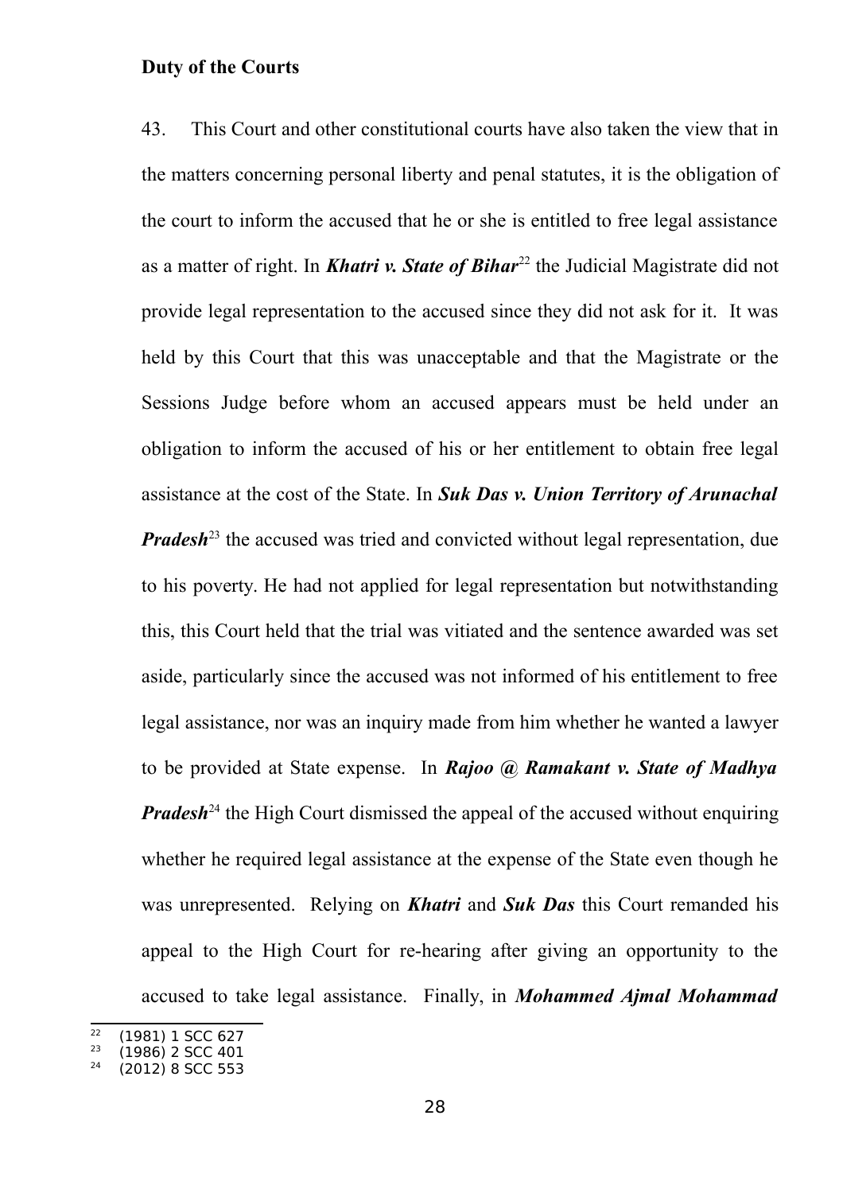**Duty of the Courts**

43. This Court and other constitutional courts have also taken the view that in the matters concerning personal liberty and penal statutes, it is the obligation of the court to inform the accused that he or she is entitled to free legal assistance as a matter of right. In ***Khatri v. State of Bihar***[22] the Judicial Magistrate did not provide legal representation to the accused since they did not ask for it. It was held by this Court that this was unacceptable and that the Magistrate or the Sessions Judge before whom an accused appears must be held under an obligation to inform the accused of his or her entitlement to obtain free legal assistance at the cost of the State. In ***Suk Das v. Union Territory of Arunachal Pradesh***[23] the accused was tried and convicted without legal representation, due to his poverty. He had not applied for legal representation but notwithstanding this, this Court held that the trial was vitiated and the sentence awarded was set aside, particularly since the accused was not informed of his entitlement to free legal assistance, nor was an inquiry made from him whether he wanted a lawyer to be provided at State expense. In ***Rajoo @ Ramakant v. State of Madhya Pradesh***[24] the High Court dismissed the appeal of the accused without enquiring whether he required legal assistance at the expense of the State even though he was unrepresented. Relying on ***Khatri*** and ***Suk Das*** this Court remanded his appeal to the High Court for re-hearing after giving an opportunity to the accused to take legal assistance. Finally, in ***Mohammed Ajmal Mohammad***

---

[22] (1981) 1 SCC 627

[23] (1986) 2 SCC 401

[24] (2012) 8 SCC 553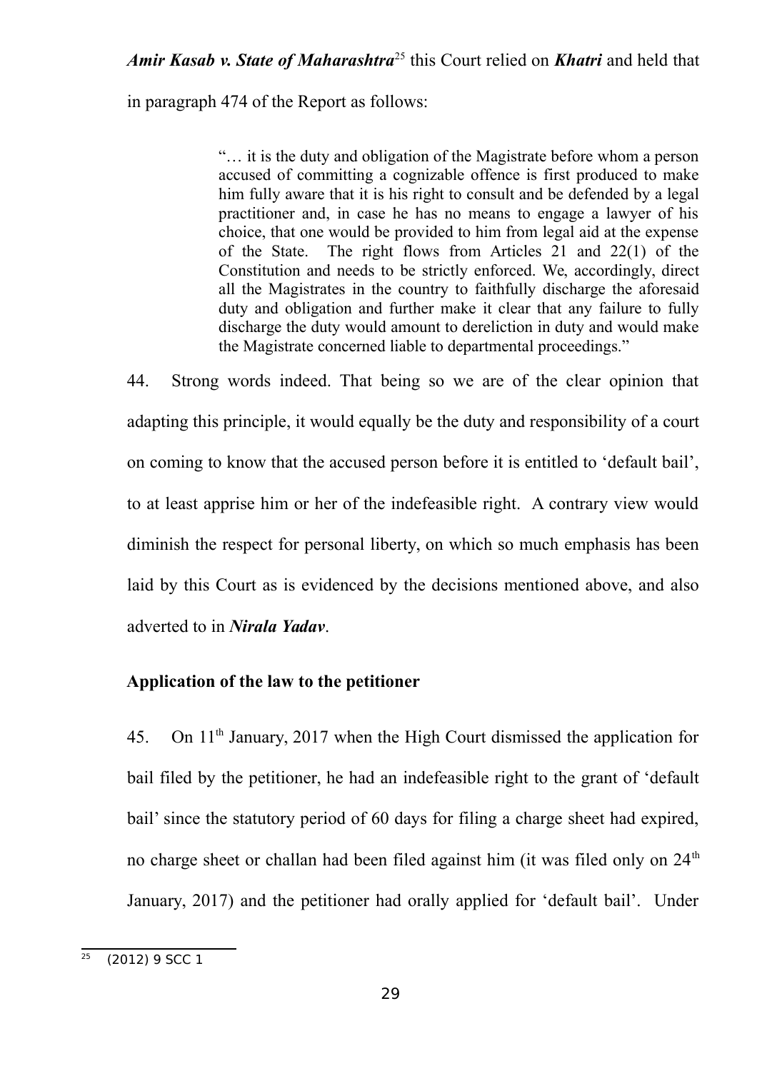***Amir Kasab v. State of Maharashtra***[25] this Court relied on ***Khatri*** and held that in paragraph 474 of the Report as follows:

> "… it is the duty and obligation of the Magistrate before whom a person accused of committing a cognizable offence is first produced to make him fully aware that it is his right to consult and be defended by a legal practitioner and, in case he has no means to engage a lawyer of his choice, that one would be provided to him from legal aid at the expense of the State. The right flows from Articles 21 and 22(1) of the Constitution and needs to be strictly enforced. We, accordingly, direct all the Magistrates in the country to faithfully discharge the aforesaid duty and obligation and further make it clear that any failure to fully discharge the duty would amount to dereliction in duty and would make the Magistrate concerned liable to departmental proceedings."

44. Strong words indeed. That being so we are of the clear opinion that adapting this principle, it would equally be the duty and responsibility of a court on coming to know that the accused person before it is entitled to 'default bail', to at least apprise him or her of the indefeasible right. A contrary view would diminish the respect for personal liberty, on which so much emphasis has been laid by this Court as is evidenced by the decisions mentioned above, and also adverted to in ***Nirala Yadav***.

**Application of the law to the petitioner**

45. On 11th January, 2017 when the High Court dismissed the application for bail filed by the petitioner, he had an indefeasible right to the grant of 'default bail' since the statutory period of 60 days for filing a charge sheet had expired, no charge sheet or challan had been filed against him (it was filed only on 24th January, 2017) and the petitioner had orally applied for 'default bail'. Under

[25] (2012) 9 SCC 1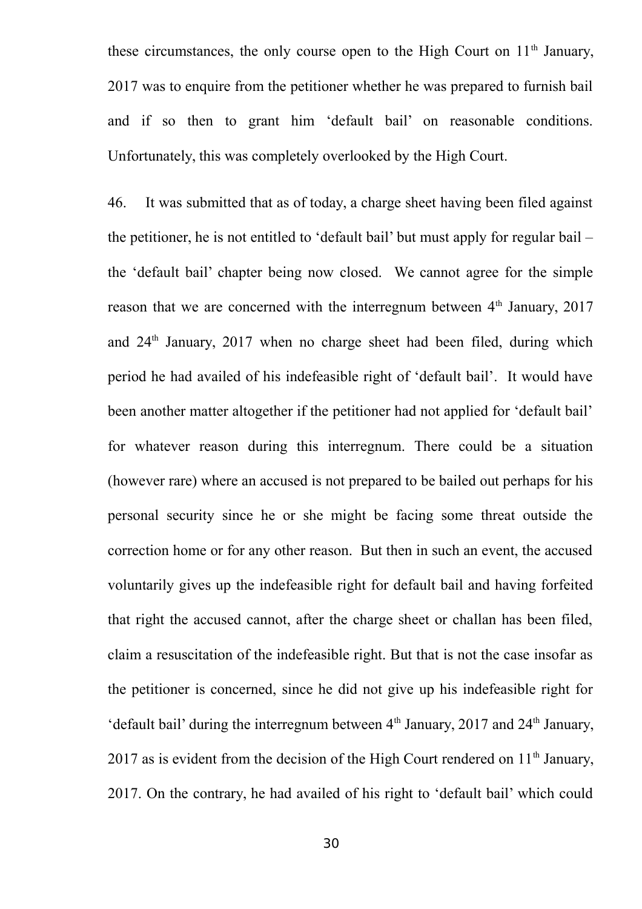these circumstances, the only course open to the High Court on 11th January, 2017 was to enquire from the petitioner whether he was prepared to furnish bail and if so then to grant him 'default bail' on reasonable conditions. Unfortunately, this was completely overlooked by the High Court.

46. It was submitted that as of today, a charge sheet having been filed against the petitioner, he is not entitled to 'default bail' but must apply for regular bail – the 'default bail' chapter being now closed. We cannot agree for the simple reason that we are concerned with the interregnum between 4th January, 2017 and 24th January, 2017 when no charge sheet had been filed, during which period he had availed of his indefeasible right of 'default bail'. It would have been another matter altogether if the petitioner had not applied for 'default bail' for whatever reason during this interregnum. There could be a situation (however rare) where an accused is not prepared to be bailed out perhaps for his personal security since he or she might be facing some threat outside the correction home or for any other reason. But then in such an event, the accused voluntarily gives up the indefeasible right for default bail and having forfeited that right the accused cannot, after the charge sheet or challan has been filed, claim a resuscitation of the indefeasible right. But that is not the case insofar as the petitioner is concerned, since he did not give up his indefeasible right for 'default bail' during the interregnum between 4th January, 2017 and 24th January, 2017 as is evident from the decision of the High Court rendered on 11th January, 2017. On the contrary, he had availed of his right to 'default bail' which could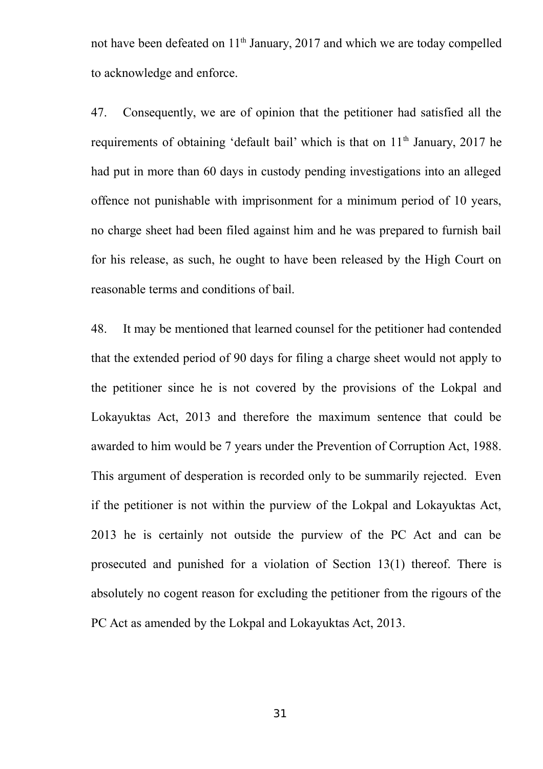not have been defeated on 11th January, 2017 and which we are today compelled to acknowledge and enforce.

47. Consequently, we are of opinion that the petitioner had satisfied all the requirements of obtaining 'default bail' which is that on 11th January, 2017 he had put in more than 60 days in custody pending investigations into an alleged offence not punishable with imprisonment for a minimum period of 10 years, no charge sheet had been filed against him and he was prepared to furnish bail for his release, as such, he ought to have been released by the High Court on reasonable terms and conditions of bail.

48. It may be mentioned that learned counsel for the petitioner had contended that the extended period of 90 days for filing a charge sheet would not apply to the petitioner since he is not covered by the provisions of the Lokpal and Lokayuktas Act, 2013 and therefore the maximum sentence that could be awarded to him would be 7 years under the Prevention of Corruption Act, 1988. This argument of desperation is recorded only to be summarily rejected. Even if the petitioner is not within the purview of the Lokpal and Lokayuktas Act, 2013 he is certainly not outside the purview of the PC Act and can be prosecuted and punished for a violation of Section 13(1) thereof. There is absolutely no cogent reason for excluding the petitioner from the rigours of the PC Act as amended by the Lokpal and Lokayuktas Act, 2013.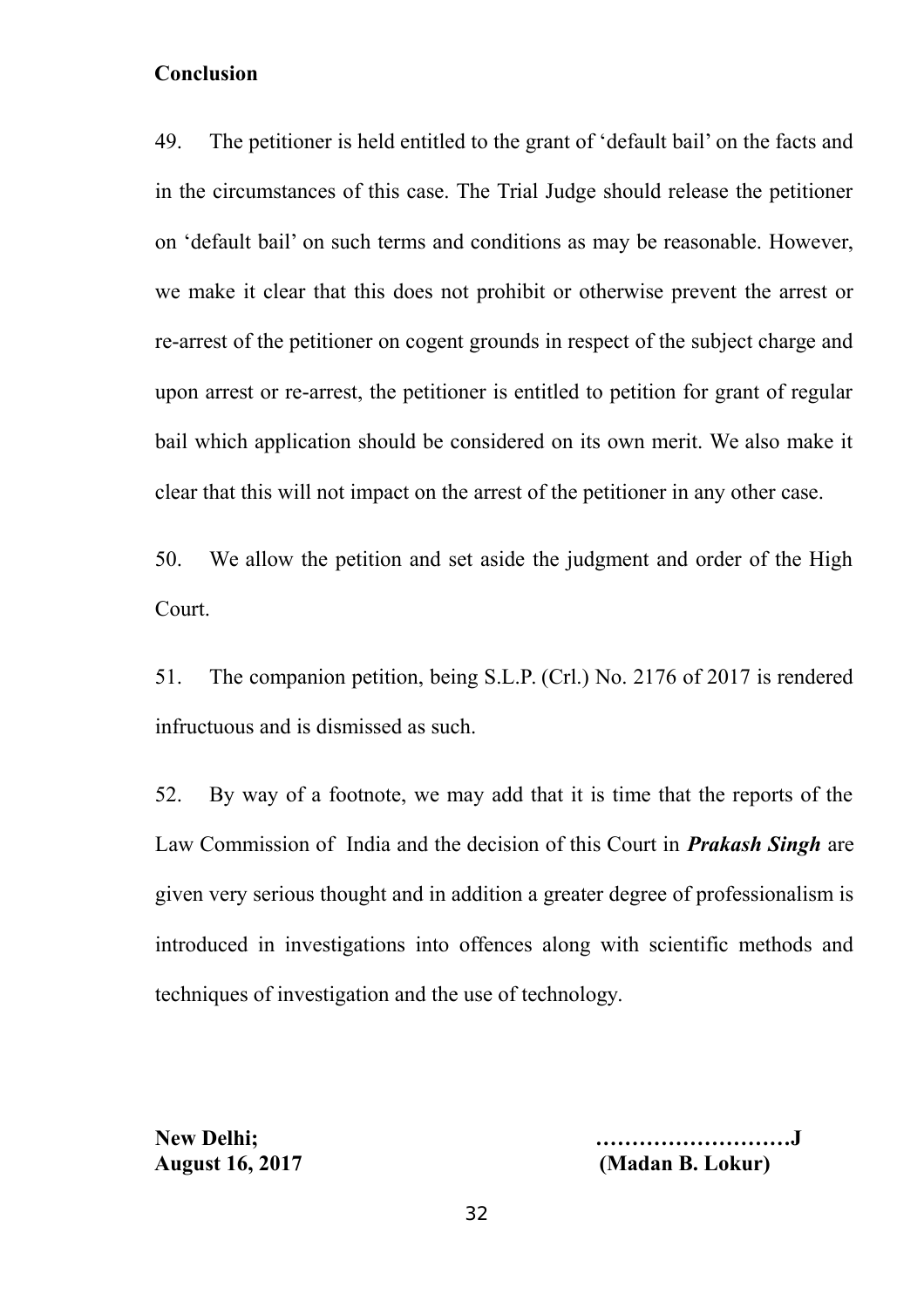**Conclusion**

49. The petitioner is held entitled to the grant of 'default bail' on the facts and in the circumstances of this case. The Trial Judge should release the petitioner on 'default bail' on such terms and conditions as may be reasonable. However, we make it clear that this does not prohibit or otherwise prevent the arrest or re-arrest of the petitioner on cogent grounds in respect of the subject charge and upon arrest or re-arrest, the petitioner is entitled to petition for grant of regular bail which application should be considered on its own merit. We also make it clear that this will not impact on the arrest of the petitioner in any other case.

50. We allow the petition and set aside the judgment and order of the High Court.

51. The companion petition, being S.L.P. (Crl.) No. 2176 of 2017 is rendered infructuous and is dismissed as such.

52. By way of a footnote, we may add that it is time that the reports of the Law Commission of India and the decision of this Court in ***Prakash Singh*** are given very serious thought and in addition a greater degree of professionalism is introduced in investigations into offences along with scientific methods and techniques of investigation and the use of technology.

**New Delhi;**
**August 16, 2017**

**……………………….J**
**(Madan B. Lokur)**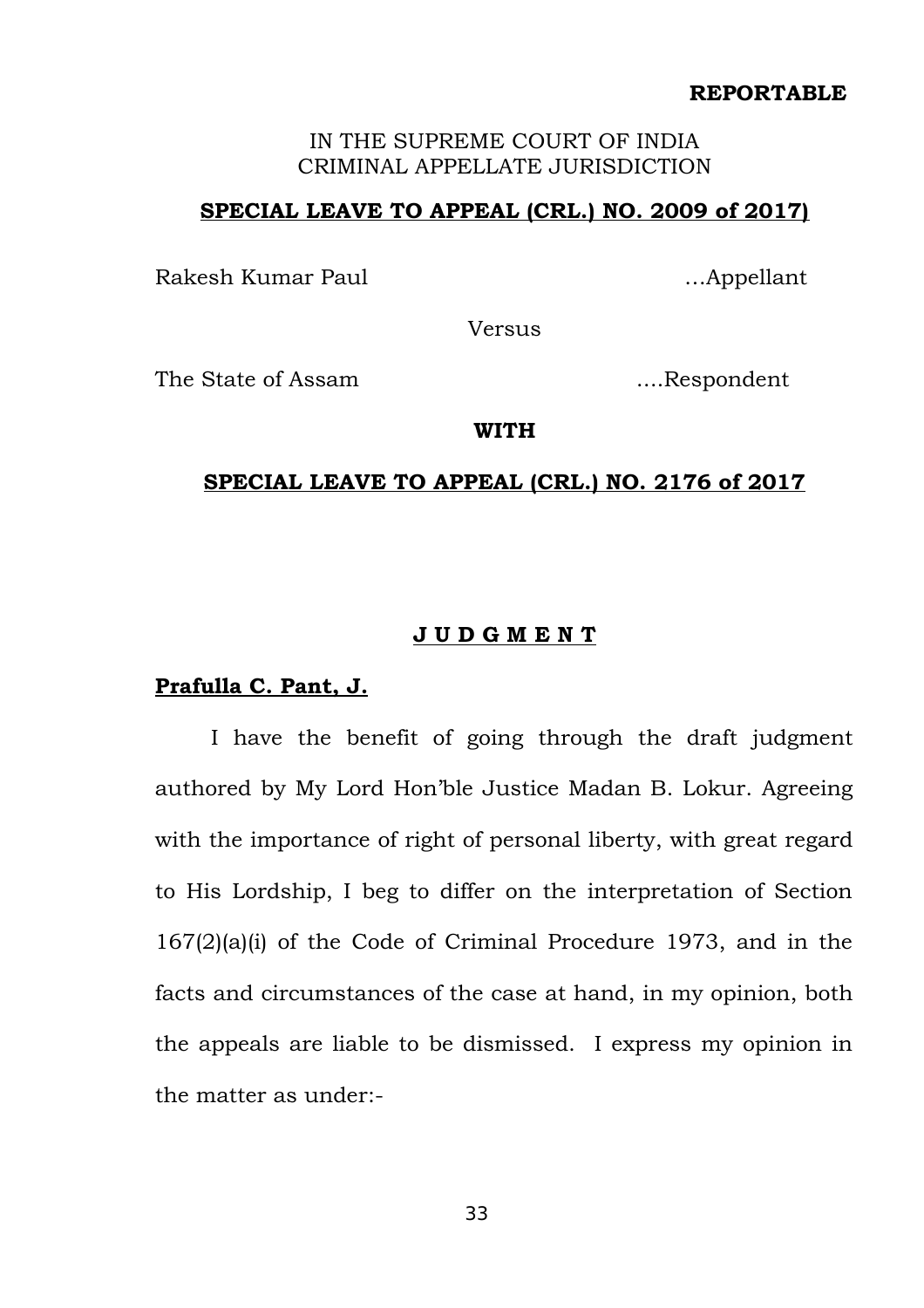**REPORTABLE**

IN THE SUPREME COURT OF INDIA
CRIMINAL APPELLATE JURISDICTION

**SPECIAL LEAVE TO APPEAL (CRL.) NO. 2009 of 2017)**

Rakesh Kumar Paul ...Appellant

Versus

The State of Assam ....Respondent

**WITH**

**SPECIAL LEAVE TO APPEAL (CRL.) NO. 2176 of 2017**

**J U D G M E N T**

**Prafulla C. Pant, J.**

I have the benefit of going through the draft judgment authored by My Lord Hon'ble Justice Madan B. Lokur. Agreeing with the importance of right of personal liberty, with great regard to His Lordship, I beg to differ on the interpretation of Section 167(2)(a)(i) of the Code of Criminal Procedure 1973, and in the facts and circumstances of the case at hand, in my opinion, both the appeals are liable to be dismissed. I express my opinion in the matter as under:-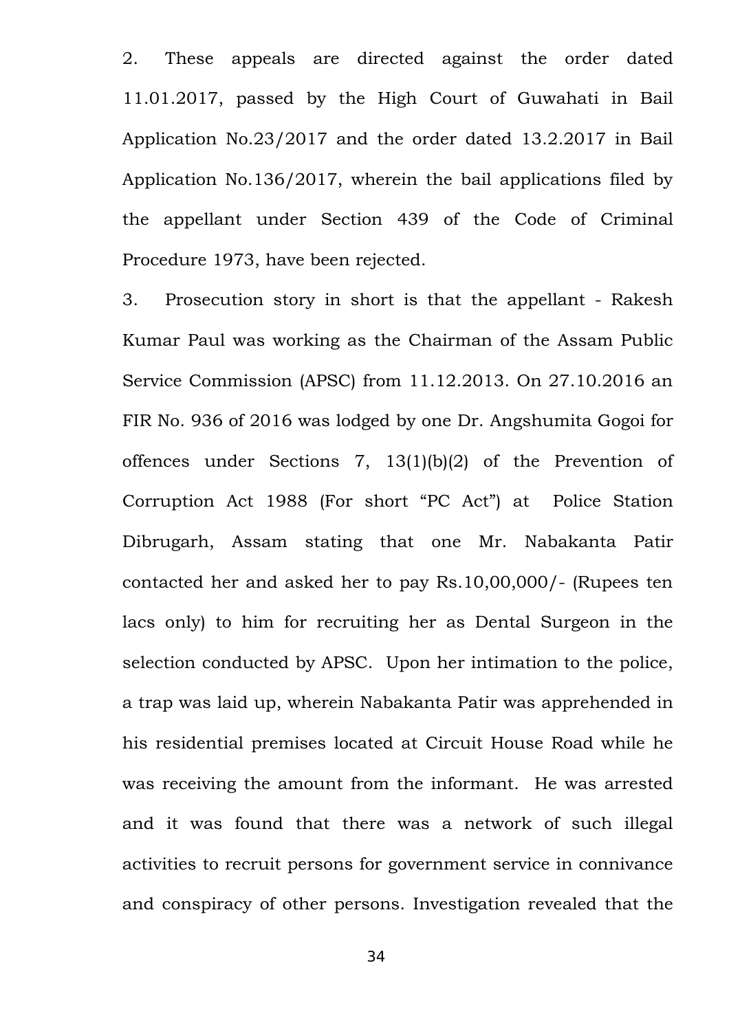2. These appeals are directed against the order dated 11.01.2017, passed by the High Court of Guwahati in Bail Application No.23/2017 and the order dated 13.2.2017 in Bail Application No.136/2017, wherein the bail applications filed by the appellant under Section 439 of the Code of Criminal Procedure 1973, have been rejected.

3. Prosecution story in short is that the appellant - Rakesh Kumar Paul was working as the Chairman of the Assam Public Service Commission (APSC) from 11.12.2013. On 27.10.2016 an FIR No. 936 of 2016 was lodged by one Dr. Angshumita Gogoi for offences under Sections 7, 13(1)(b)(2) of the Prevention of Corruption Act 1988 (For short "PC Act") at Police Station Dibrugarh, Assam stating that one Mr. Nabakanta Patir contacted her and asked her to pay Rs.10,00,000/- (Rupees ten lacs only) to him for recruiting her as Dental Surgeon in the selection conducted by APSC. Upon her intimation to the police, a trap was laid up, wherein Nabakanta Patir was apprehended in his residential premises located at Circuit House Road while he was receiving the amount from the informant. He was arrested and it was found that there was a network of such illegal activities to recruit persons for government service in connivance and conspiracy of other persons. Investigation revealed that the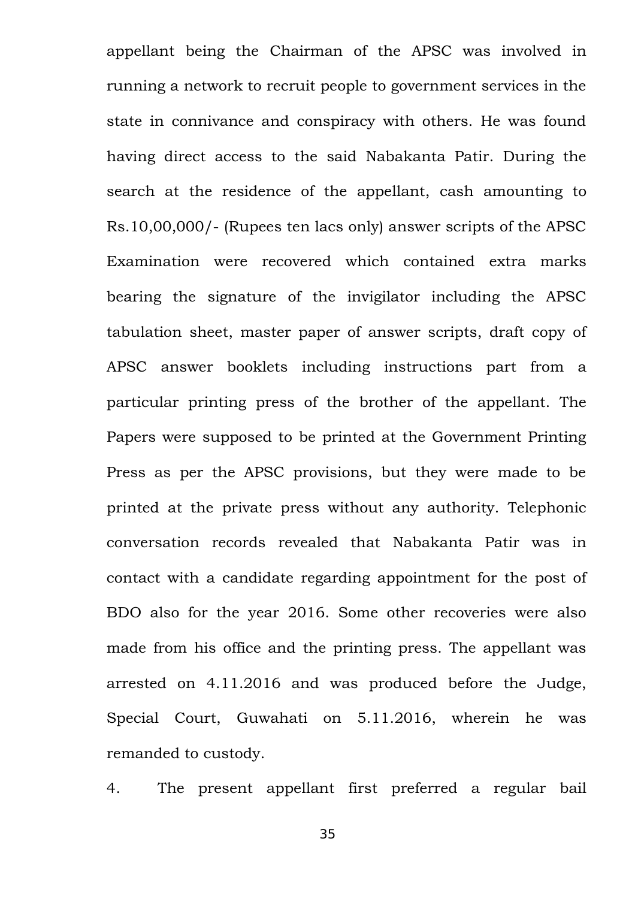appellant being the Chairman of the APSC was involved in running a network to recruit people to government services in the state in connivance and conspiracy with others. He was found having direct access to the said Nabakanta Patir. During the search at the residence of the appellant, cash amounting to Rs.10,00,000/- (Rupees ten lacs only) answer scripts of the APSC Examination were recovered which contained extra marks bearing the signature of the invigilator including the APSC tabulation sheet, master paper of answer scripts, draft copy of APSC answer booklets including instructions part from a particular printing press of the brother of the appellant. The Papers were supposed to be printed at the Government Printing Press as per the APSC provisions, but they were made to be printed at the private press without any authority. Telephonic conversation records revealed that Nabakanta Patir was in contact with a candidate regarding appointment for the post of BDO also for the year 2016. Some other recoveries were also made from his office and the printing press. The appellant was arrested on 4.11.2016 and was produced before the Judge, Special Court, Guwahati on 5.11.2016, wherein he was remanded to custody.

4. The present appellant first preferred a regular bail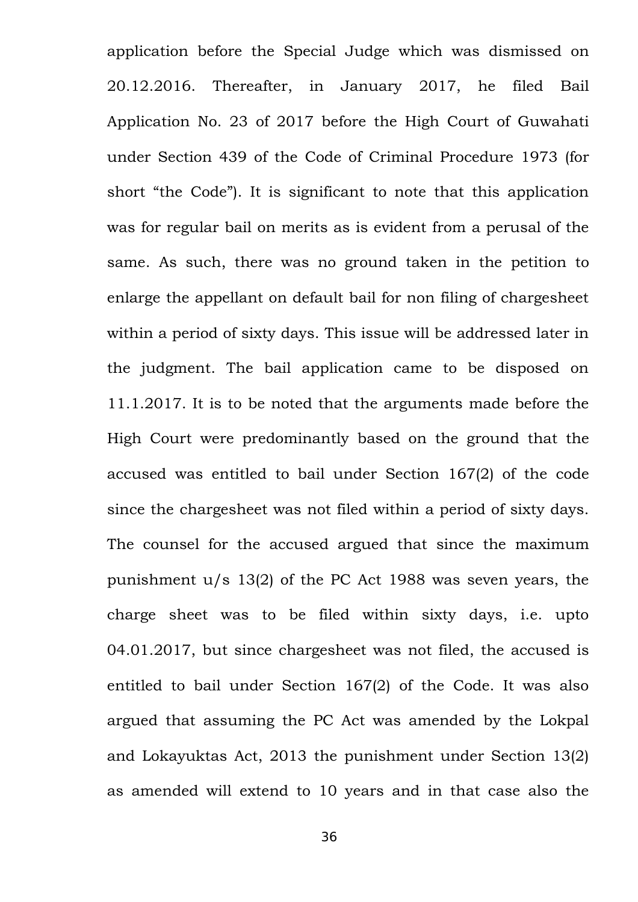application before the Special Judge which was dismissed on 20.12.2016. Thereafter, in January 2017, he filed Bail Application No. 23 of 2017 before the High Court of Guwahati under Section 439 of the Code of Criminal Procedure 1973 (for short "the Code"). It is significant to note that this application was for regular bail on merits as is evident from a perusal of the same. As such, there was no ground taken in the petition to enlarge the appellant on default bail for non filing of chargesheet within a period of sixty days. This issue will be addressed later in the judgment. The bail application came to be disposed on 11.1.2017. It is to be noted that the arguments made before the High Court were predominantly based on the ground that the accused was entitled to bail under Section 167(2) of the code since the chargesheet was not filed within a period of sixty days. The counsel for the accused argued that since the maximum punishment u/s 13(2) of the PC Act 1988 was seven years, the charge sheet was to be filed within sixty days, i.e. upto 04.01.2017, but since chargesheet was not filed, the accused is entitled to bail under Section 167(2) of the Code. It was also argued that assuming the PC Act was amended by the Lokpal and Lokayuktas Act, 2013 the punishment under Section 13(2) as amended will extend to 10 years and in that case also the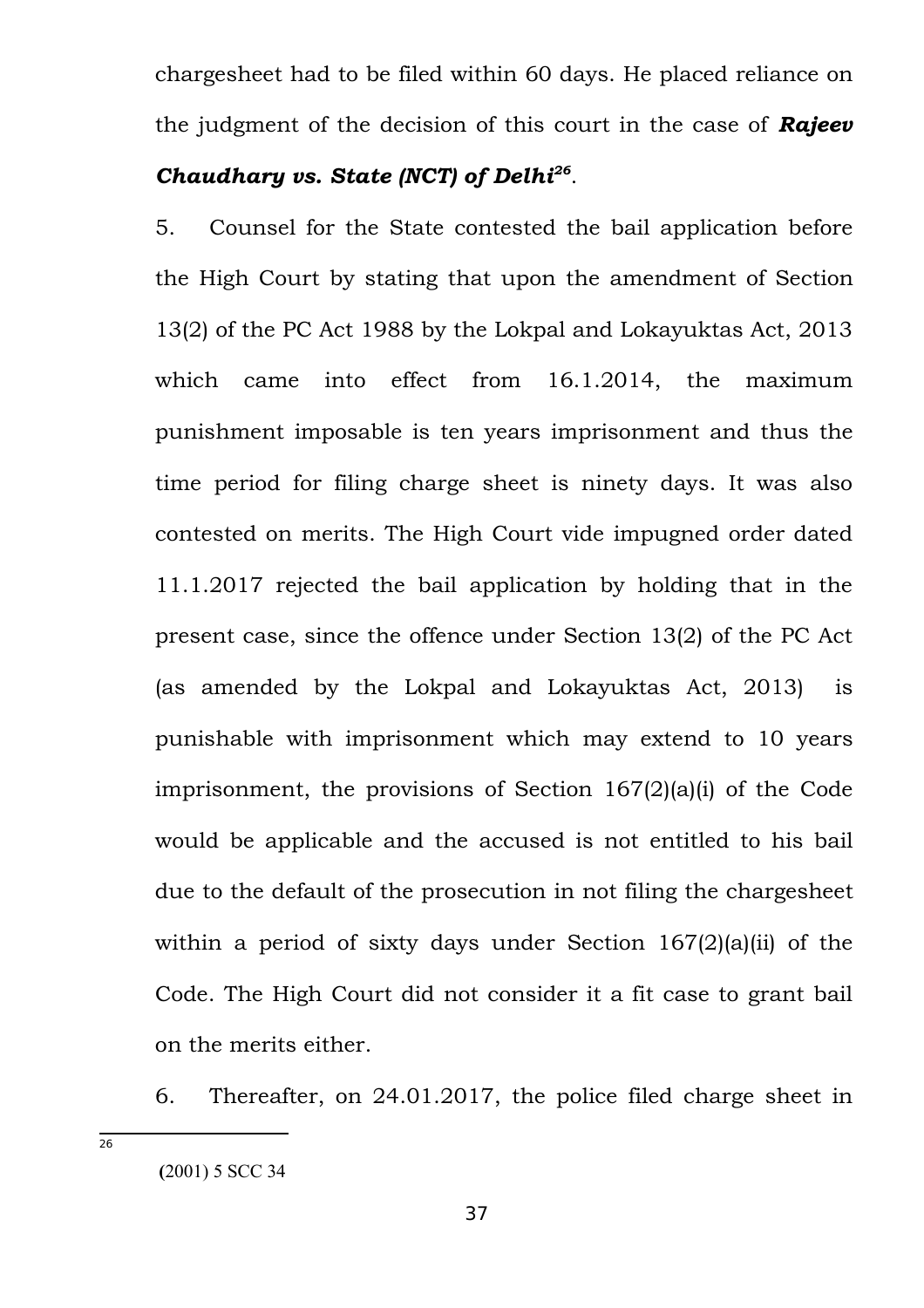chargesheet had to be filed within 60 days. He placed reliance on the judgment of the decision of this court in the case of ***Rajeev Chaudhary vs. State (NCT) of Delhi***[26].

5. Counsel for the State contested the bail application before the High Court by stating that upon the amendment of Section 13(2) of the PC Act 1988 by the Lokpal and Lokayuktas Act, 2013 which came into effect from 16.1.2014, the maximum punishment imposable is ten years imprisonment and thus the time period for filing charge sheet is ninety days. It was also contested on merits. The High Court vide impugned order dated 11.1.2017 rejected the bail application by holding that in the present case, since the offence under Section 13(2) of the PC Act (as amended by the Lokpal and Lokayuktas Act, 2013) is punishable with imprisonment which may extend to 10 years imprisonment, the provisions of Section 167(2)(a)(i) of the Code would be applicable and the accused is not entitled to his bail due to the default of the prosecution in not filing the chargesheet within a period of sixty days under Section 167(2)(a)(ii) of the Code. The High Court did not consider it a fit case to grant bail on the merits either.

6. Thereafter, on 24.01.2017, the police filed charge sheet in

---

[26] (2001) 5 SCC 34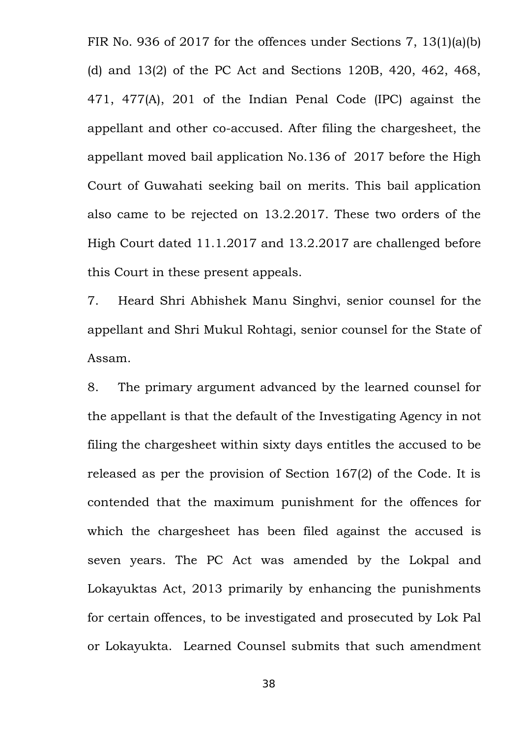FIR No. 936 of 2017 for the offences under Sections 7, 13(1)(a)(b)(d) and 13(2) of the PC Act and Sections 120B, 420, 462, 468, 471, 477(A), 201 of the Indian Penal Code (IPC) against the appellant and other co-accused. After filing the chargesheet, the appellant moved bail application No.136 of 2017 before the High Court of Guwahati seeking bail on merits. This bail application also came to be rejected on 13.2.2017. These two orders of the High Court dated 11.1.2017 and 13.2.2017 are challenged before this Court in these present appeals.

7. Heard Shri Abhishek Manu Singhvi, senior counsel for the appellant and Shri Mukul Rohtagi, senior counsel for the State of Assam.

8. The primary argument advanced by the learned counsel for the appellant is that the default of the Investigating Agency in not filing the chargesheet within sixty days entitles the accused to be released as per the provision of Section 167(2) of the Code. It is contended that the maximum punishment for the offences for which the chargesheet has been filed against the accused is seven years. The PC Act was amended by the Lokpal and Lokayuktas Act, 2013 primarily by enhancing the punishments for certain offences, to be investigated and prosecuted by Lok Pal or Lokayukta. Learned Counsel submits that such amendment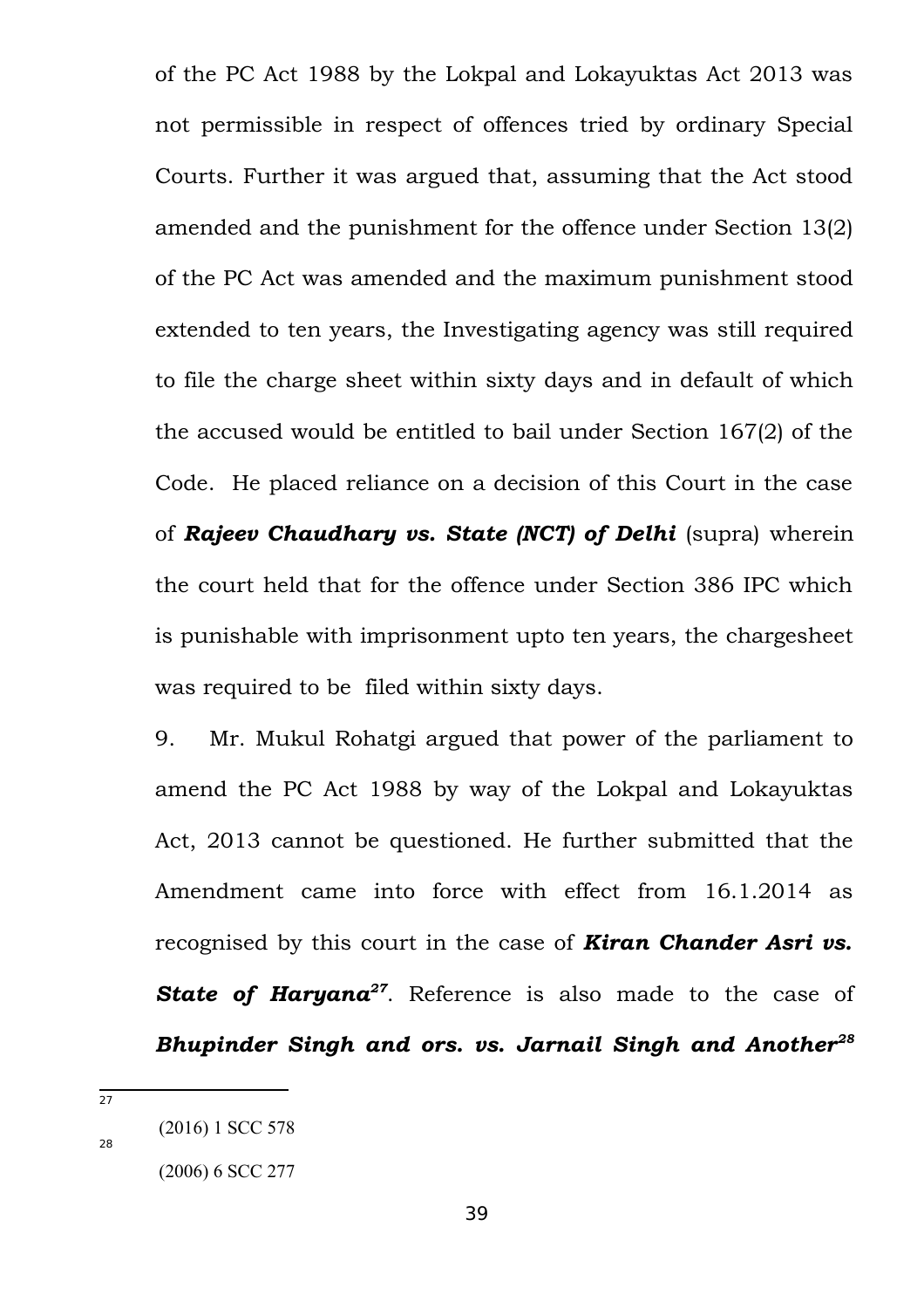of the PC Act 1988 by the Lokpal and Lokayuktas Act 2013 was not permissible in respect of offences tried by ordinary Special Courts. Further it was argued that, assuming that the Act stood amended and the punishment for the offence under Section 13(2) of the PC Act was amended and the maximum punishment stood extended to ten years, the Investigating agency was still required to file the charge sheet within sixty days and in default of which the accused would be entitled to bail under Section 167(2) of the Code. He placed reliance on a decision of this Court in the case of ***Rajeev Chaudhary vs. State (NCT) of Delhi*** (supra) wherein the court held that for the offence under Section 386 IPC which is punishable with imprisonment upto ten years, the chargesheet was required to be filed within sixty days.

9. Mr. Mukul Rohatgi argued that power of the parliament to amend the PC Act 1988 by way of the Lokpal and Lokayuktas Act, 2013 cannot be questioned. He further submitted that the Amendment came into force with effect from 16.1.2014 as recognised by this court in the case of ***Kiran Chander Asri vs. State of Haryana***[27]. Reference is also made to the case of ***Bhupinder Singh and ors. vs. Jarnail Singh and Another***[28]

---

[27] (2016) 1 SCC 578

[28] (2006) 6 SCC 277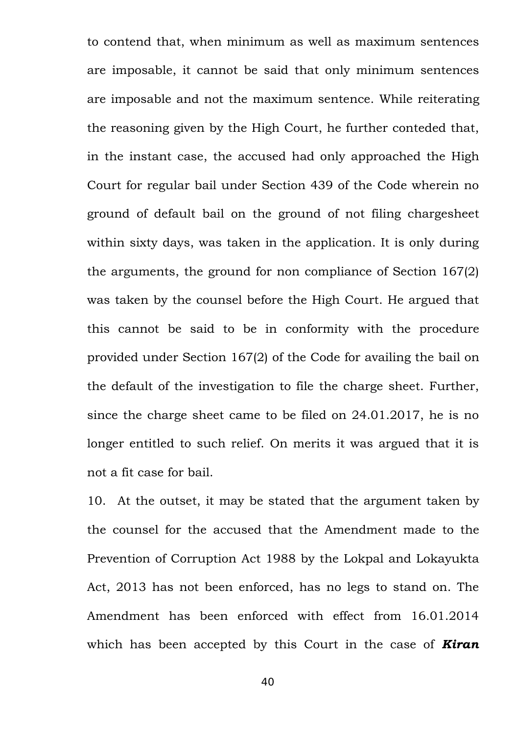to contend that, when minimum as well as maximum sentences are imposable, it cannot be said that only minimum sentences are imposable and not the maximum sentence. While reiterating the reasoning given by the High Court, he further conteded that, in the instant case, the accused had only approached the High Court for regular bail under Section 439 of the Code wherein no ground of default bail on the ground of not filing chargesheet within sixty days, was taken in the application. It is only during the arguments, the ground for non compliance of Section 167(2) was taken by the counsel before the High Court. He argued that this cannot be said to be in conformity with the procedure provided under Section 167(2) of the Code for availing the bail on the default of the investigation to file the charge sheet. Further, since the charge sheet came to be filed on 24.01.2017, he is no longer entitled to such relief. On merits it was argued that it is not a fit case for bail.

10. At the outset, it may be stated that the argument taken by the counsel for the accused that the Amendment made to the Prevention of Corruption Act 1988 by the Lokpal and Lokayukta Act, 2013 has not been enforced, has no legs to stand on. The Amendment has been enforced with effect from 16.01.2014 which has been accepted by this Court in the case of ***Kiran***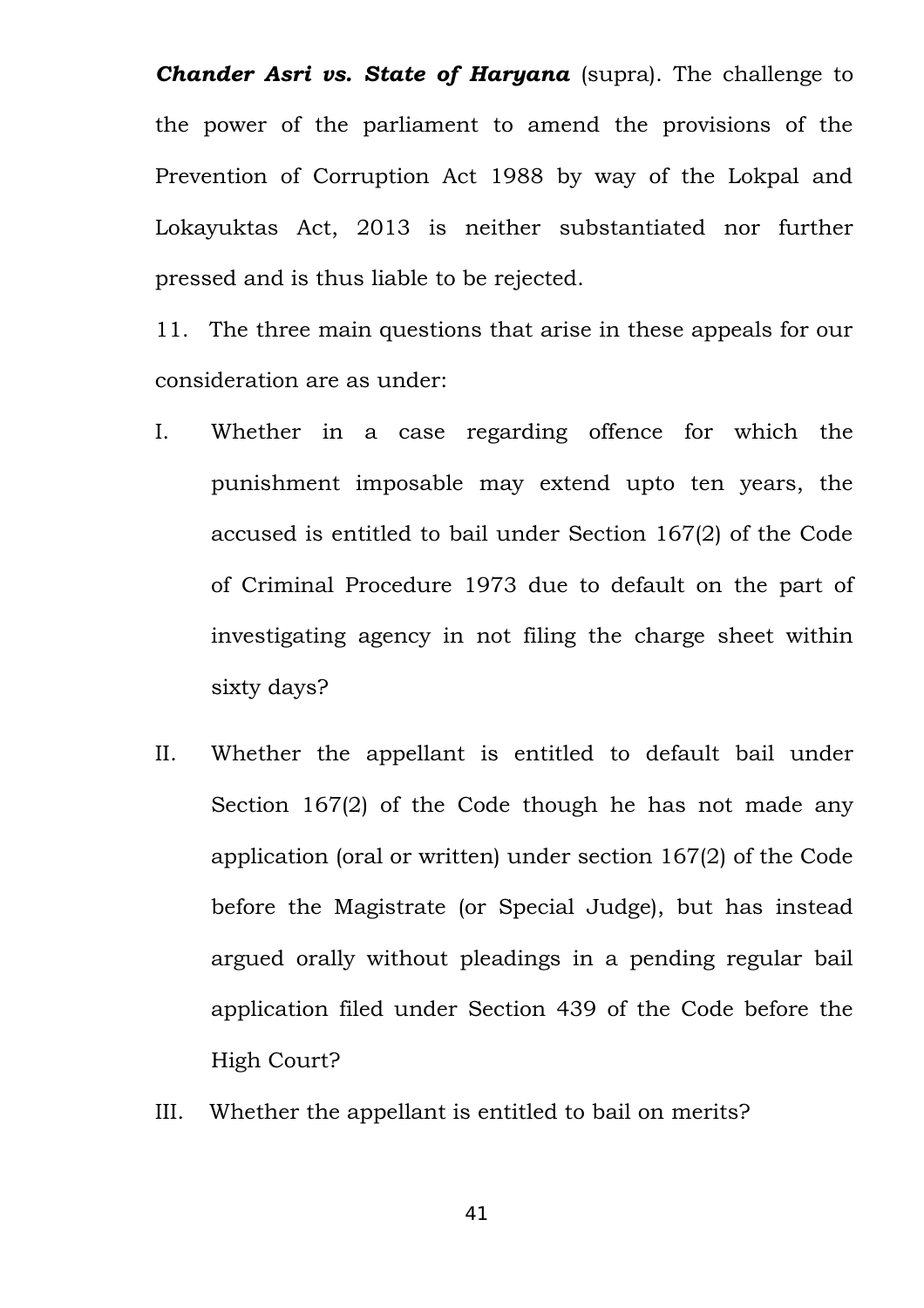***Chander Asri vs. State of Haryana*** (supra). The challenge to the power of the parliament to amend the provisions of the Prevention of Corruption Act 1988 by way of the Lokpal and Lokayuktas Act, 2013 is neither substantiated nor further pressed and is thus liable to be rejected.

11. The three main questions that arise in these appeals for our consideration are as under:

I. Whether in a case regarding offence for which the punishment imposable may extend upto ten years, the accused is entitled to bail under Section 167(2) of the Code of Criminal Procedure 1973 due to default on the part of investigating agency in not filing the charge sheet within sixty days?

II. Whether the appellant is entitled to default bail under Section 167(2) of the Code though he has not made any application (oral or written) under section 167(2) of the Code before the Magistrate (or Special Judge), but has instead argued orally without pleadings in a pending regular bail application filed under Section 439 of the Code before the High Court?

III. Whether the appellant is entitled to bail on merits?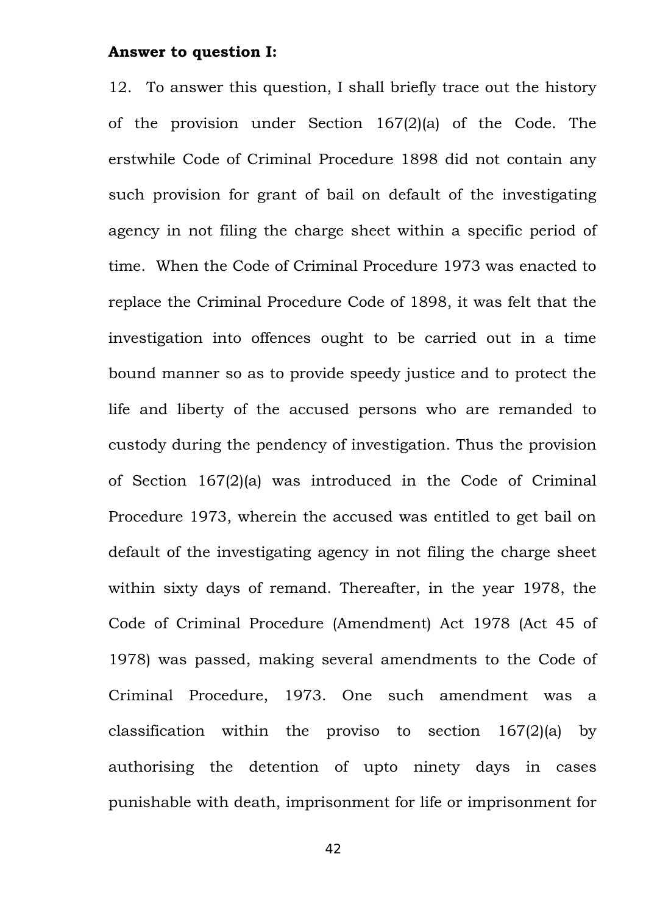**Answer to question I:**

12. To answer this question, I shall briefly trace out the history of the provision under Section 167(2)(a) of the Code. The erstwhile Code of Criminal Procedure 1898 did not contain any such provision for grant of bail on default of the investigating agency in not filing the charge sheet within a specific period of time. When the Code of Criminal Procedure 1973 was enacted to replace the Criminal Procedure Code of 1898, it was felt that the investigation into offences ought to be carried out in a time bound manner so as to provide speedy justice and to protect the life and liberty of the accused persons who are remanded to custody during the pendency of investigation. Thus the provision of Section 167(2)(a) was introduced in the Code of Criminal Procedure 1973, wherein the accused was entitled to get bail on default of the investigating agency in not filing the charge sheet within sixty days of remand. Thereafter, in the year 1978, the Code of Criminal Procedure (Amendment) Act 1978 (Act 45 of 1978) was passed, making several amendments to the Code of Criminal Procedure, 1973. One such amendment was a classification within the proviso to section 167(2)(a) by authorising the detention of upto ninety days in cases punishable with death, imprisonment for life or imprisonment for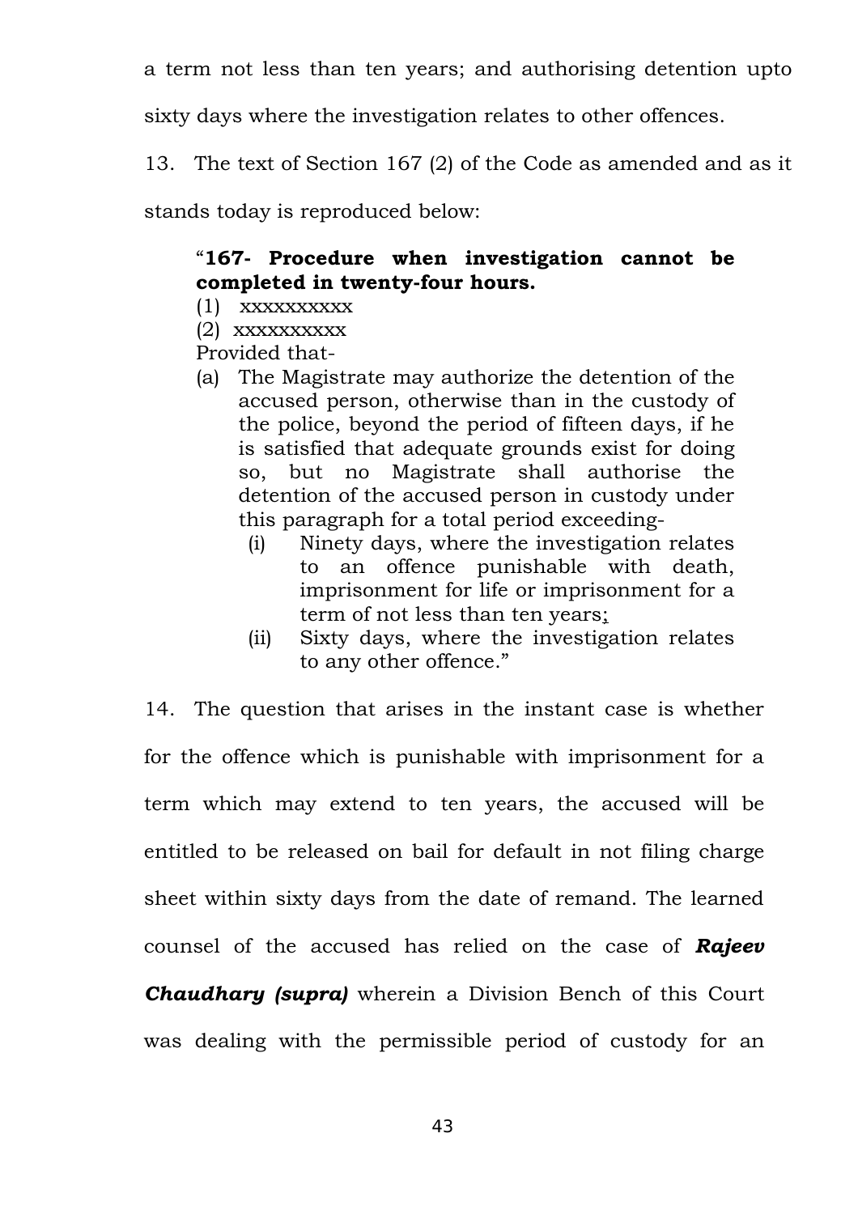a term not less than ten years; and authorising detention upto sixty days where the investigation relates to other offences.

13. The text of Section 167 (2) of the Code as amended and as it stands today is reproduced below:

> "**167- Procedure when investigation cannot be completed in twenty-four hours.**
>
> (1) xxxxxxxxxx
>
> (2) xxxxxxxxxx
>
> Provided that-
>
> (a) The Magistrate may authorize the detention of the accused person, otherwise than in the custody of the police, beyond the period of fifteen days, if he is satisfied that adequate grounds exist for doing so, but no Magistrate shall authorise the detention of the accused person in custody under this paragraph for a total period exceeding-
>
> (i) Ninety days, where the investigation relates to an offence punishable with death, imprisonment for life or imprisonment for a term of not less than ten years;
>
> (ii) Sixty days, where the investigation relates to any other offence."

14. The question that arises in the instant case is whether for the offence which is punishable with imprisonment for a term which may extend to ten years, the accused will be entitled to be released on bail for default in not filing charge sheet within sixty days from the date of remand. The learned counsel of the accused has relied on the case of ***Rajeev Chaudhary (supra)*** wherein a Division Bench of this Court was dealing with the permissible period of custody for an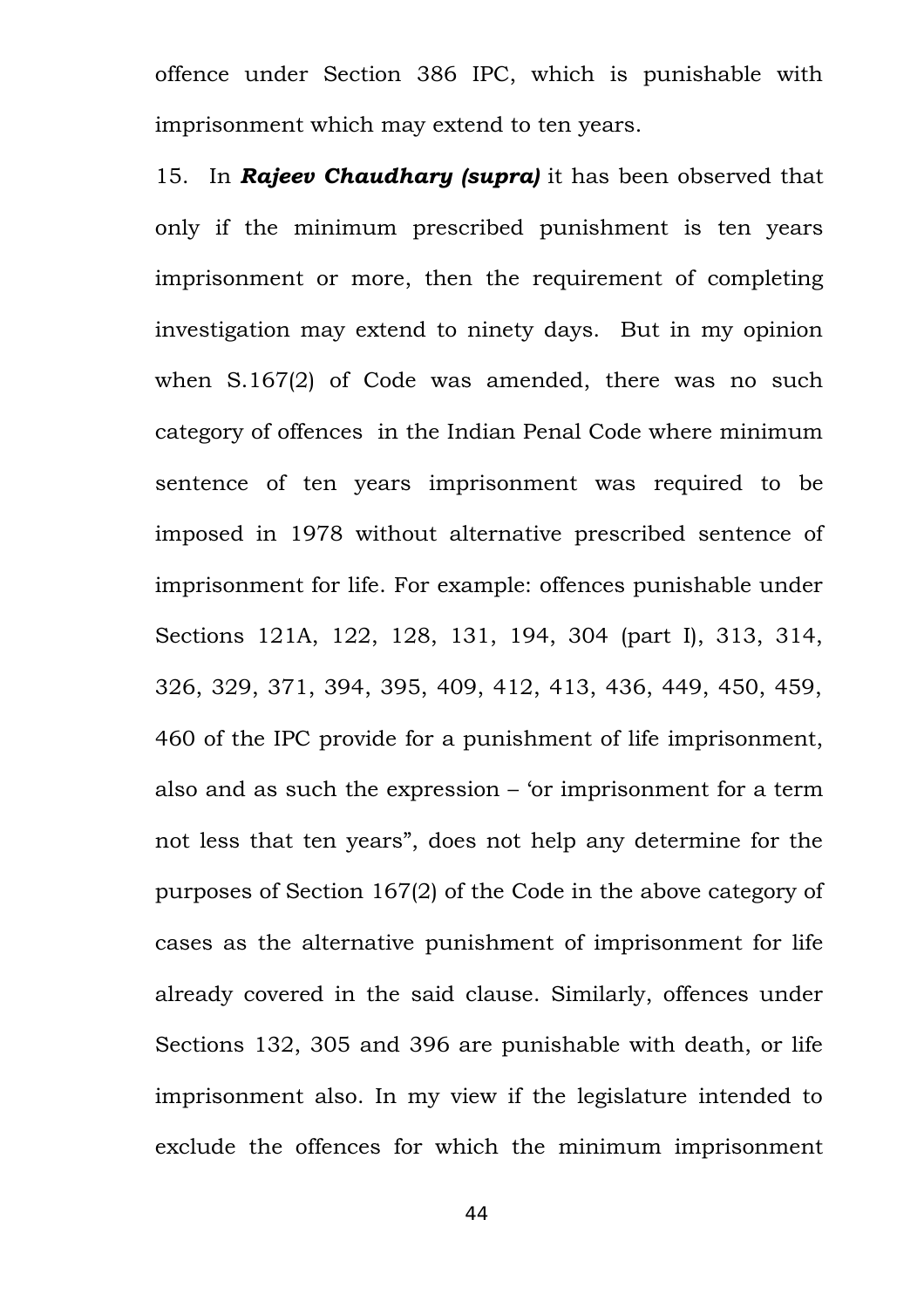offence under Section 386 IPC, which is punishable with imprisonment which may extend to ten years.

15. In ***Rajeev Chaudhary (supra)*** it has been observed that only if the minimum prescribed punishment is ten years imprisonment or more, then the requirement of completing investigation may extend to ninety days. But in my opinion when S.167(2) of Code was amended, there was no such category of offences in the Indian Penal Code where minimum sentence of ten years imprisonment was required to be imposed in 1978 without alternative prescribed sentence of imprisonment for life. For example: offences punishable under Sections 121A, 122, 128, 131, 194, 304 (part I), 313, 314, 326, 329, 371, 394, 395, 409, 412, 413, 436, 449, 450, 459, 460 of the IPC provide for a punishment of life imprisonment, also and as such the expression – 'or imprisonment for a term not less that ten years", does not help any determine for the purposes of Section 167(2) of the Code in the above category of cases as the alternative punishment of imprisonment for life already covered in the said clause. Similarly, offences under Sections 132, 305 and 396 are punishable with death, or life imprisonment also. In my view if the legislature intended to exclude the offences for which the minimum imprisonment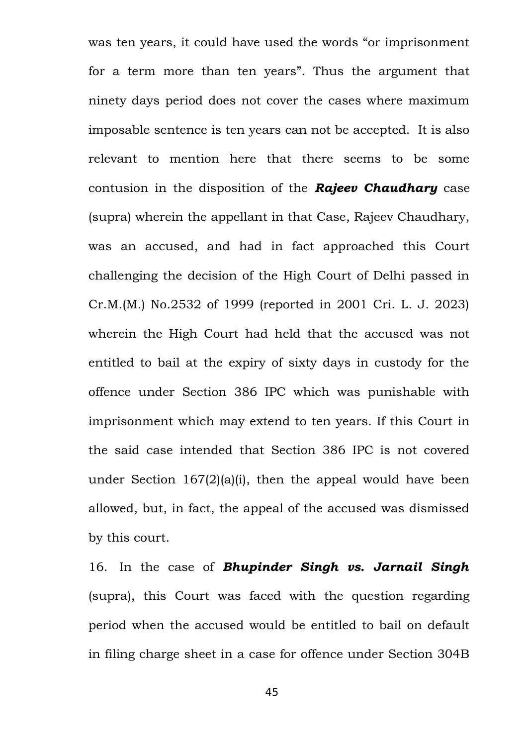was ten years, it could have used the words "or imprisonment for a term more than ten years". Thus the argument that ninety days period does not cover the cases where maximum imposable sentence is ten years can not be accepted. It is also relevant to mention here that there seems to be some contusion in the disposition of the ***Rajeev Chaudhary*** case (supra) wherein the appellant in that Case, Rajeev Chaudhary, was an accused, and had in fact approached this Court challenging the decision of the High Court of Delhi passed in Cr.M.(M.) No.2532 of 1999 (reported in 2001 Cri. L. J. 2023) wherein the High Court had held that the accused was not entitled to bail at the expiry of sixty days in custody for the offence under Section 386 IPC which was punishable with imprisonment which may extend to ten years. If this Court in the said case intended that Section 386 IPC is not covered under Section 167(2)(a)(i), then the appeal would have been allowed, but, in fact, the appeal of the accused was dismissed by this court.

16. In the case of ***Bhupinder Singh vs. Jarnail Singh*** (supra), this Court was faced with the question regarding period when the accused would be entitled to bail on default in filing charge sheet in a case for offence under Section 304B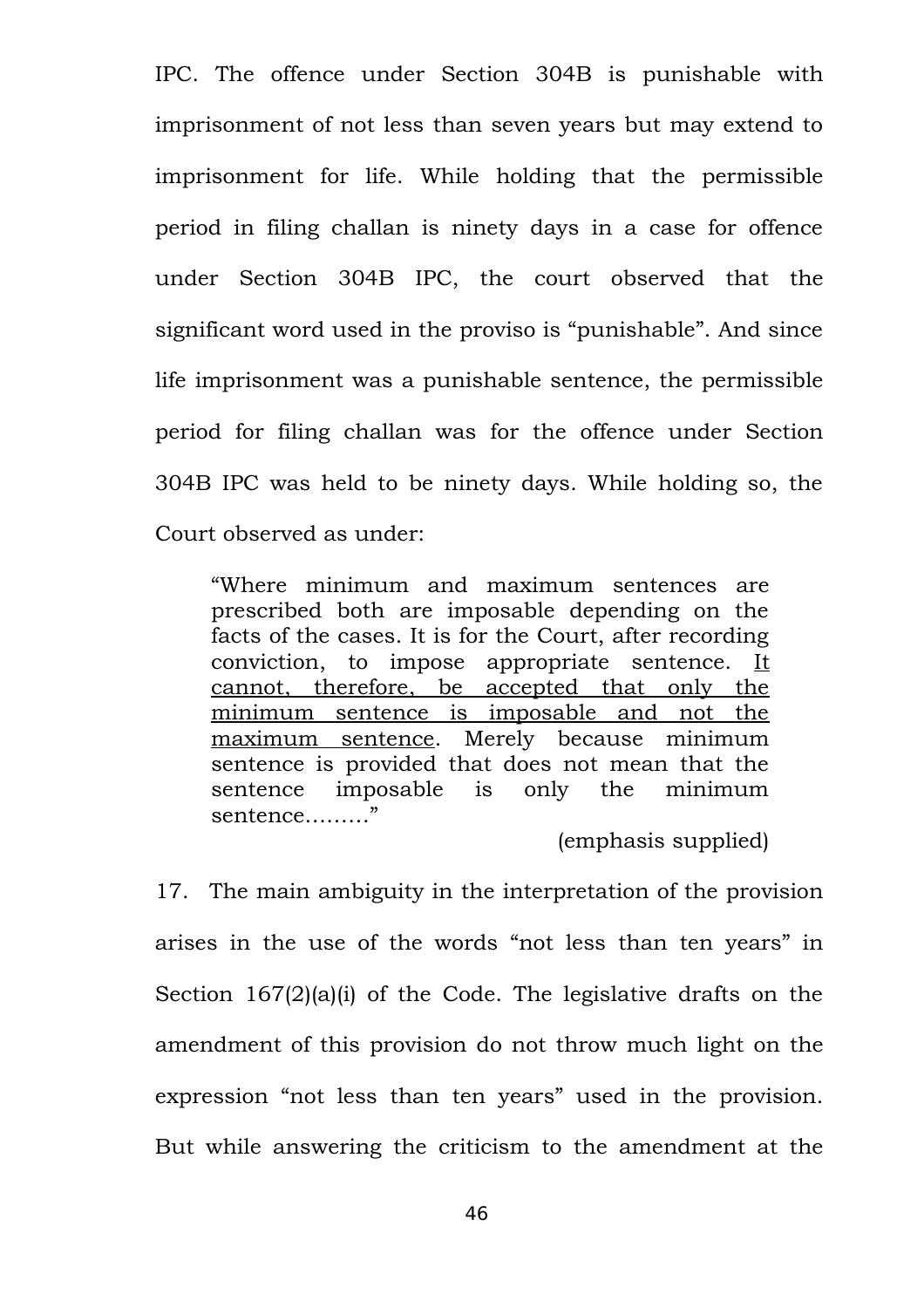IPC. The offence under Section 304B is punishable with imprisonment of not less than seven years but may extend to imprisonment for life. While holding that the permissible period in filing challan is ninety days in a case for offence under Section 304B IPC, the court observed that the significant word used in the proviso is "punishable". And since life imprisonment was a punishable sentence, the permissible period for filing challan was for the offence under Section 304B IPC was held to be ninety days. While holding so, the Court observed as under:

> "Where minimum and maximum sentences are prescribed both are imposable depending on the facts of the cases. It is for the Court, after recording conviction, to impose appropriate sentence. <u>It cannot, therefore, be accepted that only the minimum sentence is imposable and not the maximum sentence</u>. Merely because minimum sentence is provided that does not mean that the sentence imposable is only the minimum sentence………"
>
> (emphasis supplied)

17. The main ambiguity in the interpretation of the provision arises in the use of the words "not less than ten years" in Section 167(2)(a)(i) of the Code. The legislative drafts on the amendment of this provision do not throw much light on the expression "not less than ten years" used in the provision. But while answering the criticism to the amendment at the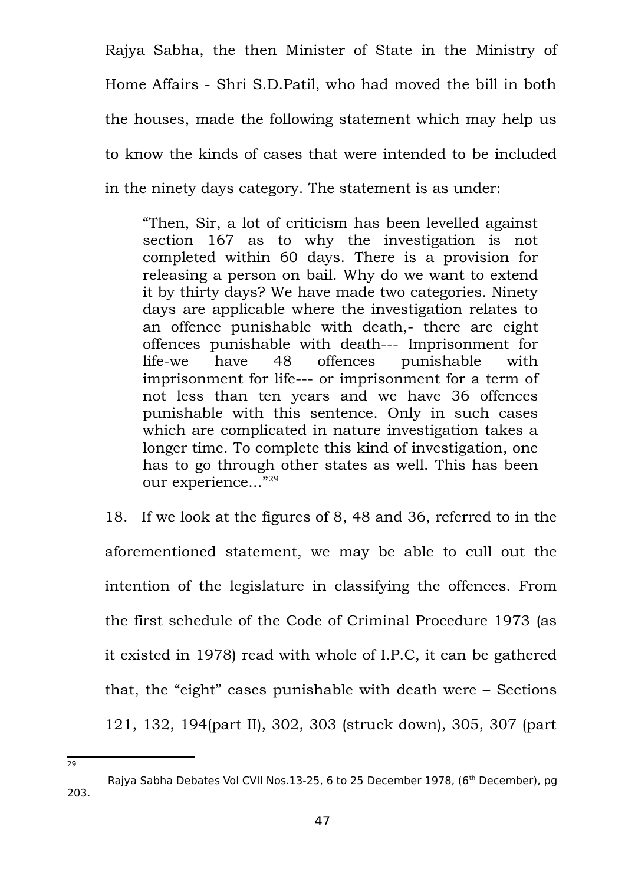Rajya Sabha, the then Minister of State in the Ministry of Home Affairs - Shri S.D.Patil, who had moved the bill in both the houses, made the following statement which may help us to know the kinds of cases that were intended to be included in the ninety days category. The statement is as under:

> "Then, Sir, a lot of criticism has been levelled against section 167 as to why the investigation is not completed within 60 days. There is a provision for releasing a person on bail. Why do we want to extend it by thirty days? We have made two categories. Ninety days are applicable where the investigation relates to an offence punishable with death,- there are eight offences punishable with death--- Imprisonment for life-we have 48 offences punishable with imprisonment for life--- or imprisonment for a term of not less than ten years and we have 36 offences punishable with this sentence. Only in such cases which are complicated in nature investigation takes a longer time. To complete this kind of investigation, one has to go through other states as well. This has been our experience..."[29]

18. If we look at the figures of 8, 48 and 36, referred to in the aforementioned statement, we may be able to cull out the intention of the legislature in classifying the offences. From the first schedule of the Code of Criminal Procedure 1973 (as it existed in 1978) read with whole of I.P.C, it can be gathered that, the "eight" cases punishable with death were – Sections 121, 132, 194(part II), 302, 303 (struck down), 305, 307 (part

---

[29] Rajya Sabha Debates Vol CVII Nos.13-25, 6 to 25 December 1978, (6th December), pg 203.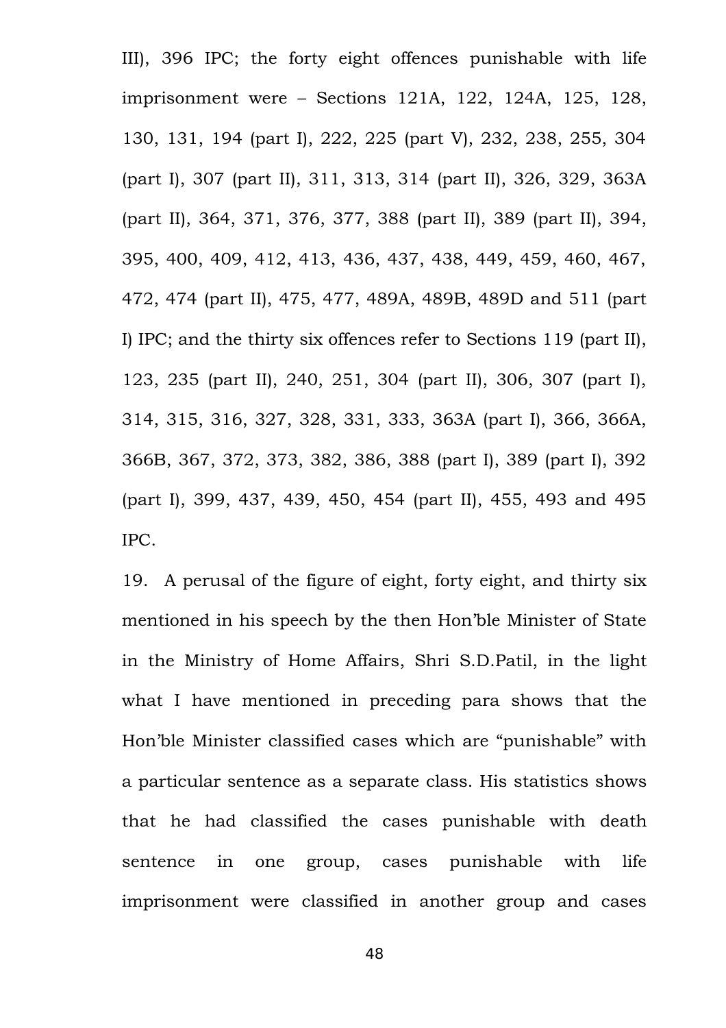III), 396 IPC; the forty eight offences punishable with life imprisonment were – Sections 121A, 122, 124A, 125, 128, 130, 131, 194 (part I), 222, 225 (part V), 232, 238, 255, 304 (part I), 307 (part II), 311, 313, 314 (part II), 326, 329, 363A (part II), 364, 371, 376, 377, 388 (part II), 389 (part II), 394, 395, 400, 409, 412, 413, 436, 437, 438, 449, 459, 460, 467, 472, 474 (part II), 475, 477, 489A, 489B, 489D and 511 (part I) IPC; and the thirty six offences refer to Sections 119 (part II), 123, 235 (part II), 240, 251, 304 (part II), 306, 307 (part I), 314, 315, 316, 327, 328, 331, 333, 363A (part I), 366, 366A, 366B, 367, 372, 373, 382, 386, 388 (part I), 389 (part I), 392 (part I), 399, 437, 439, 450, 454 (part II), 455, 493 and 495 IPC.

19. A perusal of the figure of eight, forty eight, and thirty six mentioned in his speech by the then Hon'ble Minister of State in the Ministry of Home Affairs, Shri S.D.Patil, in the light what I have mentioned in preceding para shows that the Hon'ble Minister classified cases which are "punishable" with a particular sentence as a separate class. His statistics shows that he had classified the cases punishable with death sentence in one group, cases punishable with life imprisonment were classified in another group and cases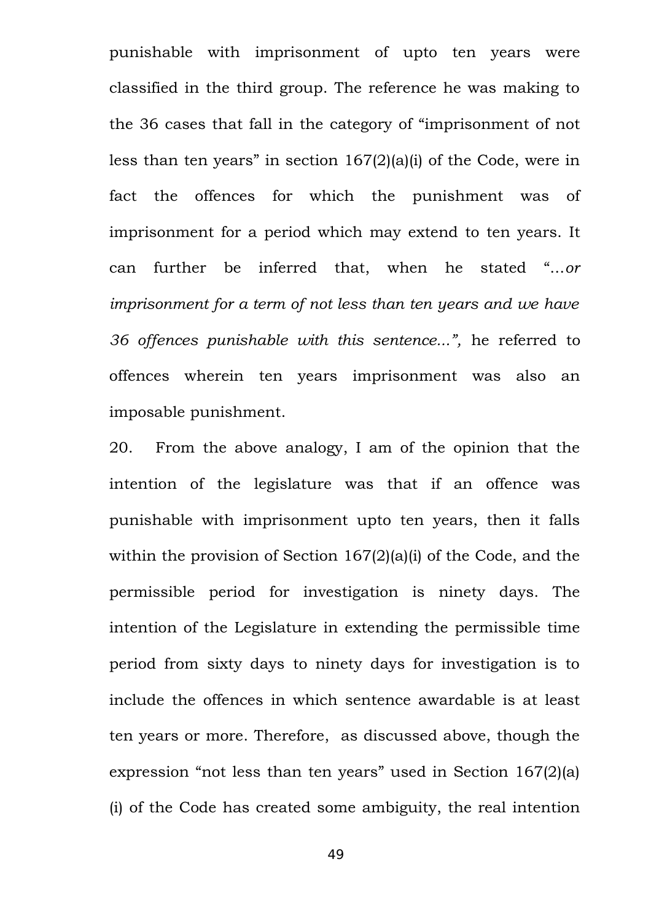punishable with imprisonment of upto ten years were classified in the third group. The reference he was making to the 36 cases that fall in the category of "imprisonment of not less than ten years" in section 167(2)(a)(i) of the Code, were in fact the offences for which the punishment was of imprisonment for a period which may extend to ten years. It can further be inferred that, when he stated "*…or imprisonment for a term of not less than ten years and we have 36 offences punishable with this sentence...",* he referred to offences wherein ten years imprisonment was also an imposable punishment.

20. From the above analogy, I am of the opinion that the intention of the legislature was that if an offence was punishable with imprisonment upto ten years, then it falls within the provision of Section 167(2)(a)(i) of the Code, and the permissible period for investigation is ninety days. The intention of the Legislature in extending the permissible time period from sixty days to ninety days for investigation is to include the offences in which sentence awardable is at least ten years or more. Therefore, as discussed above, though the expression "not less than ten years" used in Section 167(2)(a)(i) of the Code has created some ambiguity, the real intention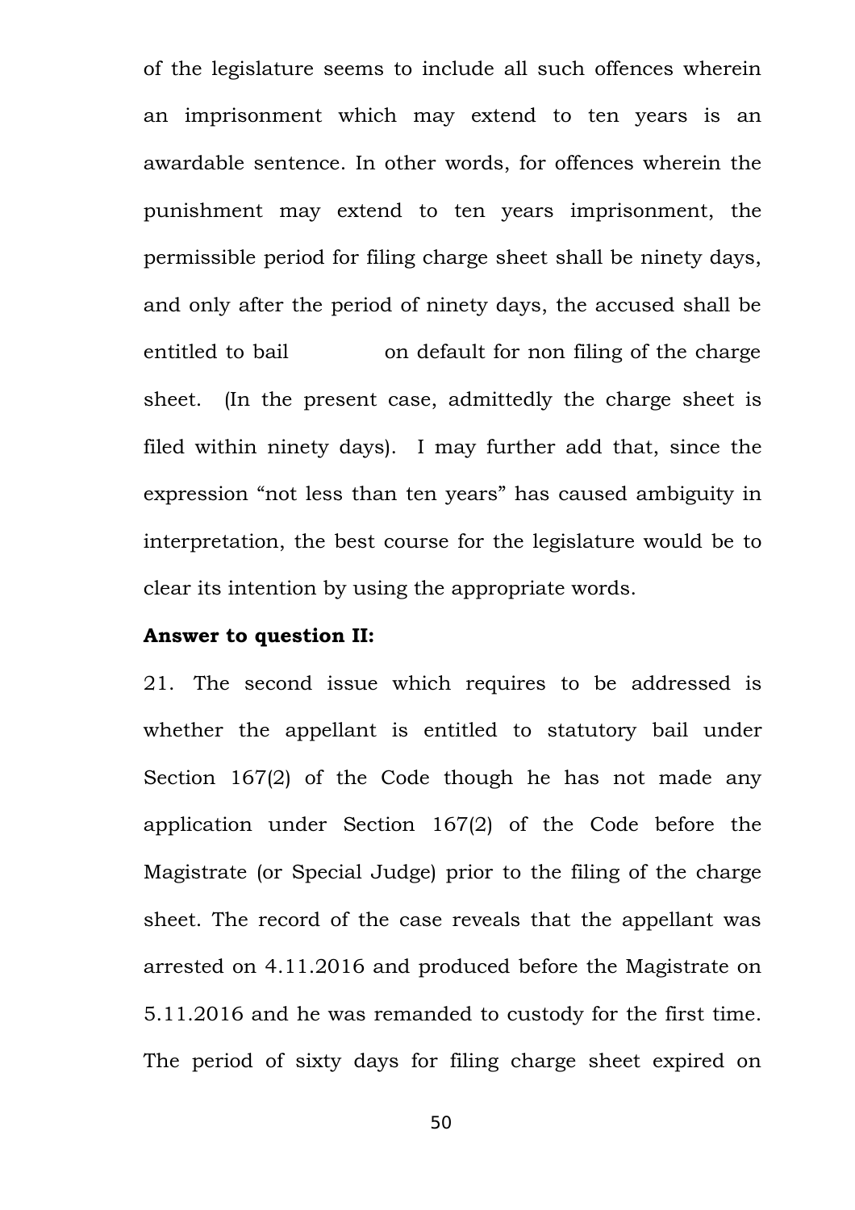of the legislature seems to include all such offences wherein an imprisonment which may extend to ten years is an awardable sentence. In other words, for offences wherein the punishment may extend to ten years imprisonment, the permissible period for filing charge sheet shall be ninety days, and only after the period of ninety days, the accused shall be entitled to bail on default for non filing of the charge sheet. (In the present case, admittedly the charge sheet is filed within ninety days). I may further add that, since the expression "not less than ten years" has caused ambiguity in interpretation, the best course for the legislature would be to clear its intention by using the appropriate words.

**Answer to question II:**

21. The second issue which requires to be addressed is whether the appellant is entitled to statutory bail under Section 167(2) of the Code though he has not made any application under Section 167(2) of the Code before the Magistrate (or Special Judge) prior to the filing of the charge sheet. The record of the case reveals that the appellant was arrested on 4.11.2016 and produced before the Magistrate on 5.11.2016 and he was remanded to custody for the first time. The period of sixty days for filing charge sheet expired on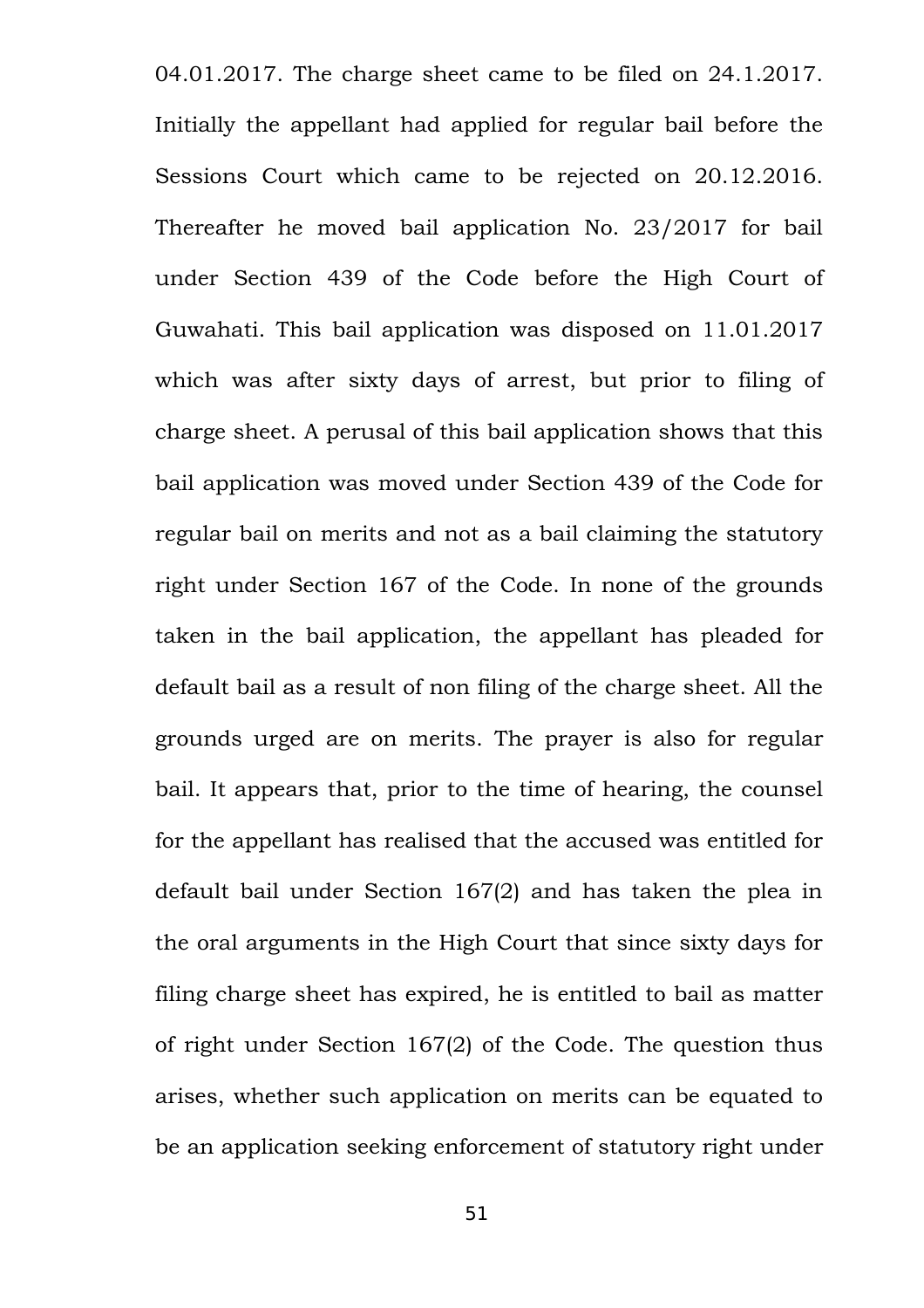04.01.2017. The charge sheet came to be filed on 24.1.2017. Initially the appellant had applied for regular bail before the Sessions Court which came to be rejected on 20.12.2016. Thereafter he moved bail application No. 23/2017 for bail under Section 439 of the Code before the High Court of Guwahati. This bail application was disposed on 11.01.2017 which was after sixty days of arrest, but prior to filing of charge sheet. A perusal of this bail application shows that this bail application was moved under Section 439 of the Code for regular bail on merits and not as a bail claiming the statutory right under Section 167 of the Code. In none of the grounds taken in the bail application, the appellant has pleaded for default bail as a result of non filing of the charge sheet. All the grounds urged are on merits. The prayer is also for regular bail. It appears that, prior to the time of hearing, the counsel for the appellant has realised that the accused was entitled for default bail under Section 167(2) and has taken the plea in the oral arguments in the High Court that since sixty days for filing charge sheet has expired, he is entitled to bail as matter of right under Section 167(2) of the Code. The question thus arises, whether such application on merits can be equated to be an application seeking enforcement of statutory right under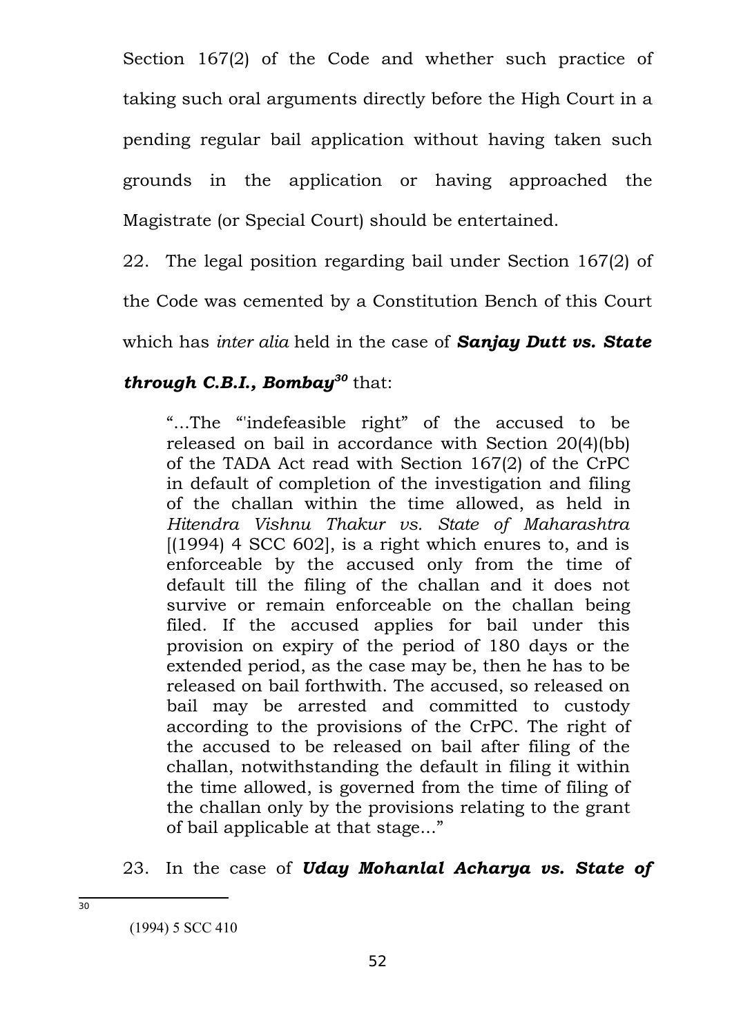Section 167(2) of the Code and whether such practice of taking such oral arguments directly before the High Court in a pending regular bail application without having taken such grounds in the application or having approached the Magistrate (or Special Court) should be entertained.

22. The legal position regarding bail under Section 167(2) of the Code was cemented by a Constitution Bench of this Court which has *inter alia* held in the case of ***Sanjay Dutt vs. State through C.B.I., Bombay***[30] that:

> "...The "'indefeasible right" of the accused to be released on bail in accordance with Section 20(4)(bb) of the TADA Act read with Section 167(2) of the CrPC in default of completion of the investigation and filing of the challan within the time allowed, as held in *Hitendra Vishnu Thakur vs. State of Maharashtra* [(1994) 4 SCC 602], is a right which enures to, and is enforceable by the accused only from the time of default till the filing of the challan and it does not survive or remain enforceable on the challan being filed. If the accused applies for bail under this provision on expiry of the period of 180 days or the extended period, as the case may be, then he has to be released on bail forthwith. The accused, so released on bail may be arrested and committed to custody according to the provisions of the CrPC. The right of the accused to be released on bail after filing of the challan, notwithstanding the default in filing it within the time allowed, is governed from the time of filing of the challan only by the provisions relating to the grant of bail applicable at that stage..."

23. In the case of ***Uday Mohanlal Acharya vs. State of***

---

[30] (1994) 5 SCC 410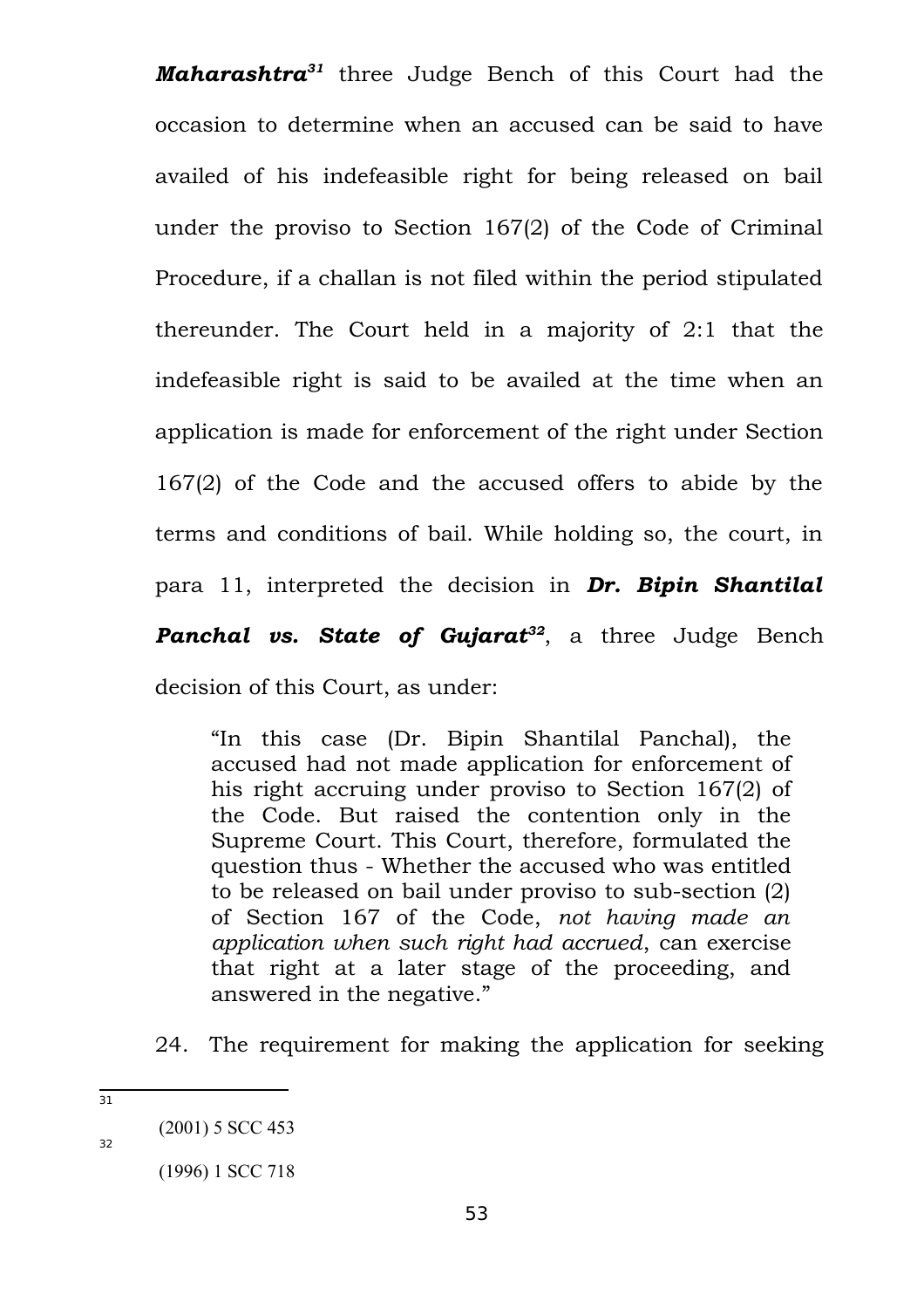***Maharashtra***[31] three Judge Bench of this Court had the occasion to determine when an accused can be said to have availed of his indefeasible right for being released on bail under the proviso to Section 167(2) of the Code of Criminal Procedure, if a challan is not filed within the period stipulated thereunder. The Court held in a majority of 2:1 that the indefeasible right is said to be availed at the time when an application is made for enforcement of the right under Section 167(2) of the Code and the accused offers to abide by the terms and conditions of bail. While holding so, the court, in para 11, interpreted the decision in ***Dr. Bipin Shantilal Panchal vs. State of Gujarat***[32], a three Judge Bench decision of this Court, as under:

> "In this case (Dr. Bipin Shantilal Panchal), the accused had not made application for enforcement of his right accruing under proviso to Section 167(2) of the Code. But raised the contention only in the Supreme Court. This Court, therefore, formulated the question thus - Whether the accused who was entitled to be released on bail under proviso to sub-section (2) of Section 167 of the Code, *not having made an application when such right had accrued*, can exercise that right at a later stage of the proceeding, and answered in the negative."

24. The requirement for making the application for seeking

---

[31] (2001) 5 SCC 453

[32] (1996) 1 SCC 718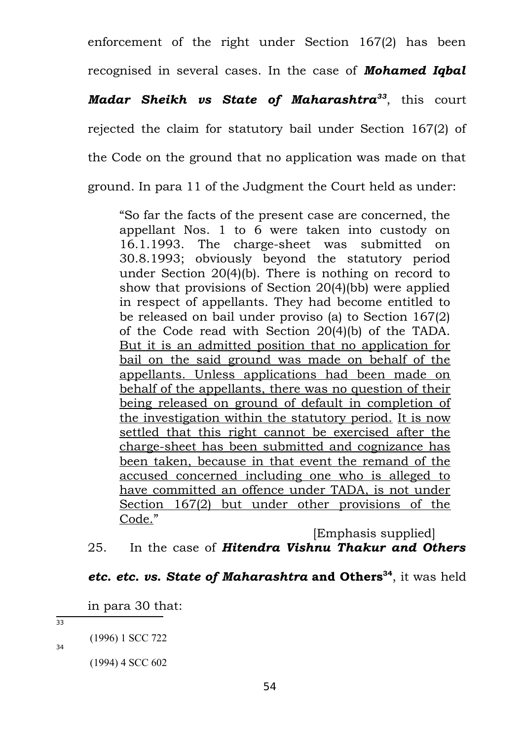enforcement of the right under Section 167(2) has been recognised in several cases. In the case of ***Mohamed Iqbal Madar Sheikh vs State of Maharashtra***[33], this court rejected the claim for statutory bail under Section 167(2) of the Code on the ground that no application was made on that ground. In para 11 of the Judgment the Court held as under:

> "So far the facts of the present case are concerned, the appellant Nos. 1 to 6 were taken into custody on 16.1.1993. The charge-sheet was submitted on 30.8.1993; obviously beyond the statutory period under Section 20(4)(b). There is nothing on record to show that provisions of Section 20(4)(bb) were applied in respect of appellants. They had become entitled to be released on bail under proviso (a) to Section 167(2) of the Code read with Section 20(4)(b) of the TADA. <u>But it is an admitted position that no application for bail on the said ground was made on behalf of the appellants. Unless applications had been made on behalf of the appellants, there was no question of their being released on ground of default in completion of the investigation within the statutory period.</u> <u>It is now settled that this right cannot be exercised after the charge-sheet has been submitted and cognizance has been taken, because in that event the remand of the accused concerned including one who is alleged to have committed an offence under TADA, is not under Section 167(2) but under other provisions of the Code.</u>"
>
> [Emphasis supplied]

25. In the case of ***Hitendra Vishnu Thakur and Others etc. etc. vs. State of Maharashtra* and Others**[34], it was held in para 30 that:

---

[33] (1996) 1 SCC 722

[34] (1994) 4 SCC 602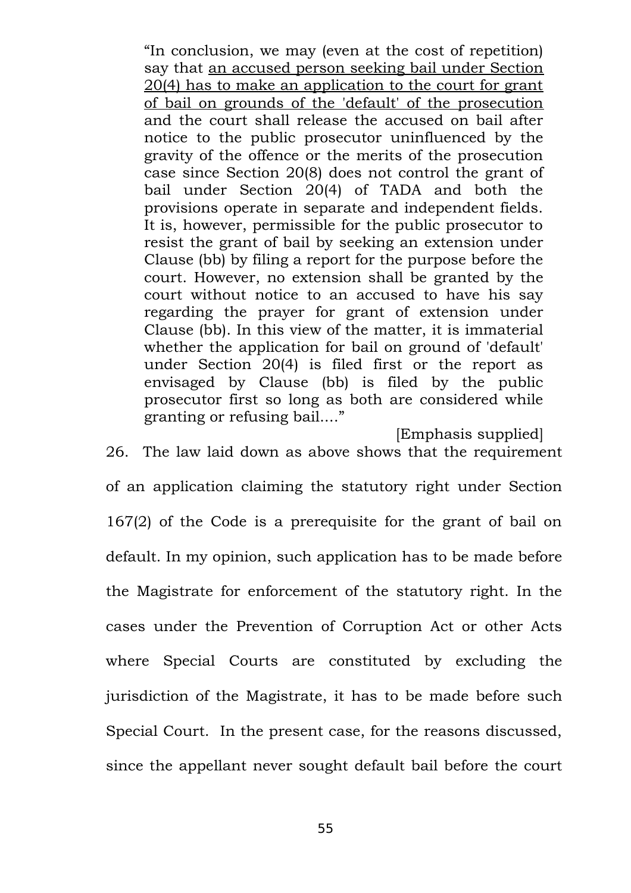> "In conclusion, we may (even at the cost of repetition) say that <u>an accused person seeking bail under Section 20(4) has to make an application to the court for grant of bail on grounds of the 'default' of the prosecution</u> and the court shall release the accused on bail after notice to the public prosecutor uninfluenced by the gravity of the offence or the merits of the prosecution case since Section 20(8) does not control the grant of bail under Section 20(4) of TADA and both the provisions operate in separate and independent fields. It is, however, permissible for the public prosecutor to resist the grant of bail by seeking an extension under Clause (bb) by filing a report for the purpose before the court. However, no extension shall be granted by the court without notice to an accused to have his say regarding the prayer for grant of extension under Clause (bb). In this view of the matter, it is immaterial whether the application for bail on ground of 'default' under Section 20(4) is filed first or the report as envisaged by Clause (bb) is filed by the public prosecutor first so long as both are considered while granting or refusing bail...."
>
> [Emphasis supplied]

26. The law laid down as above shows that the requirement of an application claiming the statutory right under Section 167(2) of the Code is a prerequisite for the grant of bail on default. In my opinion, such application has to be made before the Magistrate for enforcement of the statutory right. In the cases under the Prevention of Corruption Act or other Acts where Special Courts are constituted by excluding the jurisdiction of the Magistrate, it has to be made before such Special Court. In the present case, for the reasons discussed, since the appellant never sought default bail before the court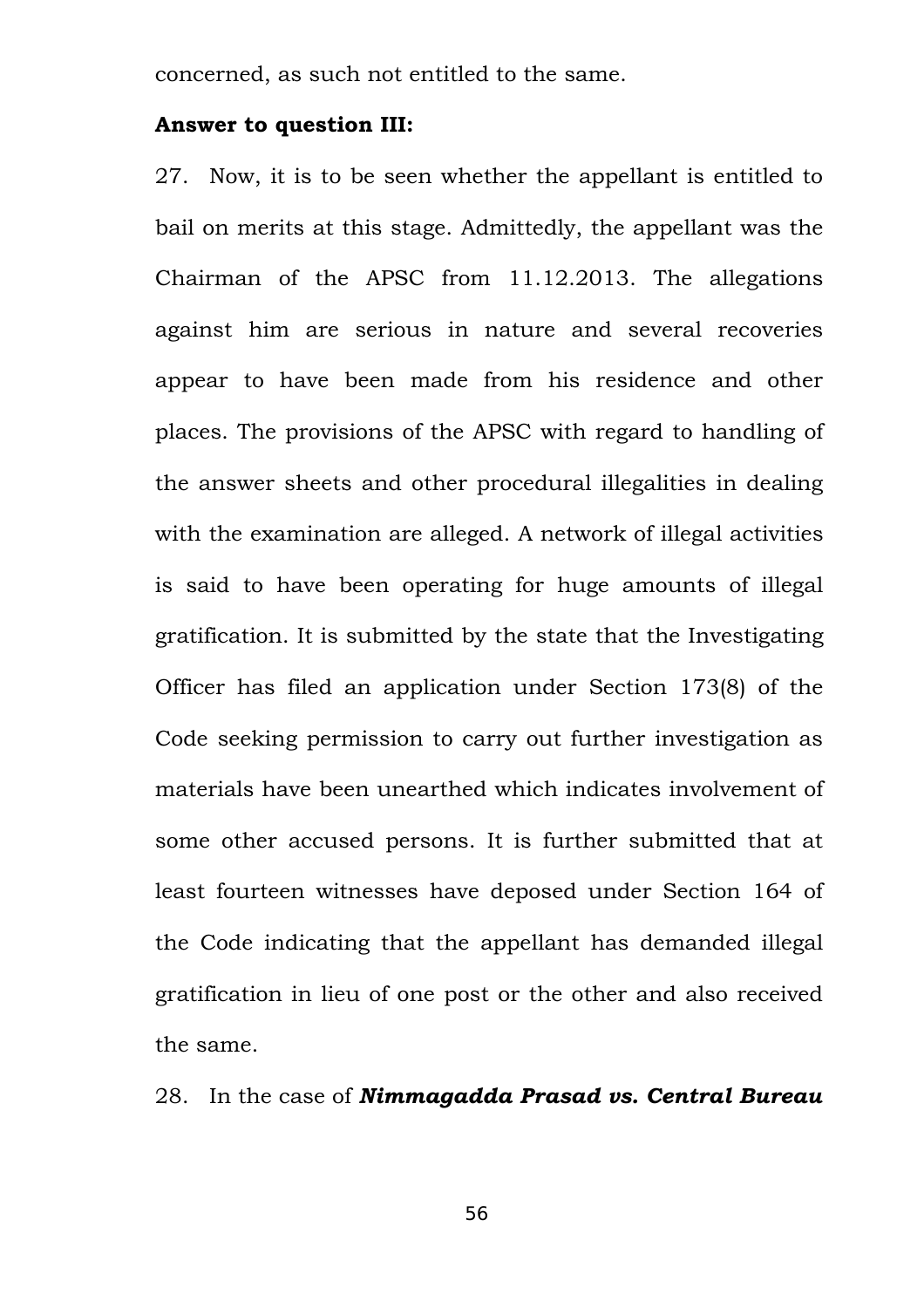concerned, as such not entitled to the same.

**Answer to question III:**

27. Now, it is to be seen whether the appellant is entitled to bail on merits at this stage. Admittedly, the appellant was the Chairman of the APSC from 11.12.2013. The allegations against him are serious in nature and several recoveries appear to have been made from his residence and other places. The provisions of the APSC with regard to handling of the answer sheets and other procedural illegalities in dealing with the examination are alleged. A network of illegal activities is said to have been operating for huge amounts of illegal gratification. It is submitted by the state that the Investigating Officer has filed an application under Section 173(8) of the Code seeking permission to carry out further investigation as materials have been unearthed which indicates involvement of some other accused persons. It is further submitted that at least fourteen witnesses have deposed under Section 164 of the Code indicating that the appellant has demanded illegal gratification in lieu of one post or the other and also received the same.

28. In the case of ***Nimmagadda Prasad vs. Central Bureau***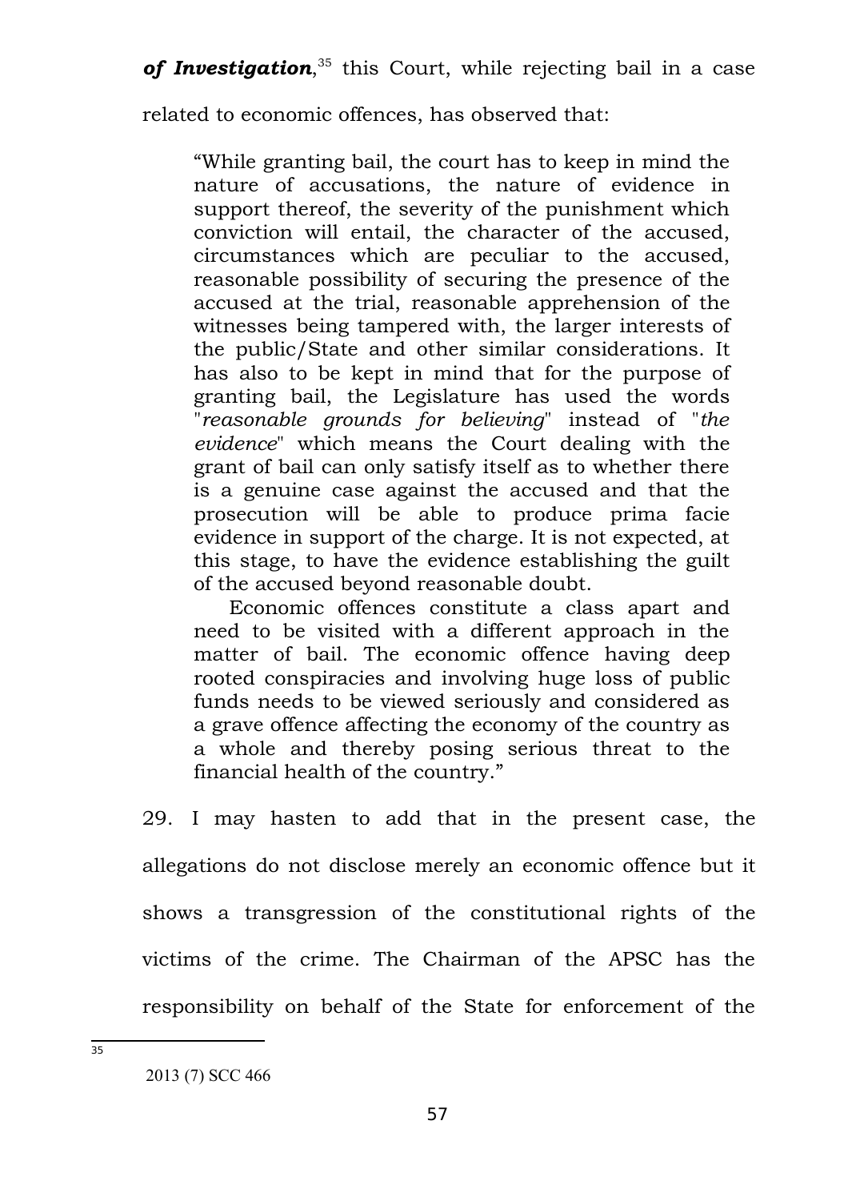***of Investigation***,[35] this Court, while rejecting bail in a case related to economic offences, has observed that:

> "While granting bail, the court has to keep in mind the nature of accusations, the nature of evidence in support thereof, the severity of the punishment which conviction will entail, the character of the accused, circumstances which are peculiar to the accused, reasonable possibility of securing the presence of the accused at the trial, reasonable apprehension of the witnesses being tampered with, the larger interests of the public/State and other similar considerations. It has also to be kept in mind that for the purpose of granting bail, the Legislature has used the words "*reasonable grounds for believing*" instead of "*the evidence*" which means the Court dealing with the grant of bail can only satisfy itself as to whether there is a genuine case against the accused and that the prosecution will be able to produce prima facie evidence in support of the charge. It is not expected, at this stage, to have the evidence establishing the guilt of the accused beyond reasonable doubt.
>
> Economic offences constitute a class apart and need to be visited with a different approach in the matter of bail. The economic offence having deep rooted conspiracies and involving huge loss of public funds needs to be viewed seriously and considered as a grave offence affecting the economy of the country as a whole and thereby posing serious threat to the financial health of the country."

29. I may hasten to add that in the present case, the allegations do not disclose merely an economic offence but it shows a transgression of the constitutional rights of the victims of the crime. The Chairman of the APSC has the responsibility on behalf of the State for enforcement of the

---

[35] 2013 (7) SCC 466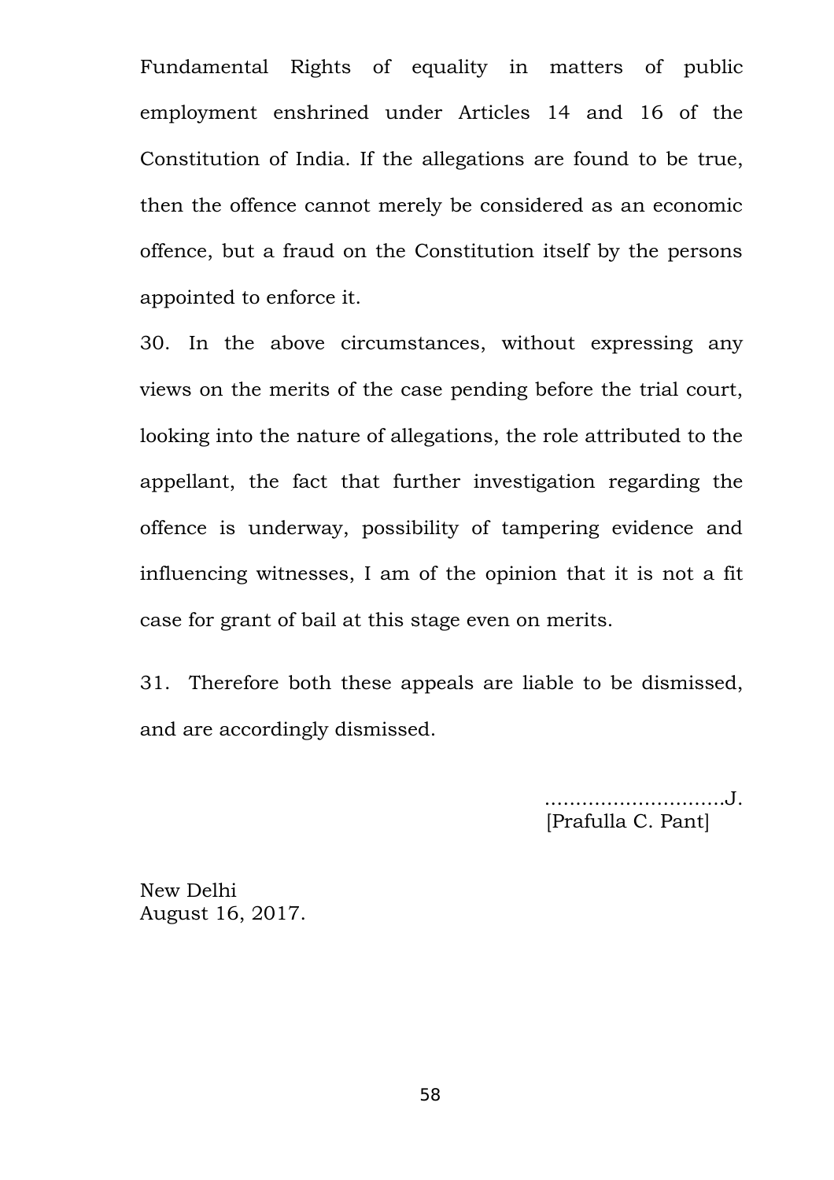Fundamental Rights of equality in matters of public employment enshrined under Articles 14 and 16 of the Constitution of India. If the allegations are found to be true, then the offence cannot merely be considered as an economic offence, but a fraud on the Constitution itself by the persons appointed to enforce it.

30. In the above circumstances, without expressing any views on the merits of the case pending before the trial court, looking into the nature of allegations, the role attributed to the appellant, the fact that further investigation regarding the offence is underway, possibility of tampering evidence and influencing witnesses, I am of the opinion that it is not a fit case for grant of bail at this stage even on merits.

31. Therefore both these appeals are liable to be dismissed, and are accordingly dismissed.

……………………….J.
[Prafulla C. Pant]

New Delhi
August 16, 2017.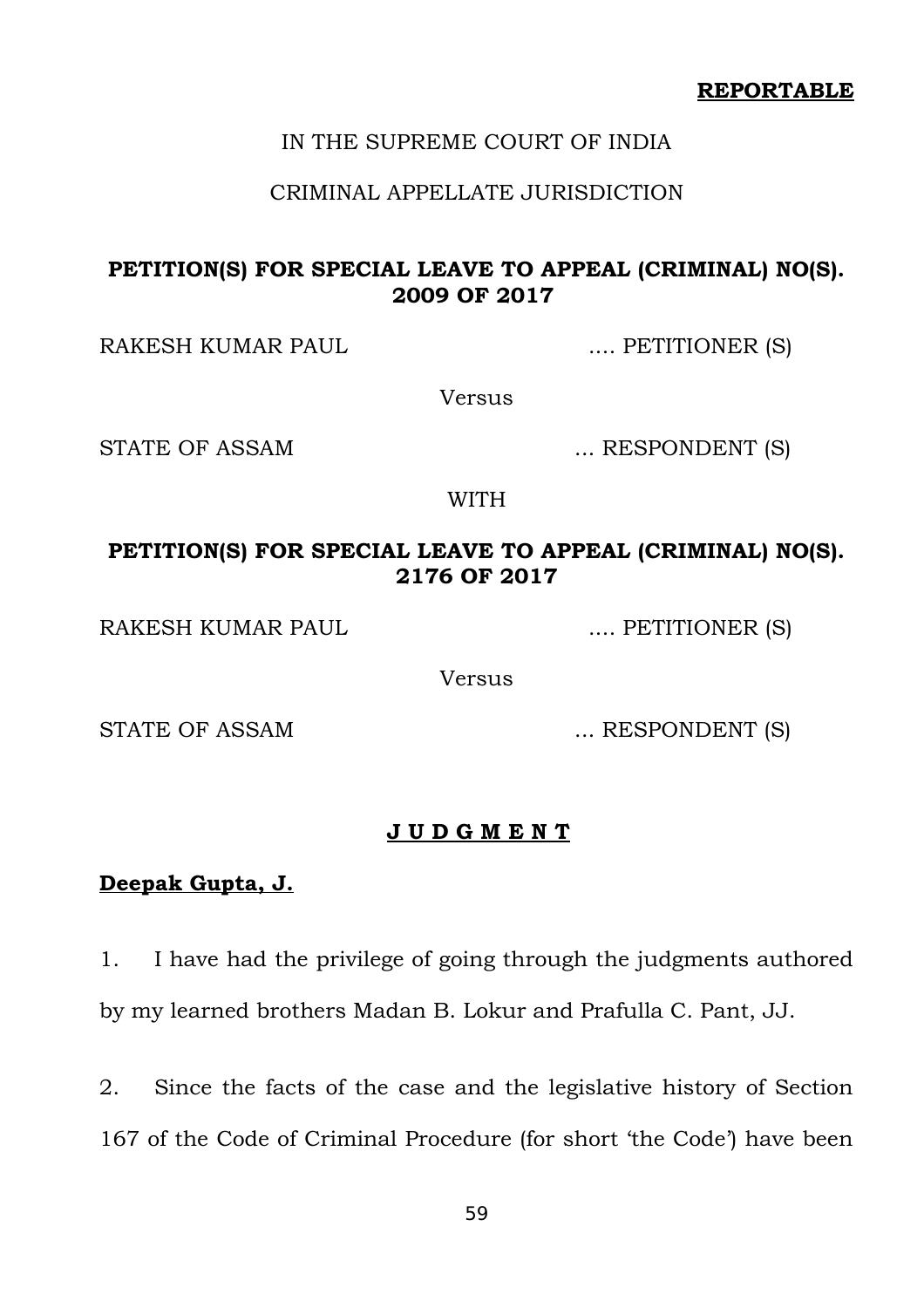**REPORTABLE**

IN THE SUPREME COURT OF INDIA

CRIMINAL APPELLATE JURISDICTION

**PETITION(S) FOR SPECIAL LEAVE TO APPEAL (CRIMINAL) NO(S). 2009 OF 2017**

RAKESH KUMAR PAUL .... PETITIONER (S)

Versus

STATE OF ASSAM ... RESPONDENT (S)

WITH

**PETITION(S) FOR SPECIAL LEAVE TO APPEAL (CRIMINAL) NO(S). 2176 OF 2017**

RAKESH KUMAR PAUL .... PETITIONER (S)

Versus

STATE OF ASSAM ... RESPONDENT (S)

**J U D G M E N T**

**Deepak Gupta, J.**

1. I have had the privilege of going through the judgments authored by my learned brothers Madan B. Lokur and Prafulla C. Pant, JJ.

2. Since the facts of the case and the legislative history of Section 167 of the Code of Criminal Procedure (for short 'the Code') have been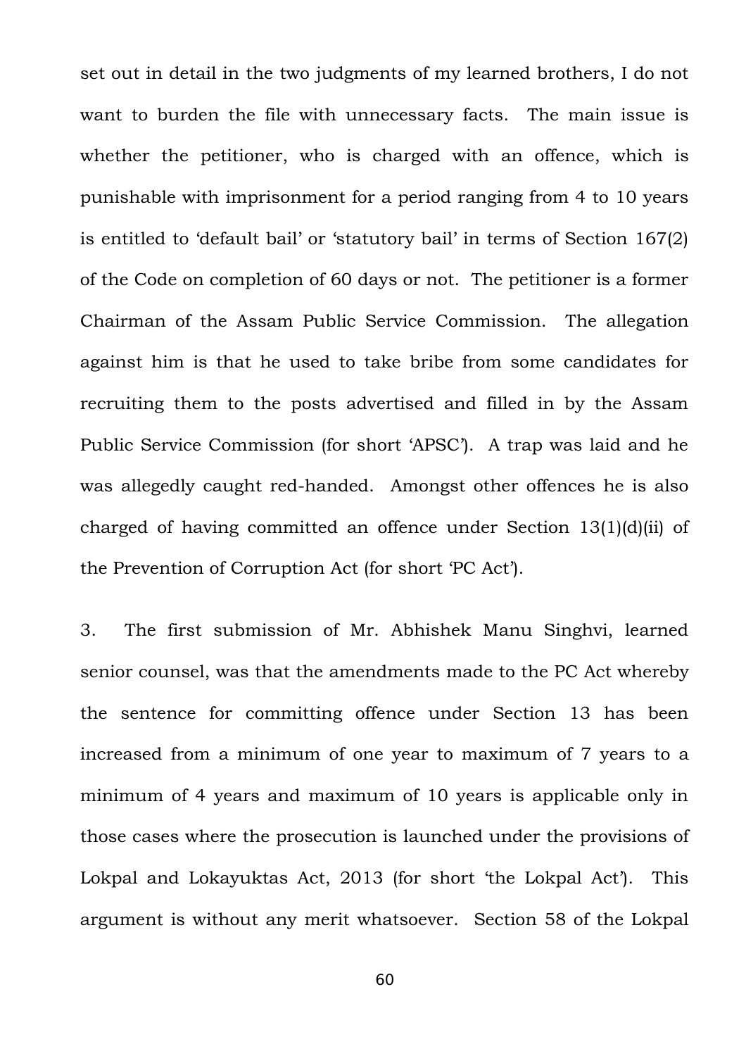set out in detail in the two judgments of my learned brothers, I do not want to burden the file with unnecessary facts. The main issue is whether the petitioner, who is charged with an offence, which is punishable with imprisonment for a period ranging from 4 to 10 years is entitled to 'default bail' or 'statutory bail' in terms of Section 167(2) of the Code on completion of 60 days or not. The petitioner is a former Chairman of the Assam Public Service Commission. The allegation against him is that he used to take bribe from some candidates for recruiting them to the posts advertised and filled in by the Assam Public Service Commission (for short 'APSC'). A trap was laid and he was allegedly caught red-handed. Amongst other offences he is also charged of having committed an offence under Section 13(1)(d)(ii) of the Prevention of Corruption Act (for short 'PC Act').

3. The first submission of Mr. Abhishek Manu Singhvi, learned senior counsel, was that the amendments made to the PC Act whereby the sentence for committing offence under Section 13 has been increased from a minimum of one year to maximum of 7 years to a minimum of 4 years and maximum of 10 years is applicable only in those cases where the prosecution is launched under the provisions of Lokpal and Lokayuktas Act, 2013 (for short 'the Lokpal Act'). This argument is without any merit whatsoever. Section 58 of the Lokpal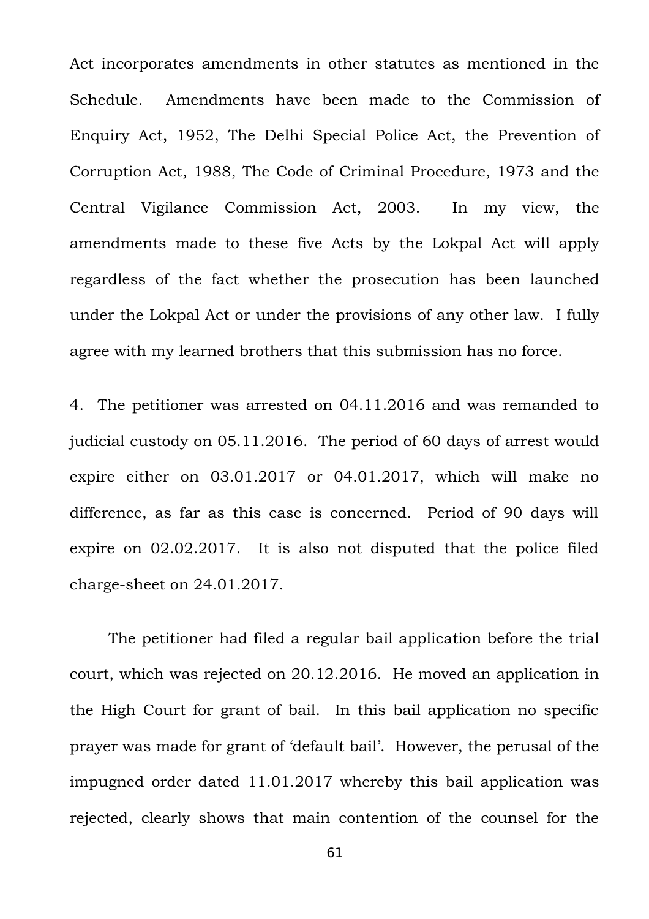Act incorporates amendments in other statutes as mentioned in the Schedule. Amendments have been made to the Commission of Enquiry Act, 1952, The Delhi Special Police Act, the Prevention of Corruption Act, 1988, The Code of Criminal Procedure, 1973 and the Central Vigilance Commission Act, 2003. In my view, the amendments made to these five Acts by the Lokpal Act will apply regardless of the fact whether the prosecution has been launched under the Lokpal Act or under the provisions of any other law. I fully agree with my learned brothers that this submission has no force.

4. The petitioner was arrested on 04.11.2016 and was remanded to judicial custody on 05.11.2016. The period of 60 days of arrest would expire either on 03.01.2017 or 04.01.2017, which will make no difference, as far as this case is concerned. Period of 90 days will expire on 02.02.2017. It is also not disputed that the police filed charge-sheet on 24.01.2017.

The petitioner had filed a regular bail application before the trial court, which was rejected on 20.12.2016. He moved an application in the High Court for grant of bail. In this bail application no specific prayer was made for grant of 'default bail'. However, the perusal of the impugned order dated 11.01.2017 whereby this bail application was rejected, clearly shows that main contention of the counsel for the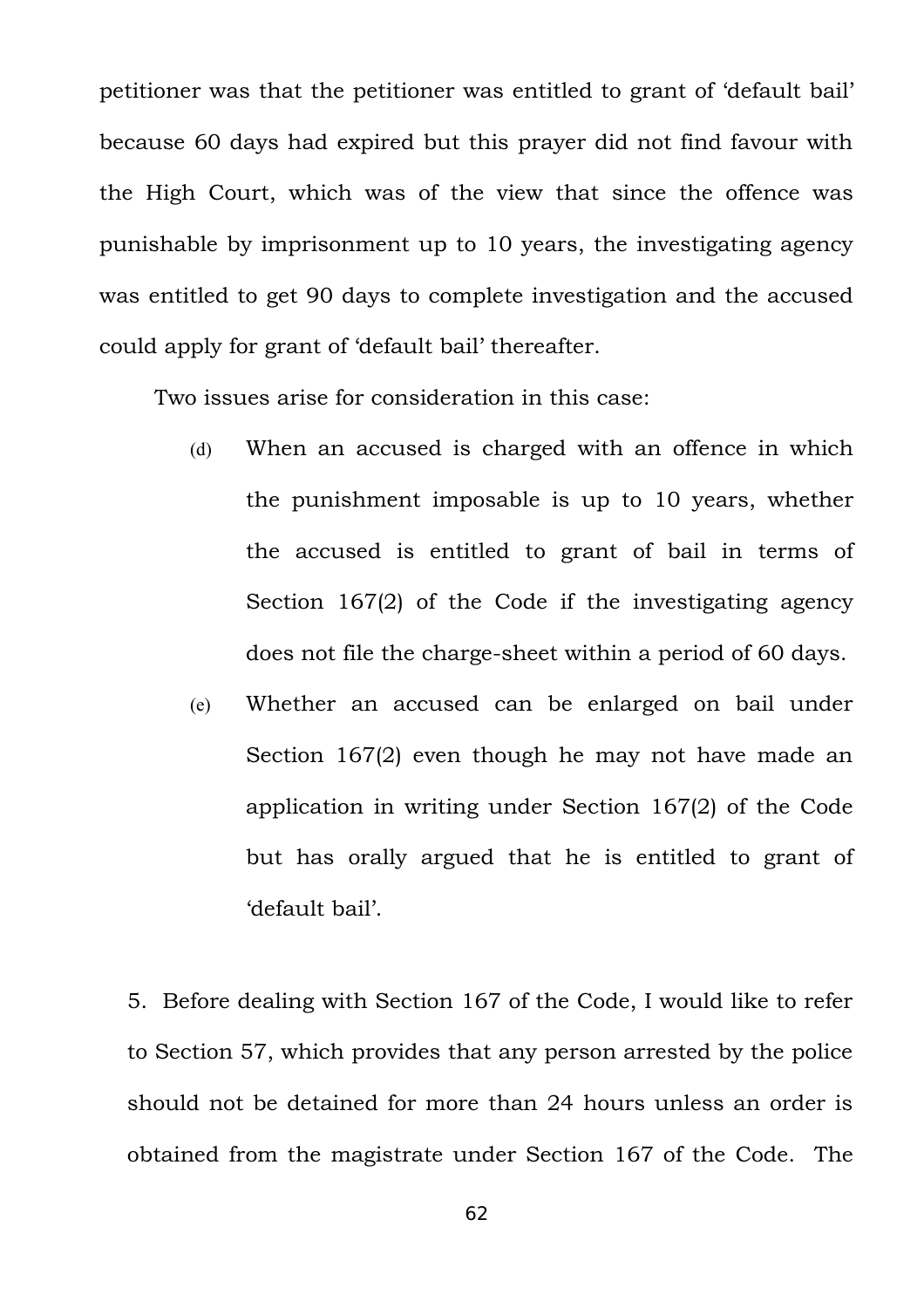petitioner was that the petitioner was entitled to grant of 'default bail' because 60 days had expired but this prayer did not find favour with the High Court, which was of the view that since the offence was punishable by imprisonment up to 10 years, the investigating agency was entitled to get 90 days to complete investigation and the accused could apply for grant of 'default bail' thereafter.

Two issues arise for consideration in this case:

(d) When an accused is charged with an offence in which the punishment imposable is up to 10 years, whether the accused is entitled to grant of bail in terms of Section 167(2) of the Code if the investigating agency does not file the charge-sheet within a period of 60 days.

(e) Whether an accused can be enlarged on bail under Section 167(2) even though he may not have made an application in writing under Section 167(2) of the Code but has orally argued that he is entitled to grant of 'default bail'.

5. Before dealing with Section 167 of the Code, I would like to refer to Section 57, which provides that any person arrested by the police should not be detained for more than 24 hours unless an order is obtained from the magistrate under Section 167 of the Code. The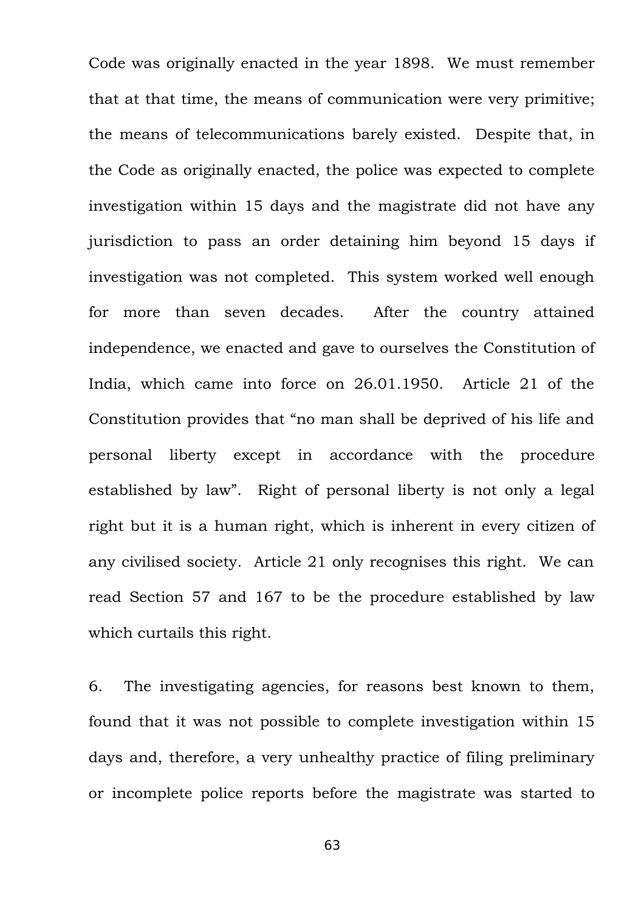Code was originally enacted in the year 1898. We must remember that at that time, the means of communication were very primitive; the means of telecommunications barely existed. Despite that, in the Code as originally enacted, the police was expected to complete investigation within 15 days and the magistrate did not have any jurisdiction to pass an order detaining him beyond 15 days if investigation was not completed. This system worked well enough for more than seven decades. After the country attained independence, we enacted and gave to ourselves the Constitution of India, which came into force on 26.01.1950. Article 21 of the Constitution provides that "no man shall be deprived of his life and personal liberty except in accordance with the procedure established by law". Right of personal liberty is not only a legal right but it is a human right, which is inherent in every citizen of any civilised society. Article 21 only recognises this right. We can read Section 57 and 167 to be the procedure established by law which curtails this right.

6. The investigating agencies, for reasons best known to them, found that it was not possible to complete investigation within 15 days and, therefore, a very unhealthy practice of filing preliminary or incomplete police reports before the magistrate was started to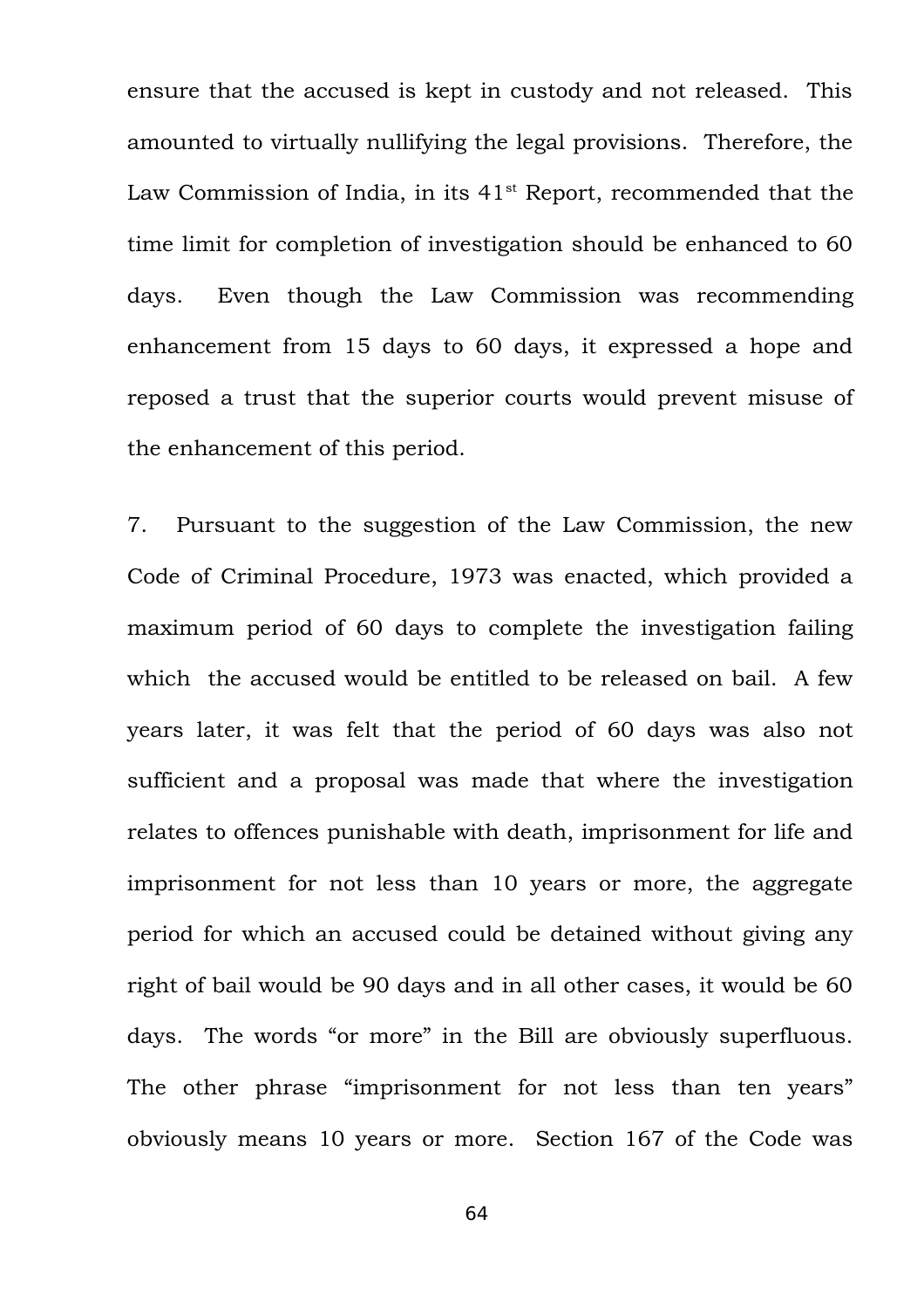ensure that the accused is kept in custody and not released. This amounted to virtually nullifying the legal provisions. Therefore, the Law Commission of India, in its 41st Report, recommended that the time limit for completion of investigation should be enhanced to 60 days. Even though the Law Commission was recommending enhancement from 15 days to 60 days, it expressed a hope and reposed a trust that the superior courts would prevent misuse of the enhancement of this period.

7. Pursuant to the suggestion of the Law Commission, the new Code of Criminal Procedure, 1973 was enacted, which provided a maximum period of 60 days to complete the investigation failing which the accused would be entitled to be released on bail. A few years later, it was felt that the period of 60 days was also not sufficient and a proposal was made that where the investigation relates to offences punishable with death, imprisonment for life and imprisonment for not less than 10 years or more, the aggregate period for which an accused could be detained without giving any right of bail would be 90 days and in all other cases, it would be 60 days. The words "or more" in the Bill are obviously superfluous. The other phrase "imprisonment for not less than ten years" obviously means 10 years or more. Section 167 of the Code was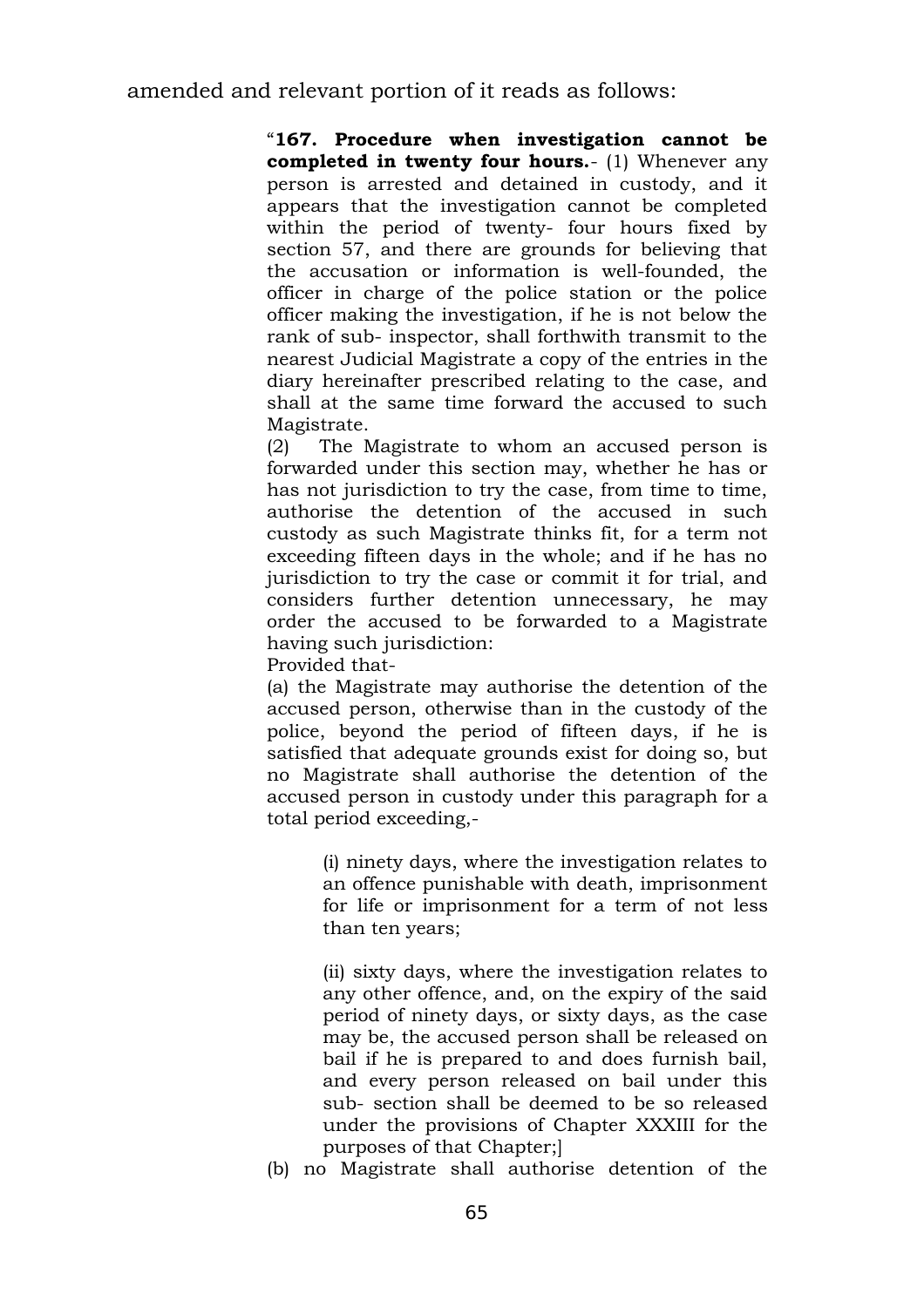amended and relevant portion of it reads as follows:

> "**167. Procedure when investigation cannot be completed in twenty four hours.**- (1) Whenever any person is arrested and detained in custody, and it appears that the investigation cannot be completed within the period of twenty- four hours fixed by section 57, and there are grounds for believing that the accusation or information is well-founded, the officer in charge of the police station or the police officer making the investigation, if he is not below the rank of sub- inspector, shall forthwith transmit to the nearest Judicial Magistrate a copy of the entries in the diary hereinafter prescribed relating to the case, and shall at the same time forward the accused to such Magistrate.
>
> (2) The Magistrate to whom an accused person is forwarded under this section may, whether he has or has not jurisdiction to try the case, from time to time, authorise the detention of the accused in such custody as such Magistrate thinks fit, for a term not exceeding fifteen days in the whole; and if he has no jurisdiction to try the case or commit it for trial, and considers further detention unnecessary, he may order the accused to be forwarded to a Magistrate having such jurisdiction:
>
> Provided that-
>
> (a) the Magistrate may authorise the detention of the accused person, otherwise than in the custody of the police, beyond the period of fifteen days, if he is satisfied that adequate grounds exist for doing so, but no Magistrate shall authorise the detention of the accused person in custody under this paragraph for a total period exceeding,-
>
> > (i) ninety days, where the investigation relates to an offence punishable with death, imprisonment for life or imprisonment for a term of not less than ten years;
> >
> > (ii) sixty days, where the investigation relates to any other offence, and, on the expiry of the said period of ninety days, or sixty days, as the case may be, the accused person shall be released on bail if he is prepared to and does furnish bail, and every person released on bail under this sub- section shall be deemed to be so released under the provisions of Chapter XXXIII for the purposes of that Chapter;]
>
> (b) no Magistrate shall authorise detention of the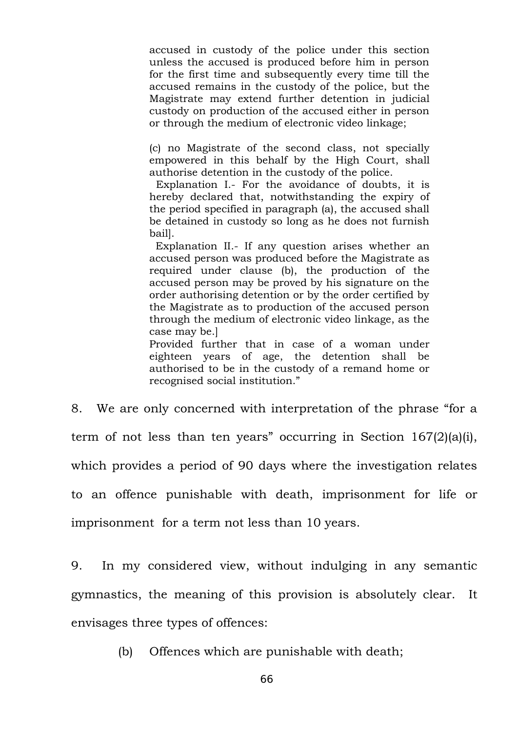> accused in custody of the police under this section unless the accused is produced before him in person for the first time and subsequently every time till the accused remains in the custody of the police, but the Magistrate may extend further detention in judicial custody on production of the accused either in person or through the medium of electronic video linkage;
>
> (c) no Magistrate of the second class, not specially empowered in this behalf by the High Court, shall authorise detention in the custody of the police.
>
> Explanation I.- For the avoidance of doubts, it is hereby declared that, notwithstanding the expiry of the period specified in paragraph (a), the accused shall be detained in custody so long as he does not furnish bail].
>
> Explanation II.- If any question arises whether an accused person was produced before the Magistrate as required under clause (b), the production of the accused person may be proved by his signature on the order authorising detention or by the order certified by the Magistrate as to production of the accused person through the medium of electronic video linkage, as the case may be.]
>
> Provided further that in case of a woman under eighteen years of age, the detention shall be authorised to be in the custody of a remand home or recognised social institution."

8. We are only concerned with interpretation of the phrase "for a term of not less than ten years" occurring in Section 167(2)(a)(i), which provides a period of 90 days where the investigation relates to an offence punishable with death, imprisonment for life or imprisonment for a term not less than 10 years.

9. In my considered view, without indulging in any semantic gymnastics, the meaning of this provision is absolutely clear. It envisages three types of offences:

(b) Offences which are punishable with death;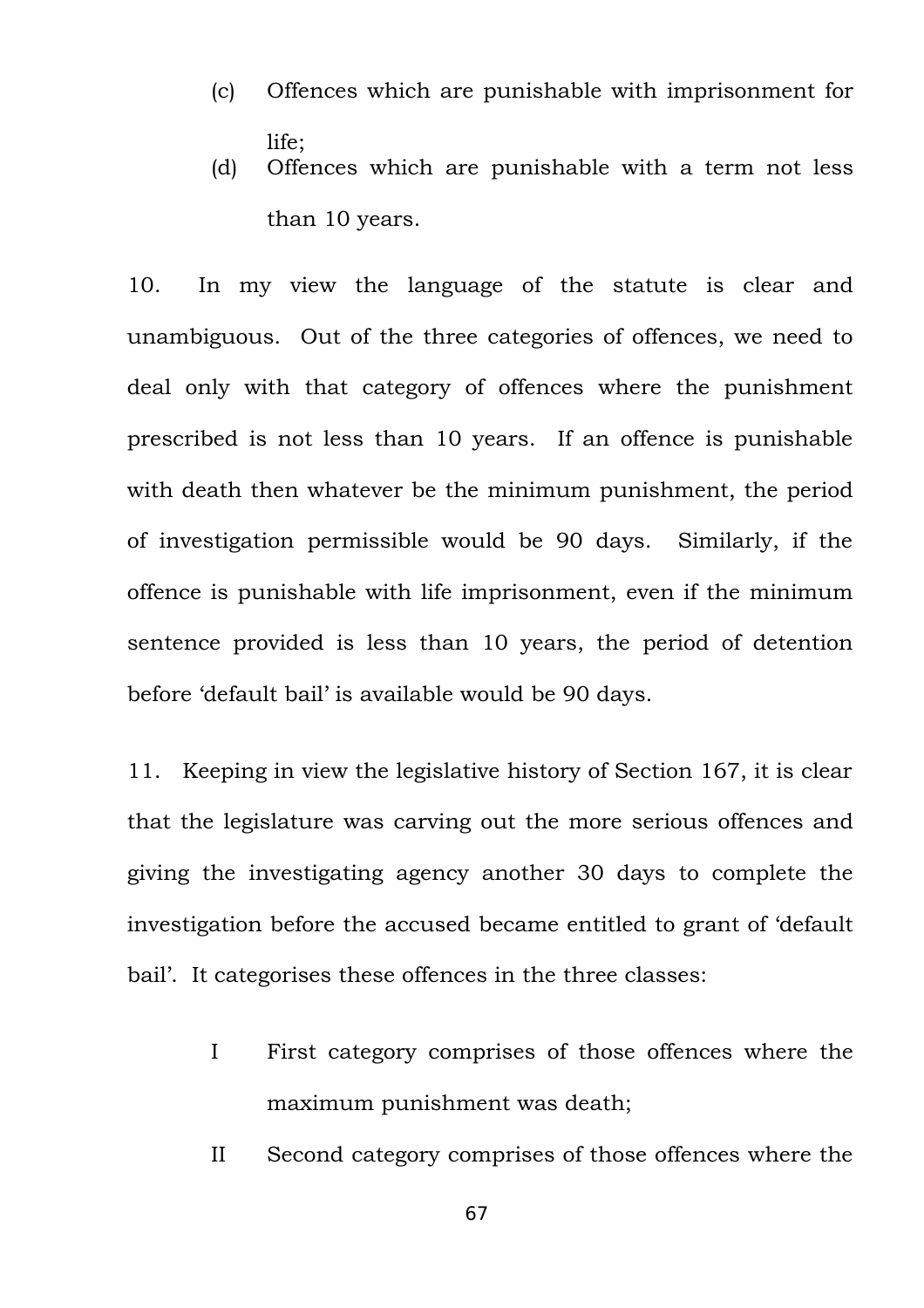(c) Offences which are punishable with imprisonment for life;

(d) Offences which are punishable with a term not less than 10 years.

10. In my view the language of the statute is clear and unambiguous. Out of the three categories of offences, we need to deal only with that category of offences where the punishment prescribed is not less than 10 years. If an offence is punishable with death then whatever be the minimum punishment, the period of investigation permissible would be 90 days. Similarly, if the offence is punishable with life imprisonment, even if the minimum sentence provided is less than 10 years, the period of detention before 'default bail' is available would be 90 days.

11. Keeping in view the legislative history of Section 167, it is clear that the legislature was carving out the more serious offences and giving the investigating agency another 30 days to complete the investigation before the accused became entitled to grant of 'default bail'. It categorises these offences in the three classes:

I First category comprises of those offences where the maximum punishment was death;

II Second category comprises of those offences where the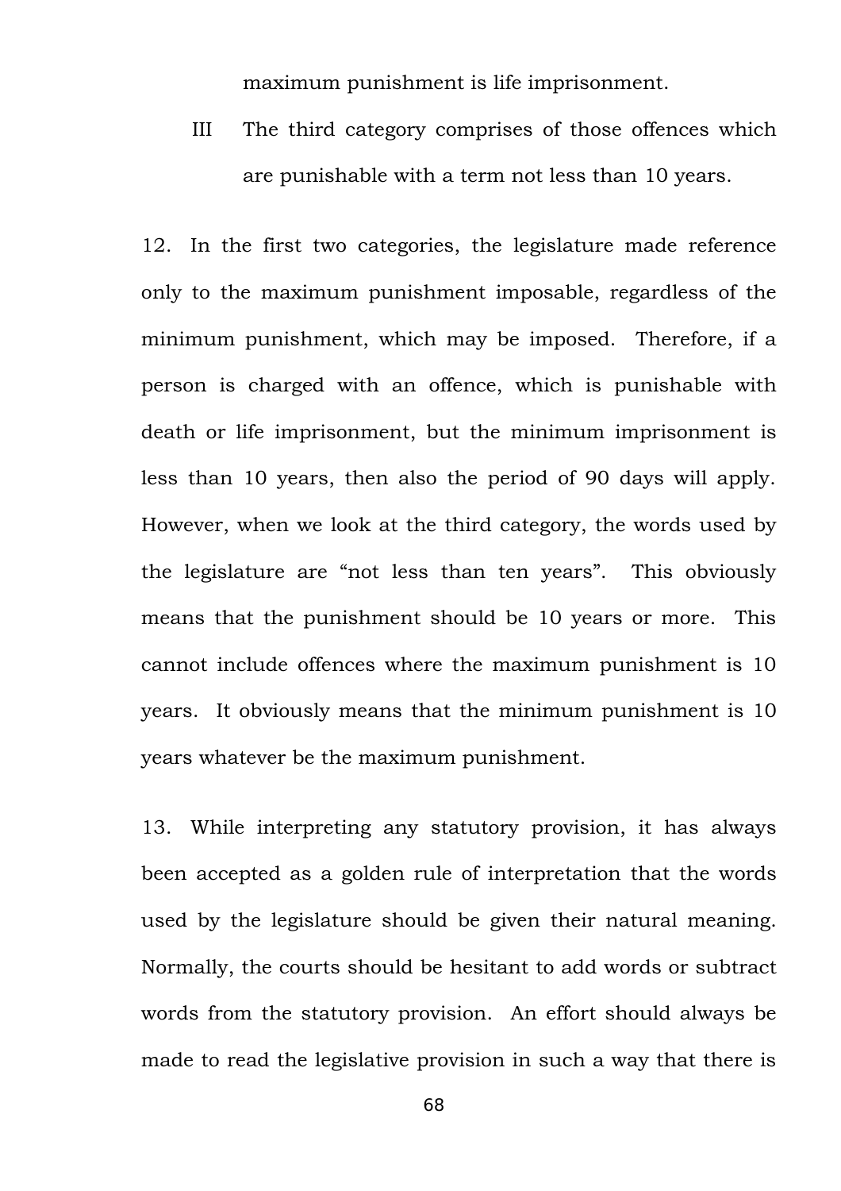maximum punishment is life imprisonment.

III The third category comprises of those offences which are punishable with a term not less than 10 years.

12. In the first two categories, the legislature made reference only to the maximum punishment imposable, regardless of the minimum punishment, which may be imposed. Therefore, if a person is charged with an offence, which is punishable with death or life imprisonment, but the minimum imprisonment is less than 10 years, then also the period of 90 days will apply. However, when we look at the third category, the words used by the legislature are "not less than ten years". This obviously means that the punishment should be 10 years or more. This cannot include offences where the maximum punishment is 10 years. It obviously means that the minimum punishment is 10 years whatever be the maximum punishment.

13. While interpreting any statutory provision, it has always been accepted as a golden rule of interpretation that the words used by the legislature should be given their natural meaning. Normally, the courts should be hesitant to add words or subtract words from the statutory provision. An effort should always be made to read the legislative provision in such a way that there is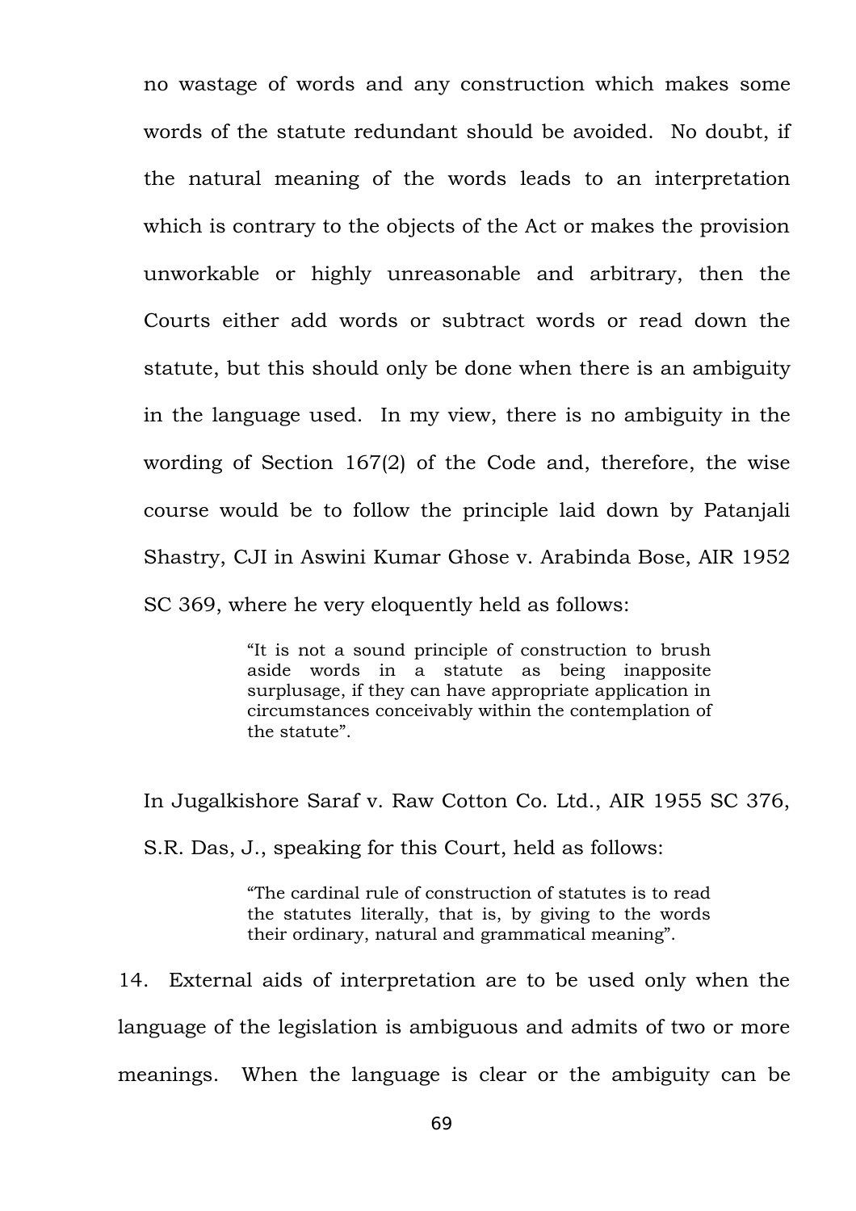no wastage of words and any construction which makes some words of the statute redundant should be avoided. No doubt, if the natural meaning of the words leads to an interpretation which is contrary to the objects of the Act or makes the provision unworkable or highly unreasonable and arbitrary, then the Courts either add words or subtract words or read down the statute, but this should only be done when there is an ambiguity in the language used. In my view, there is no ambiguity in the wording of Section 167(2) of the Code and, therefore, the wise course would be to follow the principle laid down by Patanjali Shastry, CJI in Aswini Kumar Ghose v. Arabinda Bose, AIR 1952 SC 369, where he very eloquently held as follows:

> "It is not a sound principle of construction to brush aside words in a statute as being inapposite surplusage, if they can have appropriate application in circumstances conceivably within the contemplation of the statute".

In Jugalkishore Saraf v. Raw Cotton Co. Ltd., AIR 1955 SC 376, S.R. Das, J., speaking for this Court, held as follows:

> "The cardinal rule of construction of statutes is to read the statutes literally, that is, by giving to the words their ordinary, natural and grammatical meaning".

14. External aids of interpretation are to be used only when the language of the legislation is ambiguous and admits of two or more meanings. When the language is clear or the ambiguity can be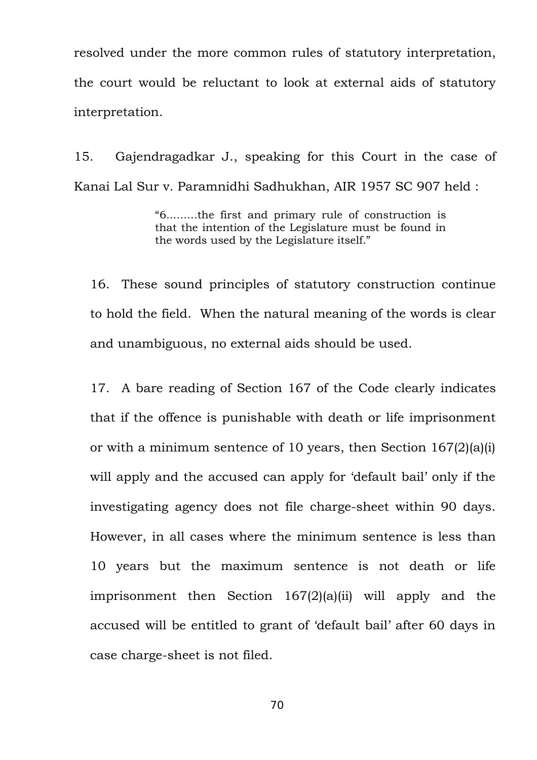resolved under the more common rules of statutory interpretation, the court would be reluctant to look at external aids of statutory interpretation.

15. Gajendragadkar J., speaking for this Court in the case of Kanai Lal Sur v. Paramnidhi Sadhukhan, AIR 1957 SC 907 held :

> "6.........the first and primary rule of construction is that the intention of the Legislature must be found in the words used by the Legislature itself."

16. These sound principles of statutory construction continue to hold the field. When the natural meaning of the words is clear and unambiguous, no external aids should be used.

17. A bare reading of Section 167 of the Code clearly indicates that if the offence is punishable with death or life imprisonment or with a minimum sentence of 10 years, then Section 167(2)(a)(i) will apply and the accused can apply for 'default bail' only if the investigating agency does not file charge-sheet within 90 days. However, in all cases where the minimum sentence is less than 10 years but the maximum sentence is not death or life imprisonment then Section 167(2)(a)(ii) will apply and the accused will be entitled to grant of 'default bail' after 60 days in case charge-sheet is not filed.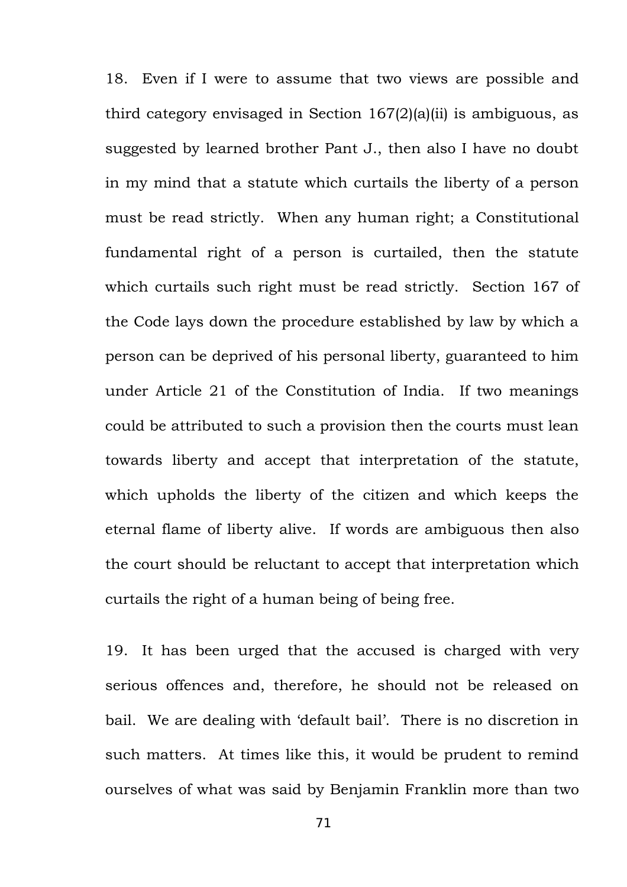18. Even if I were to assume that two views are possible and third category envisaged in Section 167(2)(a)(ii) is ambiguous, as suggested by learned brother Pant J., then also I have no doubt in my mind that a statute which curtails the liberty of a person must be read strictly. When any human right; a Constitutional fundamental right of a person is curtailed, then the statute which curtails such right must be read strictly. Section 167 of the Code lays down the procedure established by law by which a person can be deprived of his personal liberty, guaranteed to him under Article 21 of the Constitution of India. If two meanings could be attributed to such a provision then the courts must lean towards liberty and accept that interpretation of the statute, which upholds the liberty of the citizen and which keeps the eternal flame of liberty alive. If words are ambiguous then also the court should be reluctant to accept that interpretation which curtails the right of a human being of being free.

19. It has been urged that the accused is charged with very serious offences and, therefore, he should not be released on bail. We are dealing with 'default bail'. There is no discretion in such matters. At times like this, it would be prudent to remind ourselves of what was said by Benjamin Franklin more than two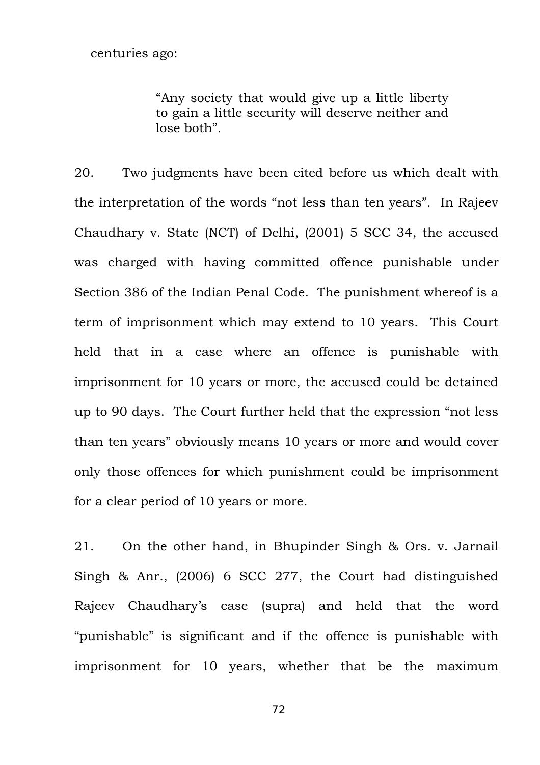centuries ago:

> "Any society that would give up a little liberty to gain a little security will deserve neither and lose both".

20. Two judgments have been cited before us which dealt with the interpretation of the words "not less than ten years". In Rajeev Chaudhary v. State (NCT) of Delhi, (2001) 5 SCC 34, the accused was charged with having committed offence punishable under Section 386 of the Indian Penal Code. The punishment whereof is a term of imprisonment which may extend to 10 years. This Court held that in a case where an offence is punishable with imprisonment for 10 years or more, the accused could be detained up to 90 days. The Court further held that the expression "not less than ten years" obviously means 10 years or more and would cover only those offences for which punishment could be imprisonment for a clear period of 10 years or more.

21. On the other hand, in Bhupinder Singh & Ors. v. Jarnail Singh & Anr., (2006) 6 SCC 277, the Court had distinguished Rajeev Chaudhary's case (supra) and held that the word "punishable" is significant and if the offence is punishable with imprisonment for 10 years, whether that be the maximum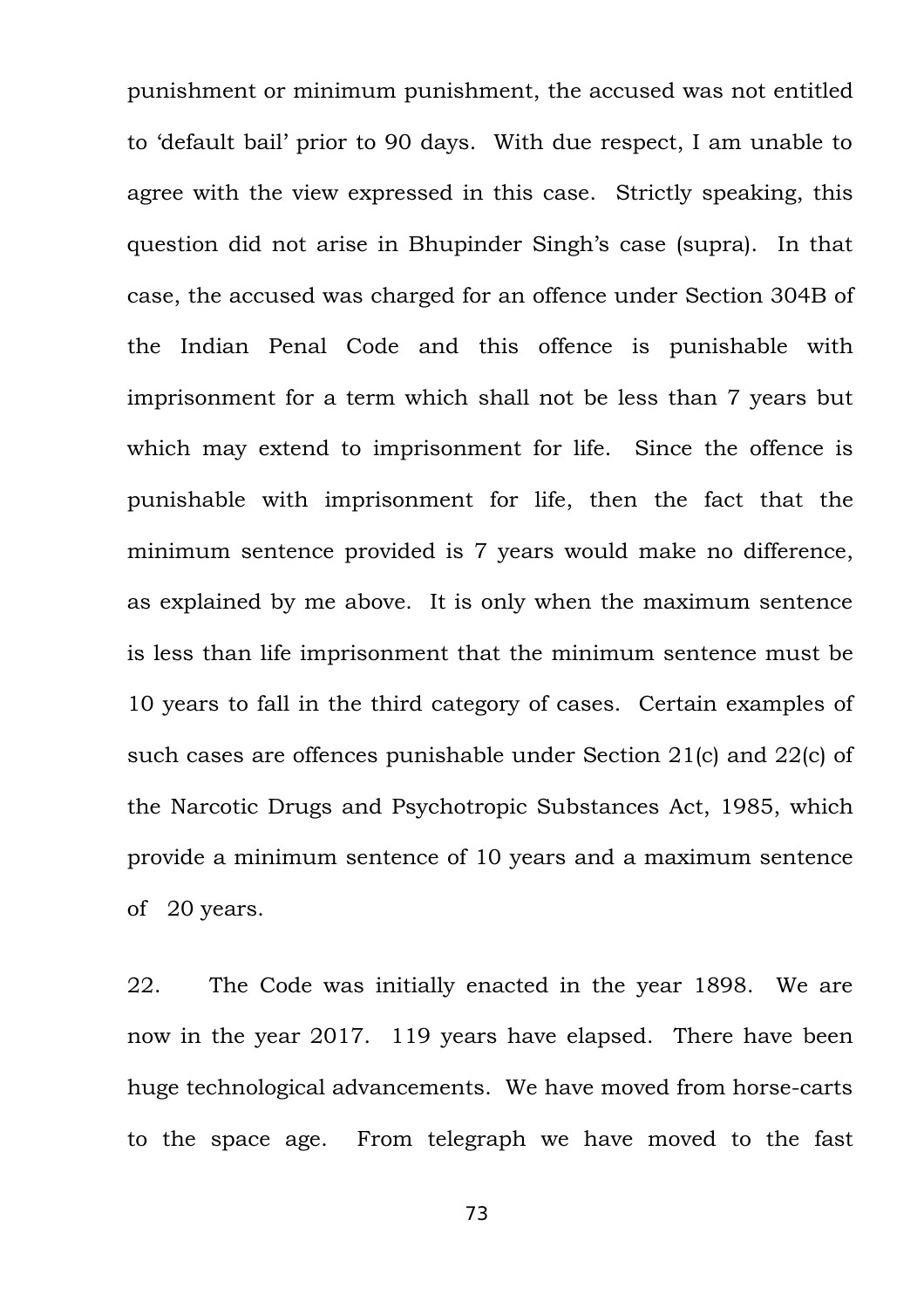punishment or minimum punishment, the accused was not entitled to 'default bail' prior to 90 days. With due respect, I am unable to agree with the view expressed in this case. Strictly speaking, this question did not arise in Bhupinder Singh's case (supra). In that case, the accused was charged for an offence under Section 304B of the Indian Penal Code and this offence is punishable with imprisonment for a term which shall not be less than 7 years but which may extend to imprisonment for life. Since the offence is punishable with imprisonment for life, then the fact that the minimum sentence provided is 7 years would make no difference, as explained by me above. It is only when the maximum sentence is less than life imprisonment that the minimum sentence must be 10 years to fall in the third category of cases. Certain examples of such cases are offences punishable under Section 21(c) and 22(c) of the Narcotic Drugs and Psychotropic Substances Act, 1985, which provide a minimum sentence of 10 years and a maximum sentence of 20 years.

22. The Code was initially enacted in the year 1898. We are now in the year 2017. 119 years have elapsed. There have been huge technological advancements. We have moved from horse-carts to the space age. From telegraph we have moved to the fast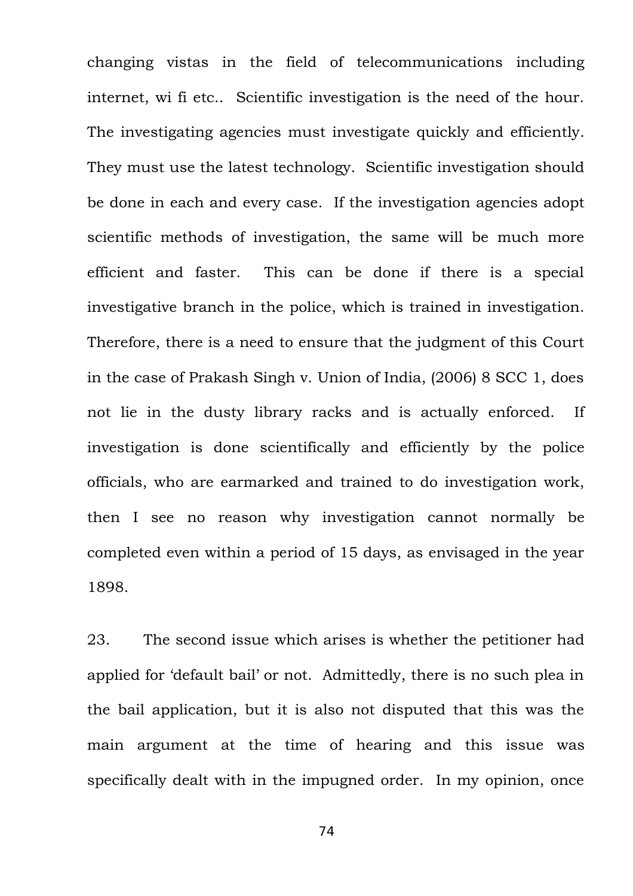changing vistas in the field of telecommunications including internet, wi fi etc.. Scientific investigation is the need of the hour. The investigating agencies must investigate quickly and efficiently. They must use the latest technology. Scientific investigation should be done in each and every case. If the investigation agencies adopt scientific methods of investigation, the same will be much more efficient and faster. This can be done if there is a special investigative branch in the police, which is trained in investigation. Therefore, there is a need to ensure that the judgment of this Court in the case of Prakash Singh v. Union of India, (2006) 8 SCC 1, does not lie in the dusty library racks and is actually enforced. If investigation is done scientifically and efficiently by the police officials, who are earmarked and trained to do investigation work, then I see no reason why investigation cannot normally be completed even within a period of 15 days, as envisaged in the year 1898.

23. The second issue which arises is whether the petitioner had applied for 'default bail' or not. Admittedly, there is no such plea in the bail application, but it is also not disputed that this was the main argument at the time of hearing and this issue was specifically dealt with in the impugned order. In my opinion, once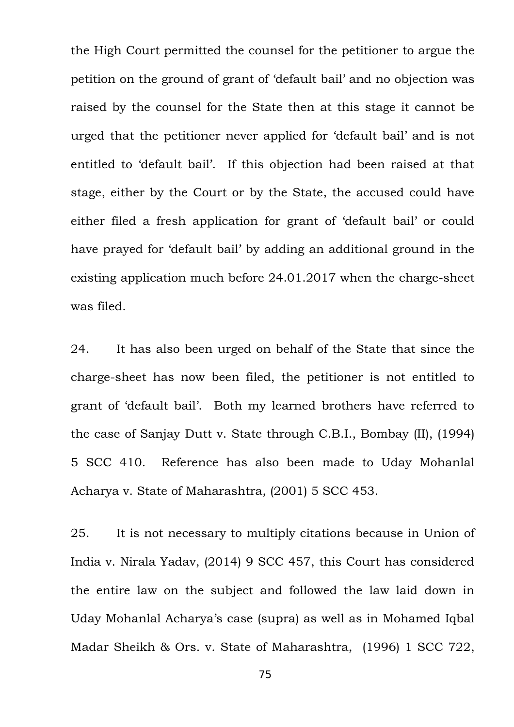the High Court permitted the counsel for the petitioner to argue the petition on the ground of grant of 'default bail' and no objection was raised by the counsel for the State then at this stage it cannot be urged that the petitioner never applied for 'default bail' and is not entitled to 'default bail'. If this objection had been raised at that stage, either by the Court or by the State, the accused could have either filed a fresh application for grant of 'default bail' or could have prayed for 'default bail' by adding an additional ground in the existing application much before 24.01.2017 when the charge-sheet was filed.

24. It has also been urged on behalf of the State that since the charge-sheet has now been filed, the petitioner is not entitled to grant of 'default bail'. Both my learned brothers have referred to the case of Sanjay Dutt v. State through C.B.I., Bombay (II), (1994) 5 SCC 410. Reference has also been made to Uday Mohanlal Acharya v. State of Maharashtra, (2001) 5 SCC 453.

25. It is not necessary to multiply citations because in Union of India v. Nirala Yadav, (2014) 9 SCC 457, this Court has considered the entire law on the subject and followed the law laid down in Uday Mohanlal Acharya's case (supra) as well as in Mohamed Iqbal Madar Sheikh & Ors. v. State of Maharashtra, (1996) 1 SCC 722,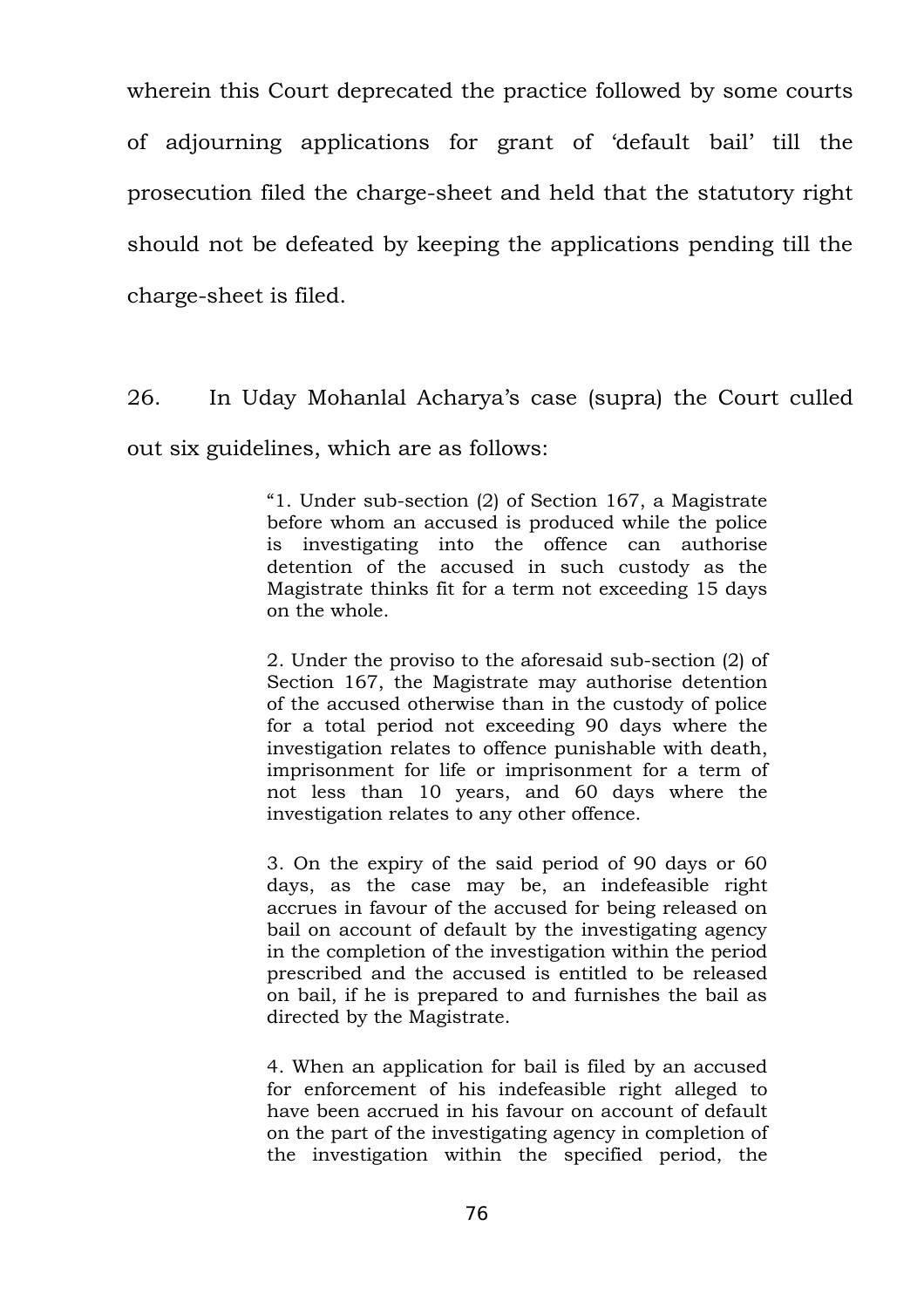wherein this Court deprecated the practice followed by some courts of adjourning applications for grant of 'default bail' till the prosecution filed the charge-sheet and held that the statutory right should not be defeated by keeping the applications pending till the charge-sheet is filed.

26. In Uday Mohanlal Acharya's case (supra) the Court culled out six guidelines, which are as follows:

> "1. Under sub-section (2) of Section 167, a Magistrate before whom an accused is produced while the police is investigating into the offence can authorise detention of the accused in such custody as the Magistrate thinks fit for a term not exceeding 15 days on the whole.
>
> 2. Under the proviso to the aforesaid sub-section (2) of Section 167, the Magistrate may authorise detention of the accused otherwise than in the custody of police for a total period not exceeding 90 days where the investigation relates to offence punishable with death, imprisonment for life or imprisonment for a term of not less than 10 years, and 60 days where the investigation relates to any other offence.
>
> 3. On the expiry of the said period of 90 days or 60 days, as the case may be, an indefeasible right accrues in favour of the accused for being released on bail on account of default by the investigating agency in the completion of the investigation within the period prescribed and the accused is entitled to be released on bail, if he is prepared to and furnishes the bail as directed by the Magistrate.
>
> 4. When an application for bail is filed by an accused for enforcement of his indefeasible right alleged to have been accrued in his favour on account of default on the part of the investigating agency in completion of the investigation within the specified period, the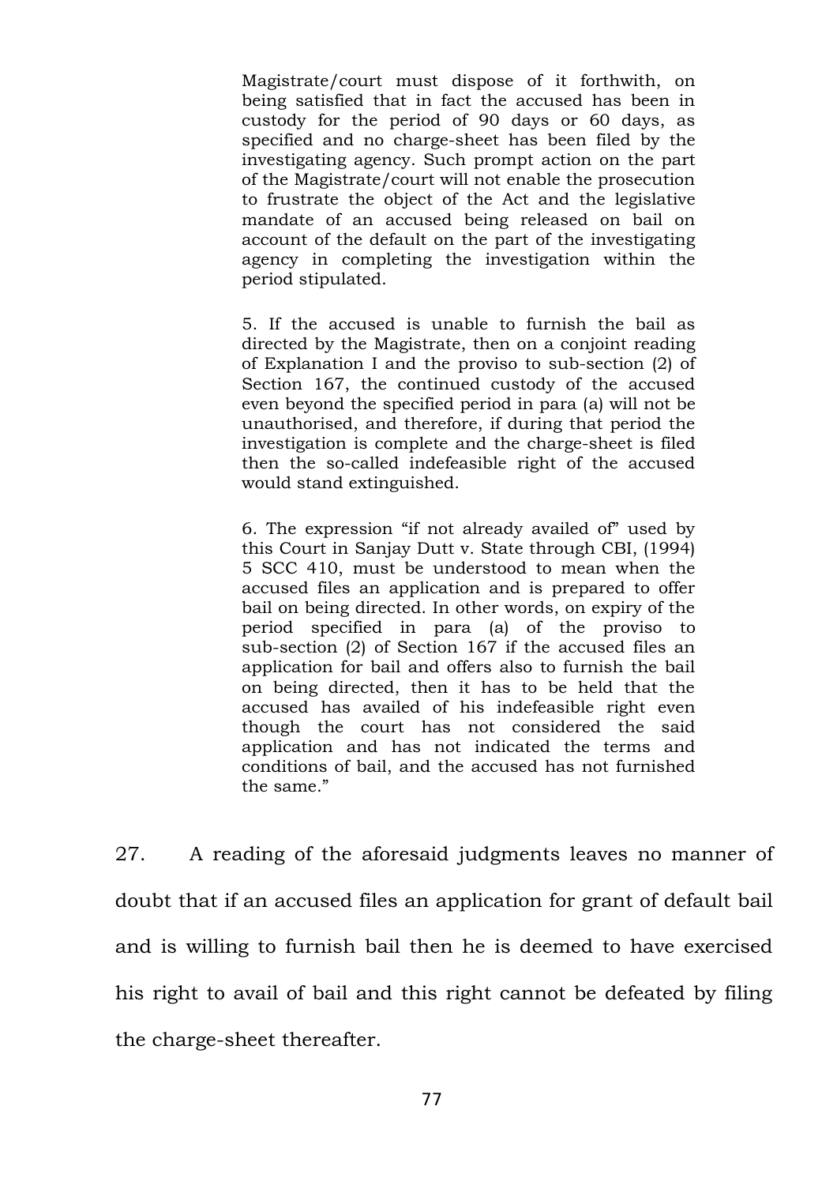> Magistrate/court must dispose of it forthwith, on being satisfied that in fact the accused has been in custody for the period of 90 days or 60 days, as specified and no charge-sheet has been filed by the investigating agency. Such prompt action on the part of the Magistrate/court will not enable the prosecution to frustrate the object of the Act and the legislative mandate of an accused being released on bail on account of the default on the part of the investigating agency in completing the investigation within the period stipulated.
>
> 5. If the accused is unable to furnish the bail as directed by the Magistrate, then on a conjoint reading of Explanation I and the proviso to sub-section (2) of Section 167, the continued custody of the accused even beyond the specified period in para (a) will not be unauthorised, and therefore, if during that period the investigation is complete and the charge-sheet is filed then the so-called indefeasible right of the accused would stand extinguished.
>
> 6. The expression "if not already availed of" used by this Court in Sanjay Dutt v. State through CBI, (1994) 5 SCC 410, must be understood to mean when the accused files an application and is prepared to offer bail on being directed. In other words, on expiry of the period specified in para (a) of the proviso to sub-section (2) of Section 167 if the accused files an application for bail and offers also to furnish the bail on being directed, then it has to be held that the accused has availed of his indefeasible right even though the court has not considered the said application and has not indicated the terms and conditions of bail, and the accused has not furnished the same."

27. A reading of the aforesaid judgments leaves no manner of doubt that if an accused files an application for grant of default bail and is willing to furnish bail then he is deemed to have exercised his right to avail of bail and this right cannot be defeated by filing the charge-sheet thereafter.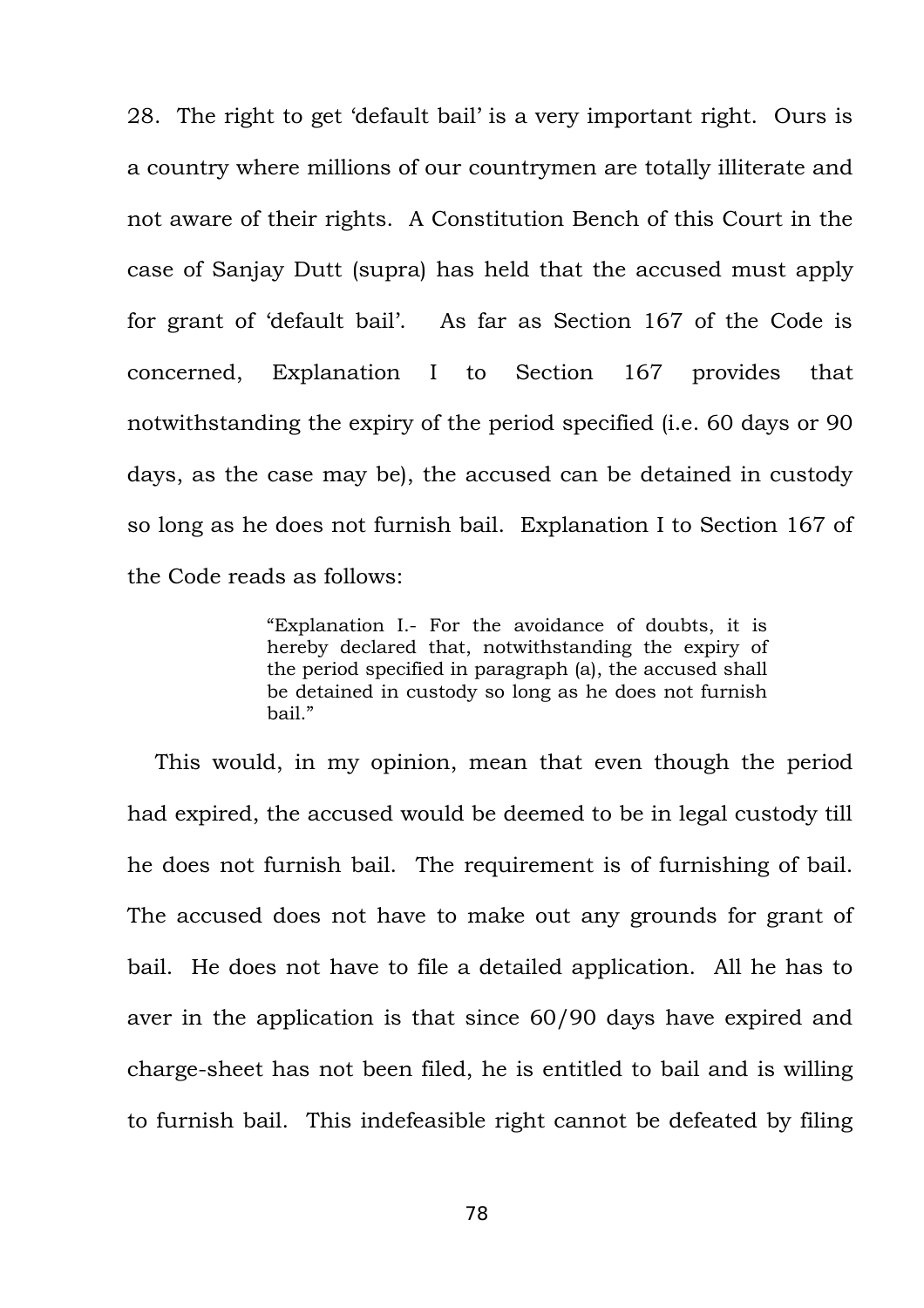28. The right to get 'default bail' is a very important right. Ours is a country where millions of our countrymen are totally illiterate and not aware of their rights. A Constitution Bench of this Court in the case of Sanjay Dutt (supra) has held that the accused must apply for grant of 'default bail'. As far as Section 167 of the Code is concerned, Explanation I to Section 167 provides that notwithstanding the expiry of the period specified (i.e. 60 days or 90 days, as the case may be), the accused can be detained in custody so long as he does not furnish bail. Explanation I to Section 167 of the Code reads as follows:

> "Explanation I.- For the avoidance of doubts, it is hereby declared that, notwithstanding the expiry of the period specified in paragraph (a), the accused shall be detained in custody so long as he does not furnish bail."

This would, in my opinion, mean that even though the period had expired, the accused would be deemed to be in legal custody till he does not furnish bail. The requirement is of furnishing of bail. The accused does not have to make out any grounds for grant of bail. He does not have to file a detailed application. All he has to aver in the application is that since 60/90 days have expired and charge-sheet has not been filed, he is entitled to bail and is willing to furnish bail. This indefeasible right cannot be defeated by filing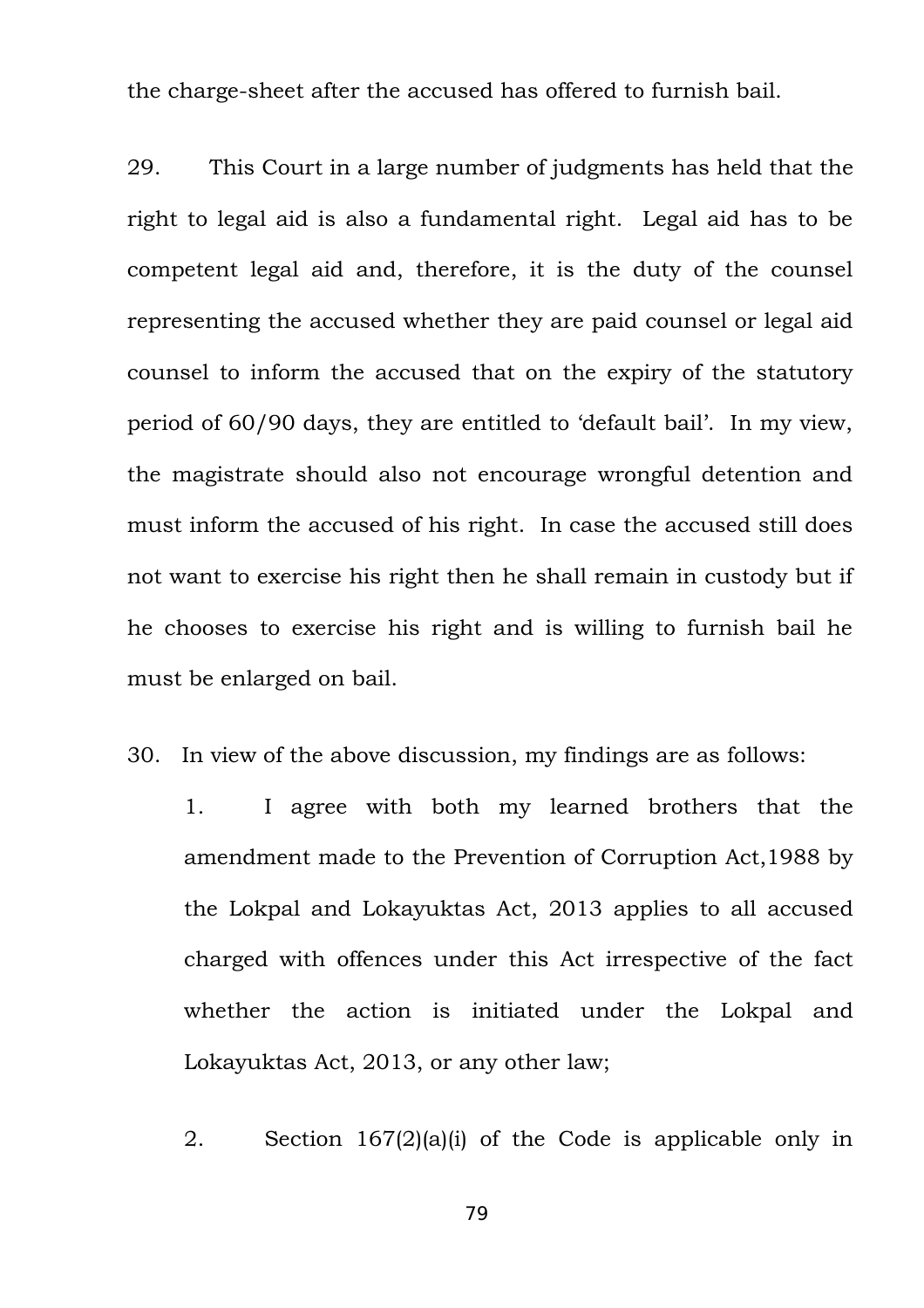the charge-sheet after the accused has offered to furnish bail.

29. This Court in a large number of judgments has held that the right to legal aid is also a fundamental right. Legal aid has to be competent legal aid and, therefore, it is the duty of the counsel representing the accused whether they are paid counsel or legal aid counsel to inform the accused that on the expiry of the statutory period of 60/90 days, they are entitled to 'default bail'. In my view, the magistrate should also not encourage wrongful detention and must inform the accused of his right. In case the accused still does not want to exercise his right then he shall remain in custody but if he chooses to exercise his right and is willing to furnish bail he must be enlarged on bail.

30. In view of the above discussion, my findings are as follows:

1. I agree with both my learned brothers that the amendment made to the Prevention of Corruption Act,1988 by the Lokpal and Lokayuktas Act, 2013 applies to all accused charged with offences under this Act irrespective of the fact whether the action is initiated under the Lokpal and Lokayuktas Act, 2013, or any other law;

2. Section 167(2)(a)(i) of the Code is applicable only in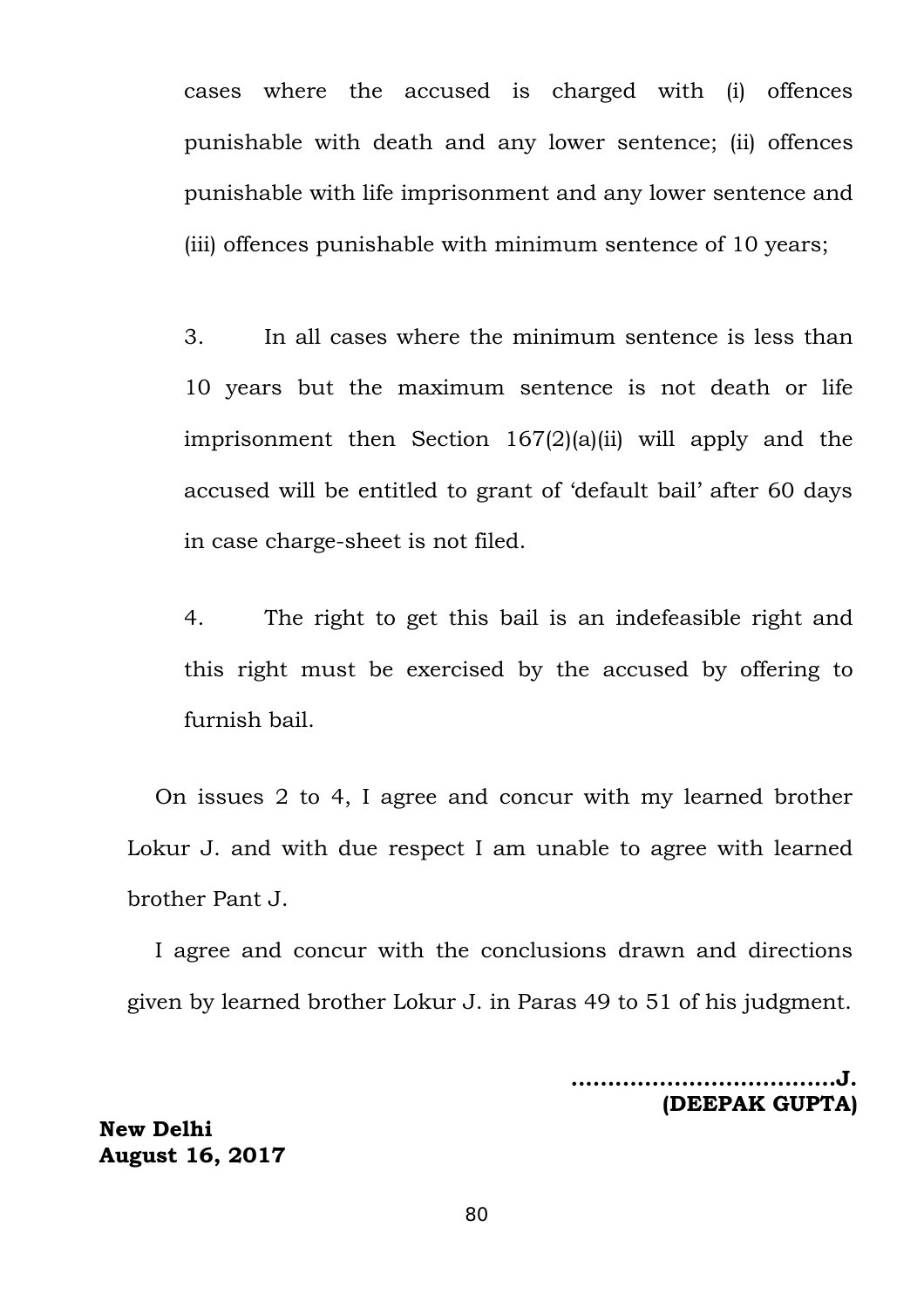cases where the accused is charged with (i) offences punishable with death and any lower sentence; (ii) offences punishable with life imprisonment and any lower sentence and (iii) offences punishable with minimum sentence of 10 years;

3. In all cases where the minimum sentence is less than 10 years but the maximum sentence is not death or life imprisonment then Section 167(2)(a)(ii) will apply and the accused will be entitled to grant of 'default bail' after 60 days in case charge-sheet is not filed.

4. The right to get this bail is an indefeasible right and this right must be exercised by the accused by offering to furnish bail.

On issues 2 to 4, I agree and concur with my learned brother Lokur J. and with due respect I am unable to agree with learned brother Pant J.

I agree and concur with the conclusions drawn and directions given by learned brother Lokur J. in Paras 49 to 51 of his judgment.

**……………………………..J.**
**(DEEPAK GUPTA)**

**New Delhi**
**August 16, 2017**